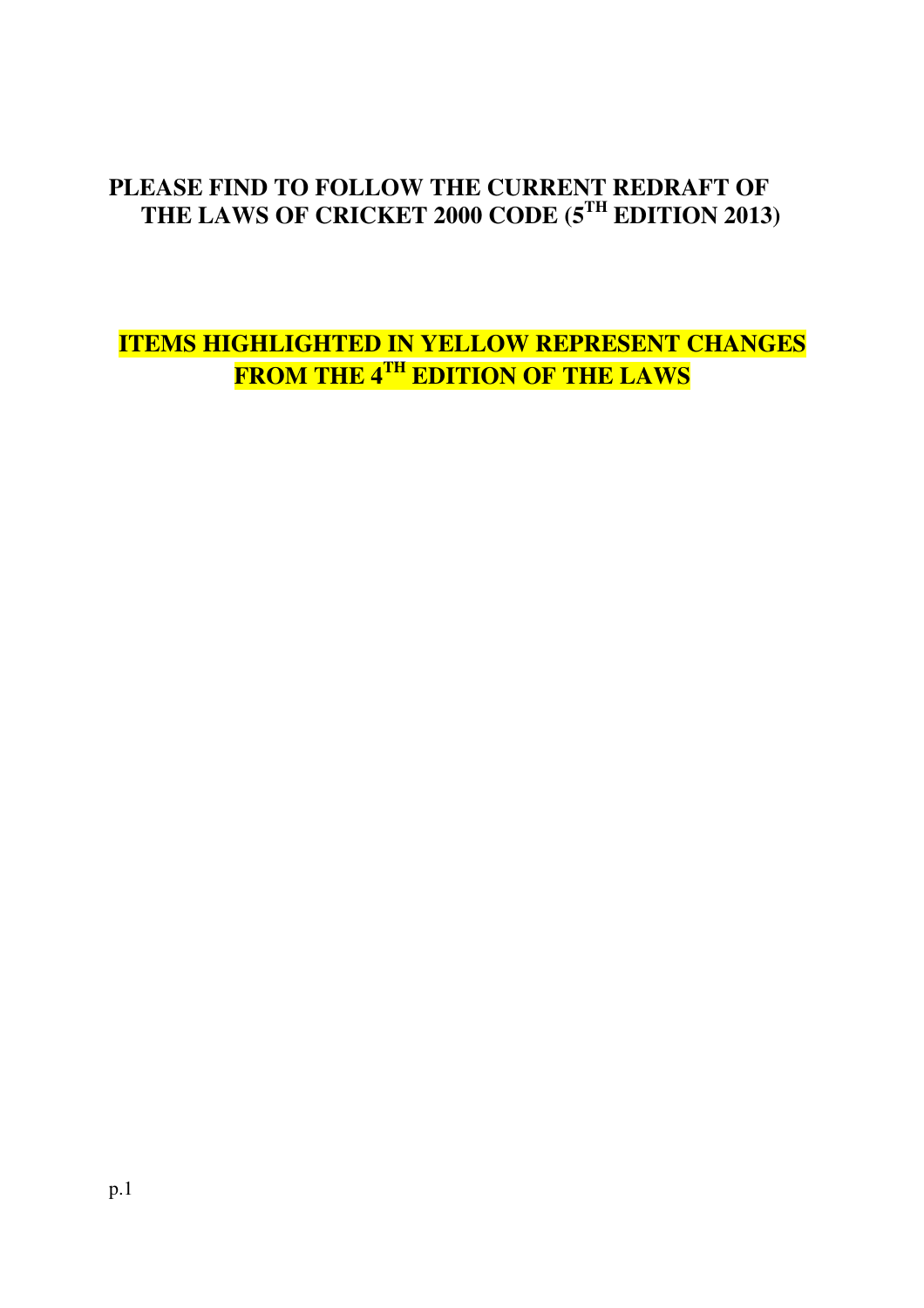# PLEASE FIND TO FOLLOW THE CURRENT REDRAFT OF THE LAWS OF CRICKET 2000 CODE (5TH EDITION 2013)

## ITEMS HIGHLIGHTED IN YELLOW REPRESENT CHANGES FROM THE 4TH EDITION OF THE LAWS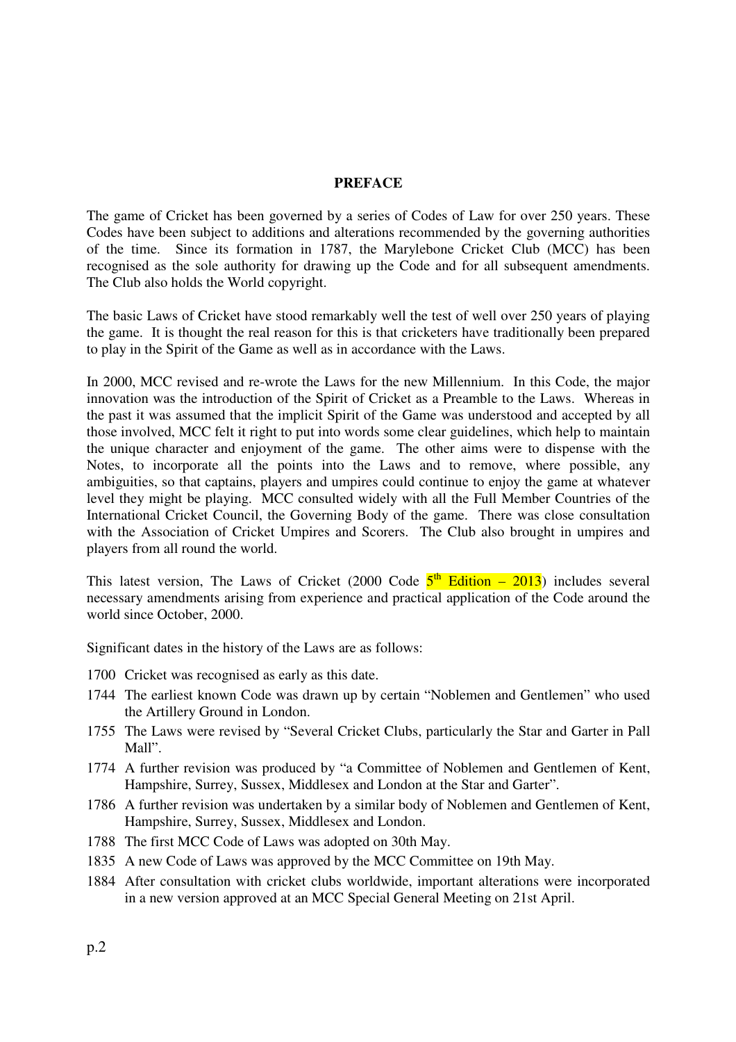## PREFACE

The game of Cricket has been governed by a series of Codes of Law for over 250 years. These Codes have been subject to additions and alterations recommended by the governing authorities of the time. Since its formation in 1787, the Marylebone Cricket Club (MCC) has been recognised as the sole authority for drawing up the Code and for all subsequent amendments. The Club also holds the World copyright.

The basic Laws of Cricket have stood remarkably well the test of well over 250 years of playing the game. It is thought the real reason for this is that cricketers have traditionally been prepared to play in the Spirit of the Game as well as in accordance with the Laws.

In 2000, MCC revised and re-wrote the Laws for the new Millennium. In this Code, the major innovation was the introduction of the Spirit of Cricket as a Preamble to the Laws. Whereas in the past it was assumed that the implicit Spirit of the Game was understood and accepted by all those involved, MCC felt it right to put into words some clear guidelines, which help to maintain the unique character and enjoyment of the game. The other aims were to dispense with the Notes, to incorporate all the points into the Laws and to remove, where possible, any ambiguities, so that captains, players and umpires could continue to enjoy the game at whatever level they might be playing. MCC consulted widely with all the Full Member Countries of the International Cricket Council, the Governing Body of the game. There was close consultation with the Association of Cricket Umpires and Scorers. The Club also brought in umpires and players from all round the world.

This latest version, The Laws of Cricket (2000 Code 5th Edition – 2013) includes several necessary amendments arising from experience and practical application of the Code around the world since October, 2000.

Significant dates in the history of the Laws are as follows:

- 1700 Cricket was recognised as early as this date.
- 1744 The earliest known Code was drawn up by certain "Noblemen and Gentlemen" who used the Artillery Ground in London.
- 1755 The Laws were revised by "Several Cricket Clubs, particularly the Star and Garter in Pall Mall".
- 1774 A further revision was produced by "a Committee of Noblemen and Gentlemen of Kent, Hampshire, Surrey, Sussex, Middlesex and London at the Star and Garter".
- 1786 A further revision was undertaken by a similar body of Noblemen and Gentlemen of Kent, Hampshire, Surrey, Sussex, Middlesex and London.
- 1788 The first MCC Code of Laws was adopted on 30th May.
- 1835 A new Code of Laws was approved by the MCC Committee on 19th May.
- 1884 After consultation with cricket clubs worldwide, important alterations were incorporated in a new version approved at an MCC Special General Meeting on 21st April.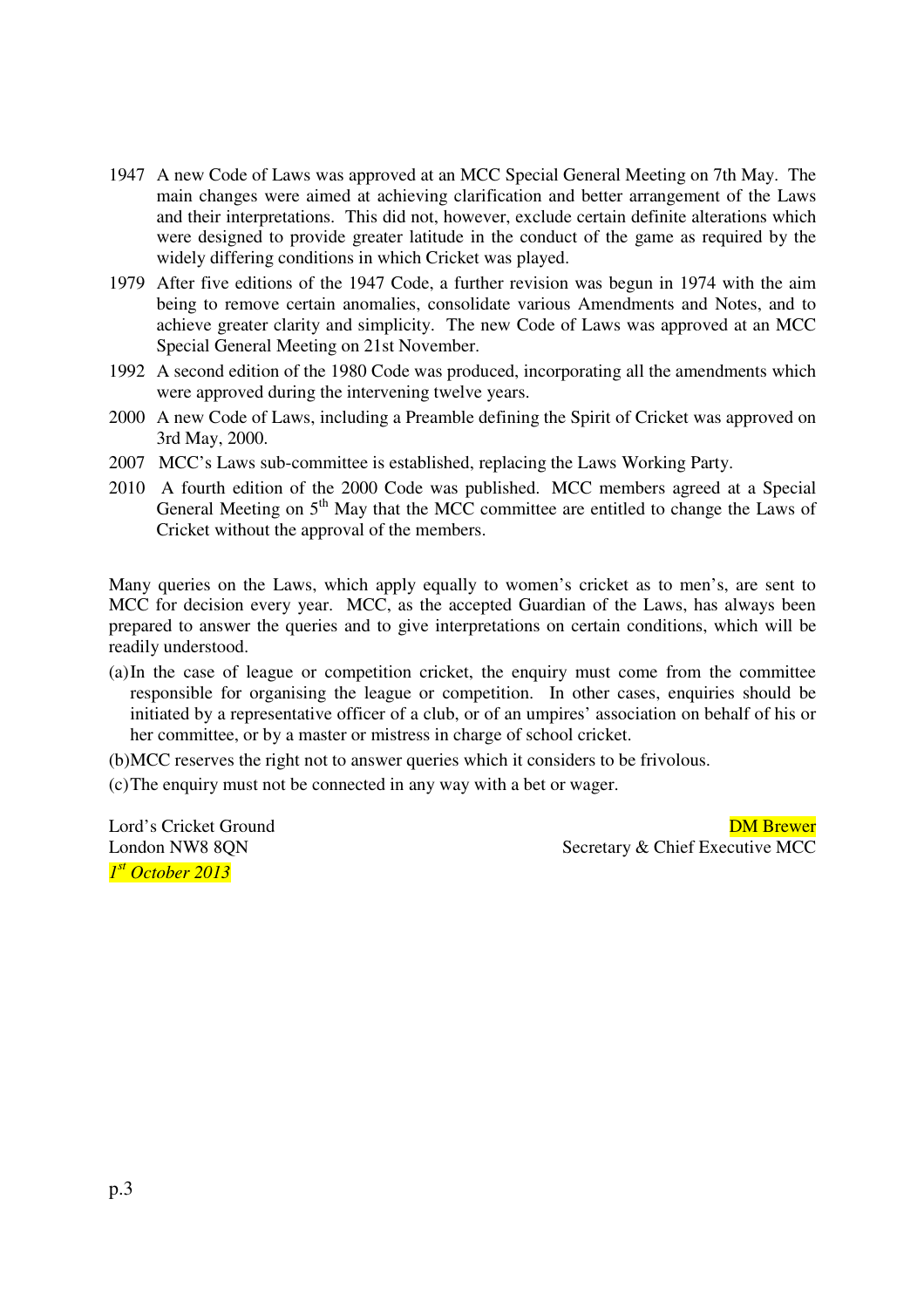1947 A new Code of Laws was approved at an MCC Special General Meeting on 7th May. The main changes were aimed at achieving clarification and better arrangement of the Laws and their interpretations. This did not, however, exclude certain definite alterations which were designed to provide greater latitude in the conduct of the game as required by the widely differing conditions in which Cricket was played.

1979 After five editions of the 1947 Code, a further revision was begun in 1974 with the aim being to remove certain anomalies, consolidate various Amendments and Notes, and to achieve greater clarity and simplicity. The new Code of Laws was approved at an MCC Special General Meeting on 21st November.

1992 A second edition of the 1980 Code was produced, incorporating all the amendments which were approved during the intervening twelve years.

2000 A new Code of Laws, including a Preamble defining the Spirit of Cricket was approved on 3rd May, 2000.

2007 MCC's Laws sub-committee is established, replacing the Laws Working Party.

2010 A fourth edition of the 2000 Code was published. MCC members agreed at a Special General Meeting on 5th May that the MCC committee are entitled to change the Laws of Cricket without the approval of the members.

Many queries on the Laws, which apply equally to women's cricket as to men's, are sent to MCC for decision every year. MCC, as the accepted Guardian of the Laws, has always been prepared to answer the queries and to give interpretations on certain conditions, which will be readily understood.

(a) In the case of league or competition cricket, the enquiry must come from the committee responsible for organising the league or competition. In other cases, enquiries should be initiated by a representative officer of a club, or of an umpires' association on behalf of his or her committee, or by a master or mistress in charge of school cricket.

(b) MCC reserves the right not to answer queries which it considers to be frivolous.

(c) The enquiry must not be connected in any way with a bet or wager.

Lord's Cricket Ground
London NW8 8QN
*1st October 2013*

DM Brewer
Secretary & Chief Executive MCC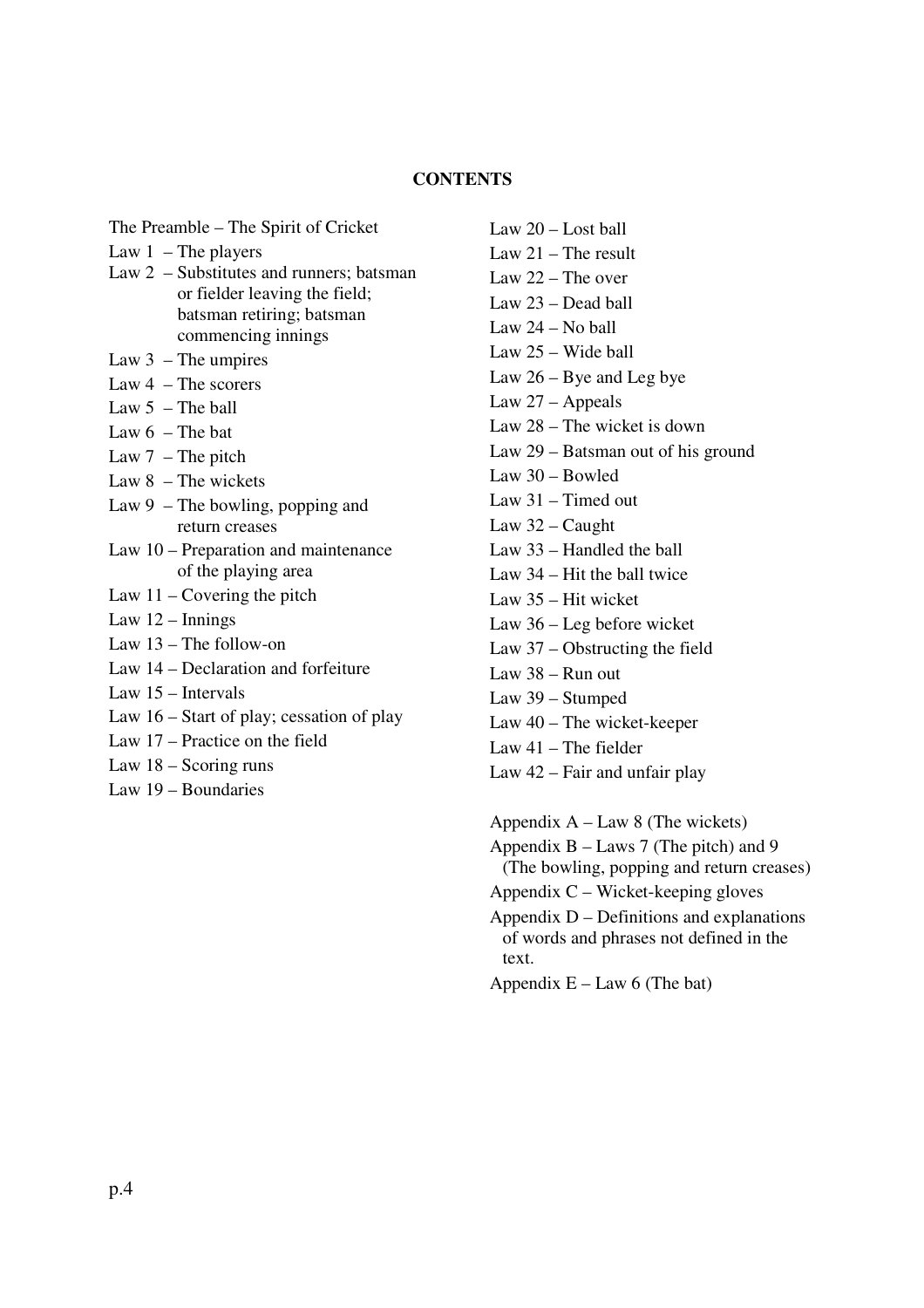## CONTENTS

The Preamble – The Spirit of Cricket

Law 1 – The players

Law 2 – Substitutes and runners; batsman or fielder leaving the field; batsman retiring; batsman commencing innings

Law 3 – The umpires

Law 4 – The scorers

Law 5 – The ball

Law 6 – The bat

Law 7 – The pitch

Law 8 – The wickets

Law 9 – The bowling, popping and return creases

Law 10 – Preparation and maintenance of the playing area

Law 11 – Covering the pitch

Law 12 – Innings

Law 13 – The follow-on

Law 14 – Declaration and forfeiture

Law 15 – Intervals

Law 16 – Start of play; cessation of play

Law 17 – Practice on the field

Law 18 – Scoring runs

Law 19 – Boundaries

Law 20 – Lost ball

Law 21 – The result

Law 22 – The over

Law 23 – Dead ball

Law 24 – No ball

Law 25 – Wide ball

Law 26 – Bye and Leg bye

Law 27 – Appeals

Law 28 – The wicket is down

Law 29 – Batsman out of his ground

Law 30 – Bowled

Law 31 – Timed out

Law 32 – Caught

Law 33 – Handled the ball

Law 34 – Hit the ball twice

Law 35 – Hit wicket

Law 36 – Leg before wicket

Law 37 – Obstructing the field

Law 38 – Run out

Law 39 – Stumped

Law 40 – The wicket-keeper

Law 41 – The fielder

Law 42 – Fair and unfair play

Appendix A – Law 8 (The wickets)

Appendix B – Laws 7 (The pitch) and 9 (The bowling, popping and return creases)

Appendix C – Wicket-keeping gloves

Appendix D – Definitions and explanations of words and phrases not defined in the text.

Appendix E – Law 6 (The bat)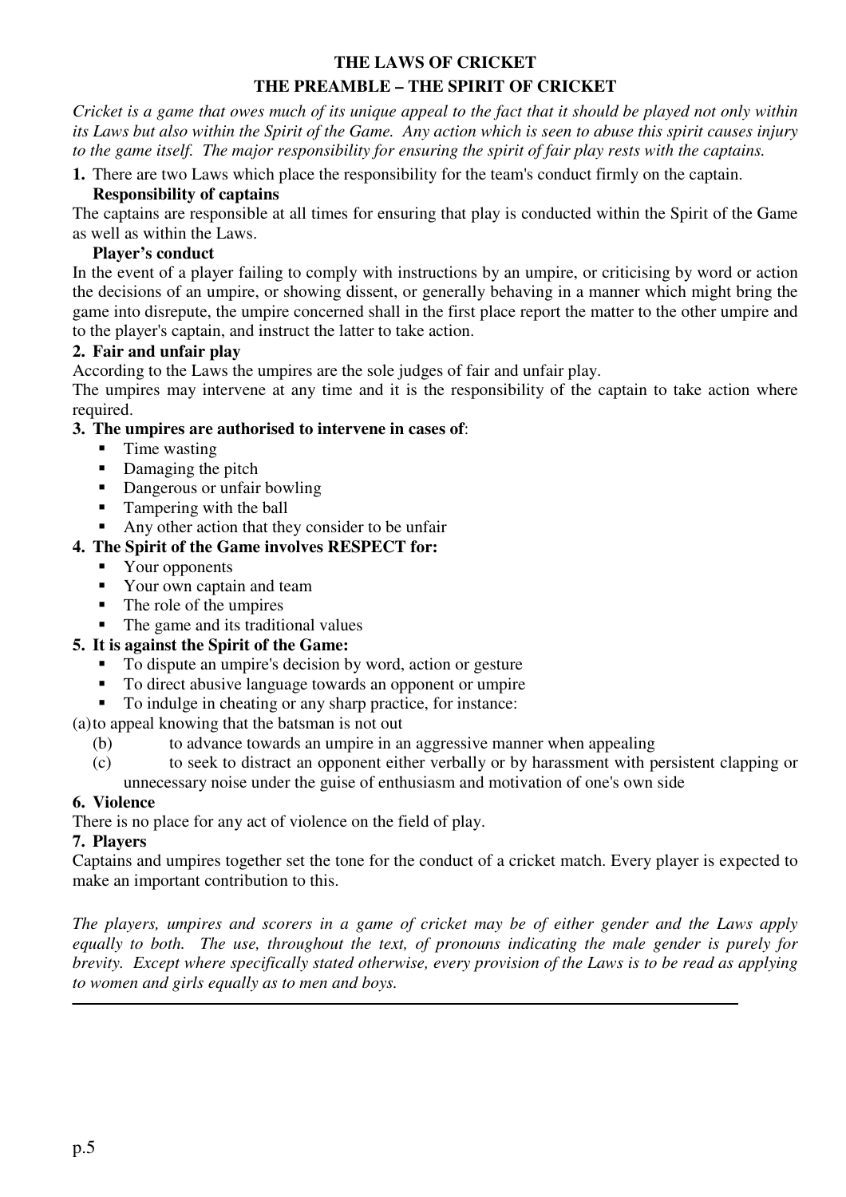# THE LAWS OF CRICKET

## THE PREAMBLE – THE SPIRIT OF CRICKET

*Cricket is a game that owes much of its unique appeal to the fact that it should be played not only within its Laws but also within the Spirit of the Game. Any action which is seen to abuse this spirit causes injury to the game itself. The major responsibility for ensuring the spirit of fair play rests with the captains.*

**1.** There are two Laws which place the responsibility for the team's conduct firmly on the captain.

**Responsibility of captains**

The captains are responsible at all times for ensuring that play is conducted within the Spirit of the Game as well as within the Laws.

**Player's conduct**

In the event of a player failing to comply with instructions by an umpire, or criticising by word or action the decisions of an umpire, or showing dissent, or generally behaving in a manner which might bring the game into disrepute, the umpire concerned shall in the first place report the matter to the other umpire and to the player's captain, and instruct the latter to take action.

**2. Fair and unfair play**

According to the Laws the umpires are the sole judges of fair and unfair play.

The umpires may intervene at any time and it is the responsibility of the captain to take action where required.

**3. The umpires are authorised to intervene in cases of**:

- Time wasting
- Damaging the pitch
- Dangerous or unfair bowling
- Tampering with the ball
- Any other action that they consider to be unfair

**4. The Spirit of the Game involves RESPECT for:**

- Your opponents
- Your own captain and team
- The role of the umpires
- The game and its traditional values

**5. It is against the Spirit of the Game:**

- To dispute an umpire's decision by word, action or gesture
- To direct abusive language towards an opponent or umpire
- To indulge in cheating or any sharp practice, for instance:

(a) to appeal knowing that the batsman is not out

(b) to advance towards an umpire in an aggressive manner when appealing

(c) to seek to distract an opponent either verbally or by harassment with persistent clapping or unnecessary noise under the guise of enthusiasm and motivation of one's own side

**6. Violence**

There is no place for any act of violence on the field of play.

**7. Players**

Captains and umpires together set the tone for the conduct of a cricket match. Every player is expected to make an important contribution to this.

*The players, umpires and scorers in a game of cricket may be of either gender and the Laws apply equally to both. The use, throughout the text, of pronouns indicating the male gender is purely for brevity. Except where specifically stated otherwise, every provision of the Laws is to be read as applying to women and girls equally as to men and boys.*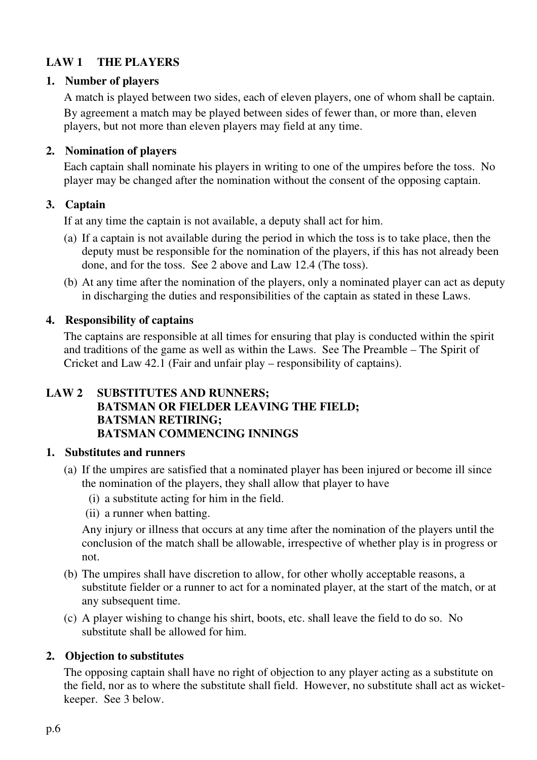## LAW 1 THE PLAYERS

### 1. Number of players

A match is played between two sides, each of eleven players, one of whom shall be captain. By agreement a match may be played between sides of fewer than, or more than, eleven players, but not more than eleven players may field at any time.

### 2. Nomination of players

Each captain shall nominate his players in writing to one of the umpires before the toss. No player may be changed after the nomination without the consent of the opposing captain.

### 3. Captain

If at any time the captain is not available, a deputy shall act for him.

(a) If a captain is not available during the period in which the toss is to take place, then the deputy must be responsible for the nomination of the players, if this has not already been done, and for the toss. See 2 above and Law 12.4 (The toss).

(b) At any time after the nomination of the players, only a nominated player can act as deputy in discharging the duties and responsibilities of the captain as stated in these Laws.

### 4. Responsibility of captains

The captains are responsible at all times for ensuring that play is conducted within the spirit and traditions of the game as well as within the Laws. See The Preamble – The Spirit of Cricket and Law 42.1 (Fair and unfair play – responsibility of captains).

## LAW 2 SUBSTITUTES AND RUNNERS; BATSMAN OR FIELDER LEAVING THE FIELD; BATSMAN RETIRING; BATSMAN COMMENCING INNINGS

### 1. Substitutes and runners

(a) If the umpires are satisfied that a nominated player has been injured or become ill since the nomination of the players, they shall allow that player to have

(i) a substitute acting for him in the field.

(ii) a runner when batting.

Any injury or illness that occurs at any time after the nomination of the players until the conclusion of the match shall be allowable, irrespective of whether play is in progress or not.

(b) The umpires shall have discretion to allow, for other wholly acceptable reasons, a substitute fielder or a runner to act for a nominated player, at the start of the match, or at any subsequent time.

(c) A player wishing to change his shirt, boots, etc. shall leave the field to do so. No substitute shall be allowed for him.

### 2. Objection to substitutes

The opposing captain shall have no right of objection to any player acting as a substitute on the field, nor as to where the substitute shall field. However, no substitute shall act as wicket-keeper. See 3 below.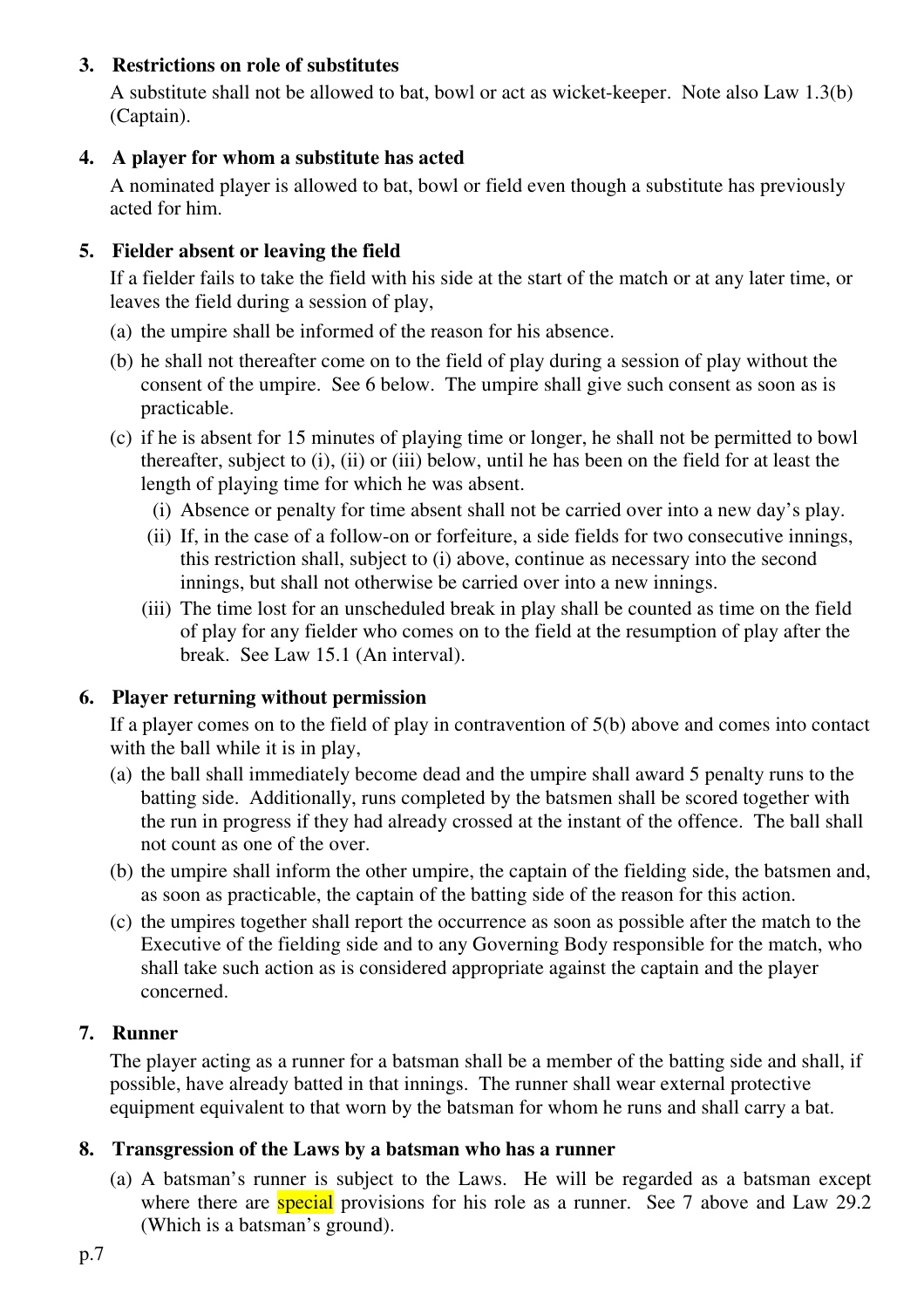**3. Restrictions on role of substitutes**

A substitute shall not be allowed to bat, bowl or act as wicket-keeper. Note also Law 1.3(b) (Captain).

**4. A player for whom a substitute has acted**

A nominated player is allowed to bat, bowl or field even though a substitute has previously acted for him.

**5. Fielder absent or leaving the field**

If a fielder fails to take the field with his side at the start of the match or at any later time, or leaves the field during a session of play,

(a) the umpire shall be informed of the reason for his absence.

(b) he shall not thereafter come on to the field of play during a session of play without the consent of the umpire. See 6 below. The umpire shall give such consent as soon as is practicable.

(c) if he is absent for 15 minutes of playing time or longer, he shall not be permitted to bowl thereafter, subject to (i), (ii) or (iii) below, until he has been on the field for at least the length of playing time for which he was absent.

  (i) Absence or penalty for time absent shall not be carried over into a new day's play.

  (ii) If, in the case of a follow-on or forfeiture, a side fields for two consecutive innings, this restriction shall, subject to (i) above, continue as necessary into the second innings, but shall not otherwise be carried over into a new innings.

  (iii) The time lost for an unscheduled break in play shall be counted as time on the field of play for any fielder who comes on to the field at the resumption of play after the break. See Law 15.1 (An interval).

**6. Player returning without permission**

If a player comes on to the field of play in contravention of 5(b) above and comes into contact with the ball while it is in play,

(a) the ball shall immediately become dead and the umpire shall award 5 penalty runs to the batting side. Additionally, runs completed by the batsmen shall be scored together with the run in progress if they had already crossed at the instant of the offence. The ball shall not count as one of the over.

(b) the umpire shall inform the other umpire, the captain of the fielding side, the batsmen and, as soon as practicable, the captain of the batting side of the reason for this action.

(c) the umpires together shall report the occurrence as soon as possible after the match to the Executive of the fielding side and to any Governing Body responsible for the match, who shall take such action as is considered appropriate against the captain and the player concerned.

**7. Runner**

The player acting as a runner for a batsman shall be a member of the batting side and shall, if possible, have already batted in that innings. The runner shall wear external protective equipment equivalent to that worn by the batsman for whom he runs and shall carry a bat.

**8. Transgression of the Laws by a batsman who has a runner**

(a) A batsman's runner is subject to the Laws. He will be regarded as a batsman except where there are special provisions for his role as a runner. See 7 above and Law 29.2 (Which is a batsman's ground).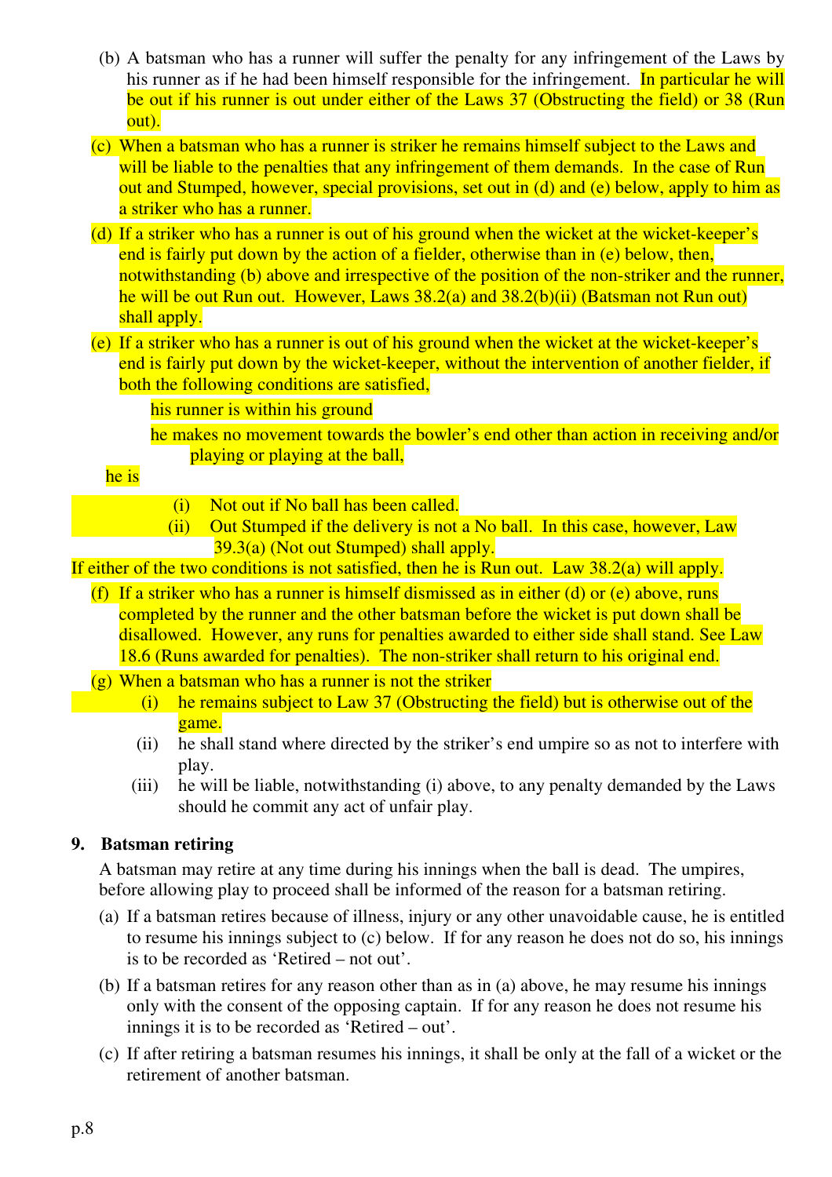(b) A batsman who has a runner will suffer the penalty for any infringement of the Laws by his runner as if he had been himself responsible for the infringement. In particular he will be out if his runner is out under either of the Laws 37 (Obstructing the field) or 38 (Run out).

(c) When a batsman who has a runner is striker he remains himself subject to the Laws and will be liable to the penalties that any infringement of them demands. In the case of Run out and Stumped, however, special provisions, set out in (d) and (e) below, apply to him as a striker who has a runner.

(d) If a striker who has a runner is out of his ground when the wicket at the wicket-keeper's end is fairly put down by the action of a fielder, otherwise than in (e) below, then, notwithstanding (b) above and irrespective of the position of the non-striker and the runner, he will be out Run out. However, Laws 38.2(a) and 38.2(b)(ii) (Batsman not Run out) shall apply.

(e) If a striker who has a runner is out of his ground when the wicket at the wicket-keeper's end is fairly put down by the wicket-keeper, without the intervention of another fielder, if both the following conditions are satisfied,

his runner is within his ground

he makes no movement towards the bowler's end other than action in receiving and/or playing or playing at the ball,

he is

(i) Not out if No ball has been called.

(ii) Out Stumped if the delivery is not a No ball. In this case, however, Law 39.3(a) (Not out Stumped) shall apply.

If either of the two conditions is not satisfied, then he is Run out. Law 38.2(a) will apply.

(f) If a striker who has a runner is himself dismissed as in either (d) or (e) above, runs completed by the runner and the other batsman before the wicket is put down shall be disallowed. However, any runs for penalties awarded to either side shall stand. See Law 18.6 (Runs awarded for penalties). The non-striker shall return to his original end.

(g) When a batsman who has a runner is not the striker

(i) he remains subject to Law 37 (Obstructing the field) but is otherwise out of the game.

(ii) he shall stand where directed by the striker's end umpire so as not to interfere with play.

(iii) he will be liable, notwithstanding (i) above, to any penalty demanded by the Laws should he commit any act of unfair play.

### 9. Batsman retiring

A batsman may retire at any time during his innings when the ball is dead. The umpires, before allowing play to proceed shall be informed of the reason for a batsman retiring.

(a) If a batsman retires because of illness, injury or any other unavoidable cause, he is entitled to resume his innings subject to (c) below. If for any reason he does not do so, his innings is to be recorded as 'Retired – not out'.

(b) If a batsman retires for any reason other than as in (a) above, he may resume his innings only with the consent of the opposing captain. If for any reason he does not resume his innings it is to be recorded as 'Retired – out'.

(c) If after retiring a batsman resumes his innings, it shall be only at the fall of a wicket or the retirement of another batsman.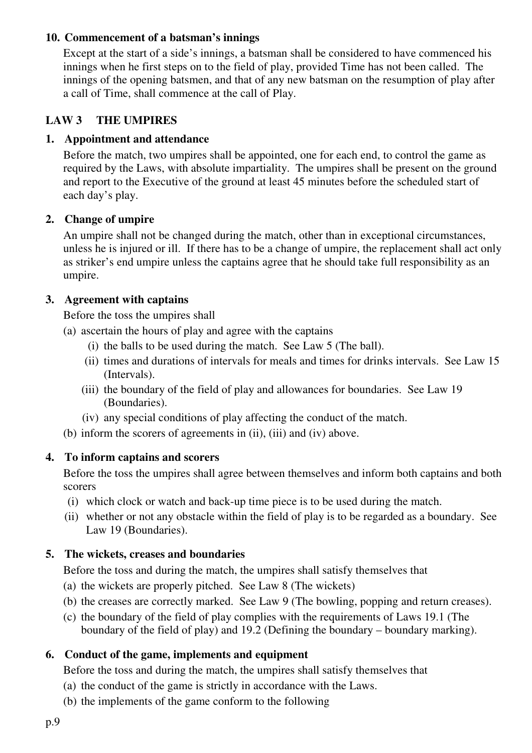**10. Commencement of a batsman's innings**

Except at the start of a side's innings, a batsman shall be considered to have commenced his innings when he first steps on to the field of play, provided Time has not been called. The innings of the opening batsmen, and that of any new batsman on the resumption of play after a call of Time, shall commence at the call of Play.

## LAW 3 THE UMPIRES

**1. Appointment and attendance**

Before the match, two umpires shall be appointed, one for each end, to control the game as required by the Laws, with absolute impartiality. The umpires shall be present on the ground and report to the Executive of the ground at least 45 minutes before the scheduled start of each day's play.

**2. Change of umpire**

An umpire shall not be changed during the match, other than in exceptional circumstances, unless he is injured or ill. If there has to be a change of umpire, the replacement shall act only as striker's end umpire unless the captains agree that he should take full responsibility as an umpire.

**3. Agreement with captains**

Before the toss the umpires shall

(a) ascertain the hours of play and agree with the captains
  - (i) the balls to be used during the match. See Law 5 (The ball).
  - (ii) times and durations of intervals for meals and times for drinks intervals. See Law 15 (Intervals).
  - (iii) the boundary of the field of play and allowances for boundaries. See Law 19 (Boundaries).
  - (iv) any special conditions of play affecting the conduct of the match.

(b) inform the scorers of agreements in (ii), (iii) and (iv) above.

**4. To inform captains and scorers**

Before the toss the umpires shall agree between themselves and inform both captains and both scorers

(i) which clock or watch and back-up time piece is to be used during the match.

(ii) whether or not any obstacle within the field of play is to be regarded as a boundary. See Law 19 (Boundaries).

**5. The wickets, creases and boundaries**

Before the toss and during the match, the umpires shall satisfy themselves that

(a) the wickets are properly pitched. See Law 8 (The wickets)

(b) the creases are correctly marked. See Law 9 (The bowling, popping and return creases).

(c) the boundary of the field of play complies with the requirements of Laws 19.1 (The boundary of the field of play) and 19.2 (Defining the boundary – boundary marking).

**6. Conduct of the game, implements and equipment**

Before the toss and during the match, the umpires shall satisfy themselves that

(a) the conduct of the game is strictly in accordance with the Laws.

(b) the implements of the game conform to the following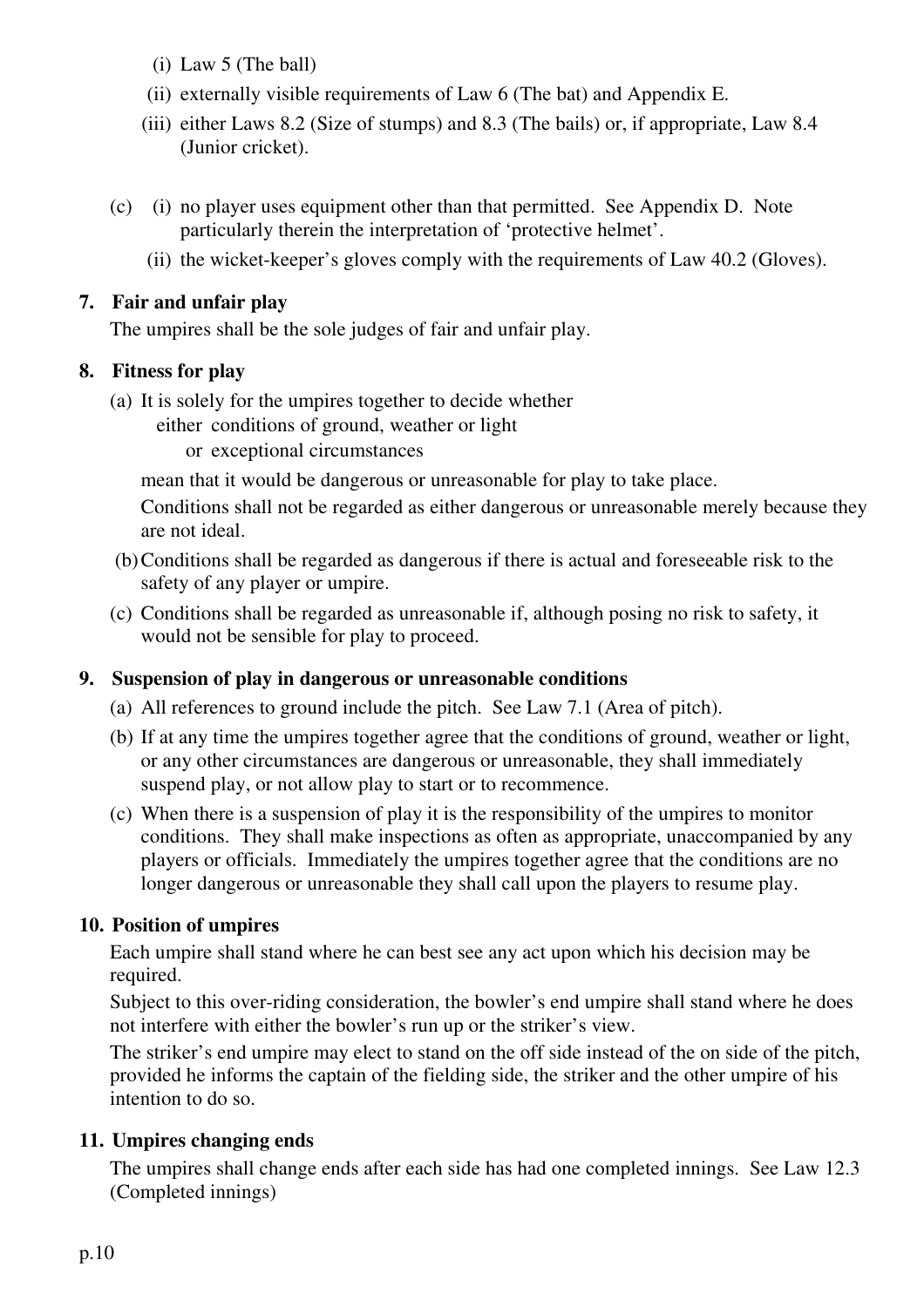(i) Law 5 (The ball)

(ii) externally visible requirements of Law 6 (The bat) and Appendix E.

(iii) either Laws 8.2 (Size of stumps) and 8.3 (The bails) or, if appropriate, Law 8.4 (Junior cricket).

(c) (i) no player uses equipment other than that permitted. See Appendix D. Note particularly therein the interpretation of 'protective helmet'.

(ii) the wicket-keeper's gloves comply with the requirements of Law 40.2 (Gloves).

**7. Fair and unfair play**

The umpires shall be the sole judges of fair and unfair play.

**8. Fitness for play**

(a) It is solely for the umpires together to decide whether
either conditions of ground, weather or light
or exceptional circumstances

mean that it would be dangerous or unreasonable for play to take place.

Conditions shall not be regarded as either dangerous or unreasonable merely because they are not ideal.

(b) Conditions shall be regarded as dangerous if there is actual and foreseeable risk to the safety of any player or umpire.

(c) Conditions shall be regarded as unreasonable if, although posing no risk to safety, it would not be sensible for play to proceed.

**9. Suspension of play in dangerous or unreasonable conditions**

(a) All references to ground include the pitch. See Law 7.1 (Area of pitch).

(b) If at any time the umpires together agree that the conditions of ground, weather or light, or any other circumstances are dangerous or unreasonable, they shall immediately suspend play, or not allow play to start or to recommence.

(c) When there is a suspension of play it is the responsibility of the umpires to monitor conditions. They shall make inspections as often as appropriate, unaccompanied by any players or officials. Immediately the umpires together agree that the conditions are no longer dangerous or unreasonable they shall call upon the players to resume play.

**10. Position of umpires**

Each umpire shall stand where he can best see any act upon which his decision may be required.

Subject to this over-riding consideration, the bowler's end umpire shall stand where he does not interfere with either the bowler's run up or the striker's view.

The striker's end umpire may elect to stand on the off side instead of the on side of the pitch, provided he informs the captain of the fielding side, the striker and the other umpire of his intention to do so.

**11. Umpires changing ends**

The umpires shall change ends after each side has had one completed innings. See Law 12.3 (Completed innings)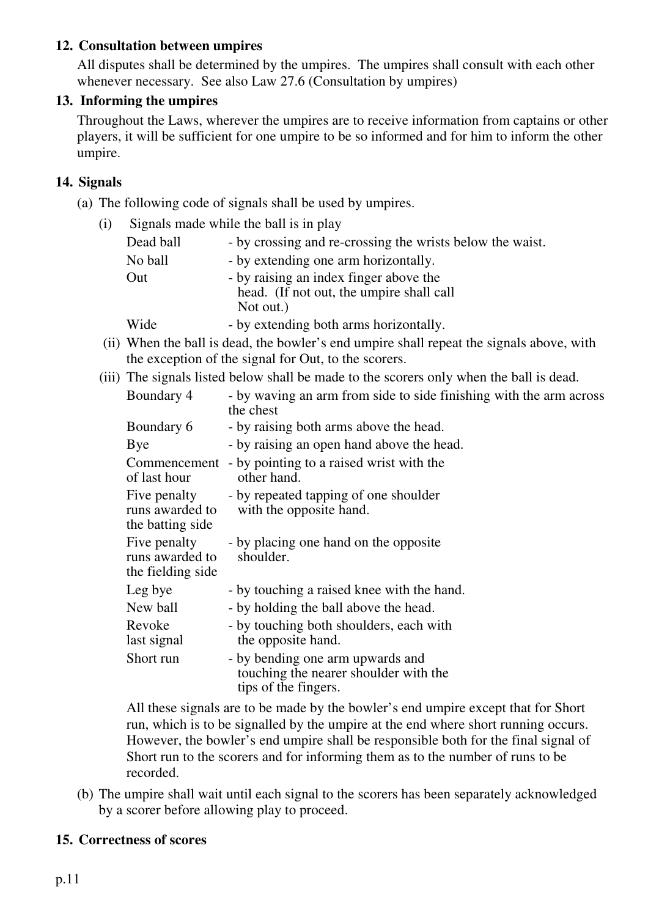### 12. Consultation between umpires

All disputes shall be determined by the umpires. The umpires shall consult with each other whenever necessary. See also Law 27.6 (Consultation by umpires)

### 13. Informing the umpires

Throughout the Laws, wherever the umpires are to receive information from captains or other players, it will be sufficient for one umpire to be so informed and for him to inform the other umpire.

### 14. Signals

(a) The following code of signals shall be used by umpires.

(i) Signals made while the ball is in play

| | |
|---|---|
| Dead ball | - by crossing and re-crossing the wrists below the waist. |
| No ball | - by extending one arm horizontally. |
| Out | - by raising an index finger above the head. (If not out, the umpire shall call Not out.) |
| Wide | - by extending both arms horizontally. |

(ii) When the ball is dead, the bowler's end umpire shall repeat the signals above, with the exception of the signal for Out, to the scorers.

(iii) The signals listed below shall be made to the scorers only when the ball is dead.

| | |
|---|---|
| Boundary 4 | - by waving an arm from side to side finishing with the arm across the chest |
| Boundary 6 | - by raising both arms above the head. |
| Bye | - by raising an open hand above the head. |
| Commencement of last hour | - by pointing to a raised wrist with the other hand. |
| Five penalty runs awarded to the batting side | - by repeated tapping of one shoulder with the opposite hand. |
| Five penalty runs awarded to the fielding side | - by placing one hand on the opposite shoulder. |
| Leg bye | - by touching a raised knee with the hand. |
| New ball | - by holding the ball above the head. |
| Revoke last signal | - by touching both shoulders, each with the opposite hand. |
| Short run | - by bending one arm upwards and touching the nearer shoulder with the tips of the fingers. |

All these signals are to be made by the bowler's end umpire except that for Short run, which is to be signalled by the umpire at the end where short running occurs. However, the bowler's end umpire shall be responsible both for the final signal of Short run to the scorers and for informing them as to the number of runs to be recorded.

(b) The umpire shall wait until each signal to the scorers has been separately acknowledged by a scorer before allowing play to proceed.

### 15. Correctness of scores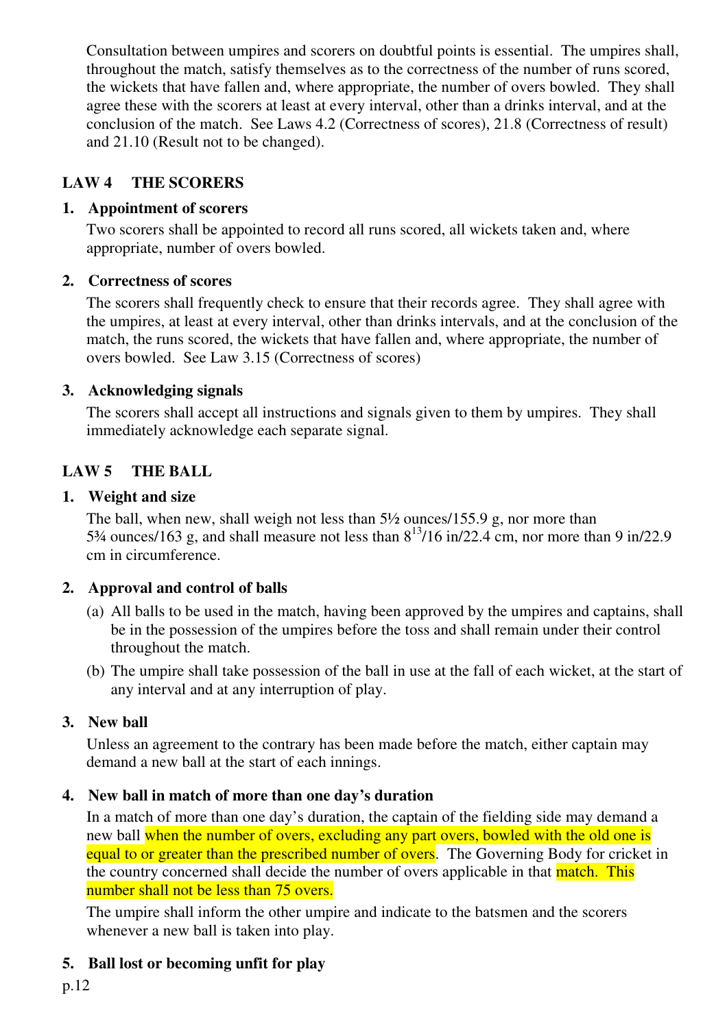Consultation between umpires and scorers on doubtful points is essential. The umpires shall, throughout the match, satisfy themselves as to the correctness of the number of runs scored, the wickets that have fallen and, where appropriate, the number of overs bowled. They shall agree these with the scorers at least at every interval, other than a drinks interval, and at the conclusion of the match. See Laws 4.2 (Correctness of scores), 21.8 (Correctness of result) and 21.10 (Result not to be changed).

## LAW 4 THE SCORERS

### 1. Appointment of scorers

Two scorers shall be appointed to record all runs scored, all wickets taken and, where appropriate, number of overs bowled.

### 2. Correctness of scores

The scorers shall frequently check to ensure that their records agree. They shall agree with the umpires, at least at every interval, other than drinks intervals, and at the conclusion of the match, the runs scored, the wickets that have fallen and, where appropriate, the number of overs bowled. See Law 3.15 (Correctness of scores)

### 3. Acknowledging signals

The scorers shall accept all instructions and signals given to them by umpires. They shall immediately acknowledge each separate signal.

## LAW 5 THE BALL

### 1. Weight and size

The ball, when new, shall weigh not less than 5½ ounces/155.9 g, nor more than 5¾ ounces/163 g, and shall measure not less than $8^{13}/16$ in/22.4 cm, nor more than 9 in/22.9 cm in circumference.

### 2. Approval and control of balls

(a) All balls to be used in the match, having been approved by the umpires and captains, shall be in the possession of the umpires before the toss and shall remain under their control throughout the match.

(b) The umpire shall take possession of the ball in use at the fall of each wicket, at the start of any interval and at any interruption of play.

### 3. New ball

Unless an agreement to the contrary has been made before the match, either captain may demand a new ball at the start of each innings.

### 4. New ball in match of more than one day's duration

In a match of more than one day's duration, the captain of the fielding side may demand a new ball when the number of overs, excluding any part overs, bowled with the old one is equal to or greater than the prescribed number of overs. The Governing Body for cricket in the country concerned shall decide the number of overs applicable in that match. This number shall not be less than 75 overs.

The umpire shall inform the other umpire and indicate to the batsmen and the scorers whenever a new ball is taken into play.

### 5. Ball lost or becoming unfit for play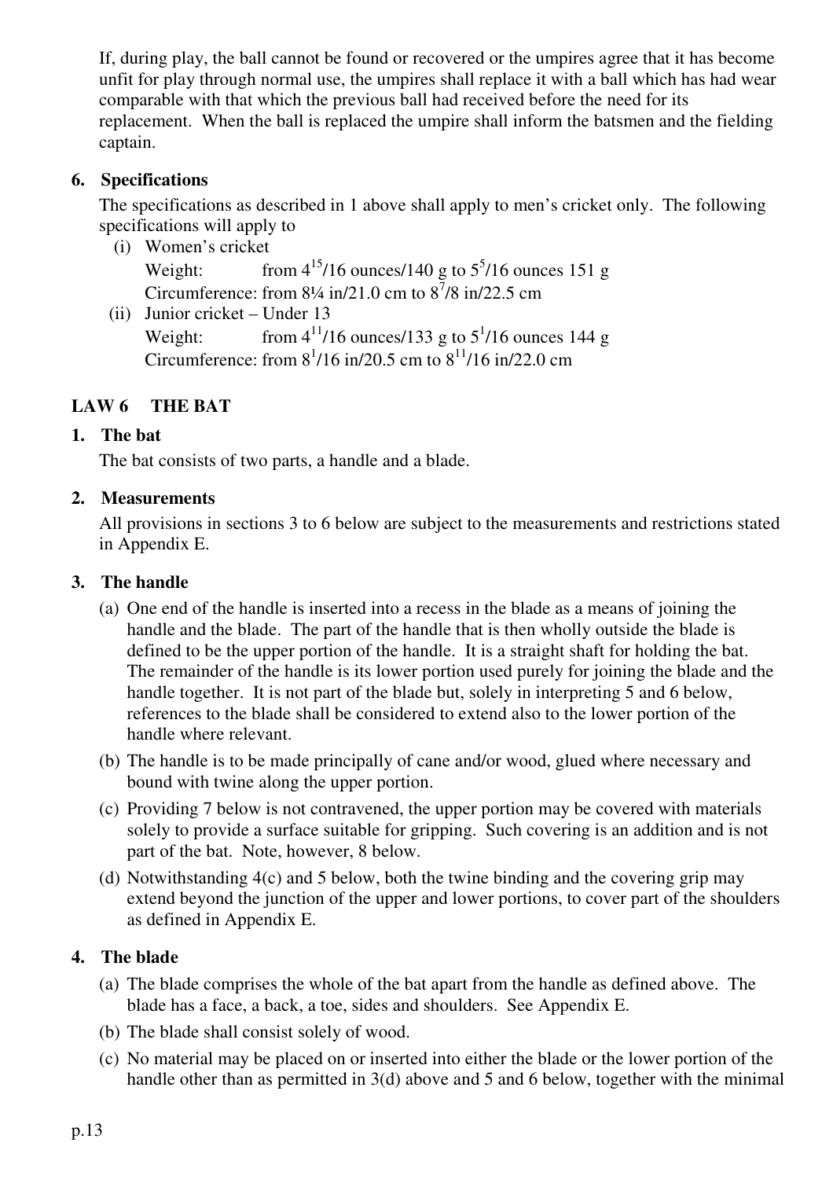If, during play, the ball cannot be found or recovered or the umpires agree that it has become unfit for play through normal use, the umpires shall replace it with a ball which has had wear comparable with that which the previous ball had received before the need for its replacement. When the ball is replaced the umpire shall inform the batsmen and the fielding captain.

**6. Specifications**

The specifications as described in 1 above shall apply to men's cricket only. The following specifications will apply to

(i) Women's cricket
   Weight: from $4^{15}/16$ ounces/140 g to $5^{5}/16$ ounces 151 g
   Circumference: from 8¼ in/21.0 cm to $8^{7}/8$ in/22.5 cm

(ii) Junior cricket – Under 13
   Weight: from $4^{11}/16$ ounces/133 g to $5^{1}/16$ ounces 144 g
   Circumference: from $8^{1}/16$ in/20.5 cm to $8^{11}/16$ in/22.0 cm

## LAW 6 THE BAT

**1. The bat**

The bat consists of two parts, a handle and a blade.

**2. Measurements**

All provisions in sections 3 to 6 below are subject to the measurements and restrictions stated in Appendix E.

**3. The handle**

(a) One end of the handle is inserted into a recess in the blade as a means of joining the handle and the blade. The part of the handle that is then wholly outside the blade is defined to be the upper portion of the handle. It is a straight shaft for holding the bat. The remainder of the handle is its lower portion used purely for joining the blade and the handle together. It is not part of the blade but, solely in interpreting 5 and 6 below, references to the blade shall be considered to extend also to the lower portion of the handle where relevant.

(b) The handle is to be made principally of cane and/or wood, glued where necessary and bound with twine along the upper portion.

(c) Providing 7 below is not contravened, the upper portion may be covered with materials solely to provide a surface suitable for gripping. Such covering is an addition and is not part of the bat. Note, however, 8 below.

(d) Notwithstanding 4(c) and 5 below, both the twine binding and the covering grip may extend beyond the junction of the upper and lower portions, to cover part of the shoulders as defined in Appendix E.

**4. The blade**

(a) The blade comprises the whole of the bat apart from the handle as defined above. The blade has a face, a back, a toe, sides and shoulders. See Appendix E.

(b) The blade shall consist solely of wood.

(c) No material may be placed on or inserted into either the blade or the lower portion of the handle other than as permitted in 3(d) above and 5 and 6 below, together with the minimal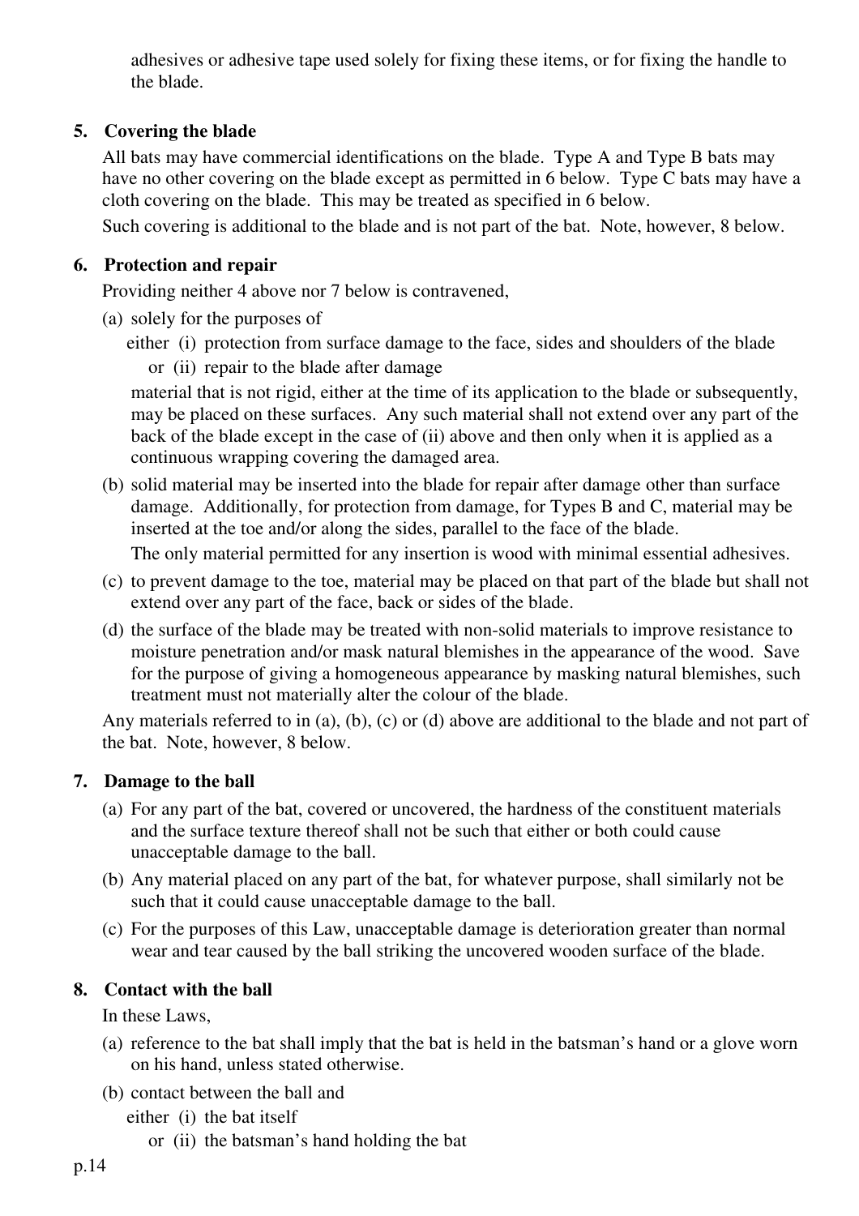adhesives or adhesive tape used solely for fixing these items, or for fixing the handle to the blade.

### 5. Covering the blade

All bats may have commercial identifications on the blade. Type A and Type B bats may have no other covering on the blade except as permitted in 6 below. Type C bats may have a cloth covering on the blade. This may be treated as specified in 6 below.

Such covering is additional to the blade and is not part of the bat. Note, however, 8 below.

### 6. Protection and repair

Providing neither 4 above nor 7 below is contravened,

(a) solely for the purposes of

either (i) protection from surface damage to the face, sides and shoulders of the blade

or (ii) repair to the blade after damage

material that is not rigid, either at the time of its application to the blade or subsequently, may be placed on these surfaces. Any such material shall not extend over any part of the back of the blade except in the case of (ii) above and then only when it is applied as a continuous wrapping covering the damaged area.

(b) solid material may be inserted into the blade for repair after damage other than surface damage. Additionally, for protection from damage, for Types B and C, material may be inserted at the toe and/or along the sides, parallel to the face of the blade.

The only material permitted for any insertion is wood with minimal essential adhesives.

(c) to prevent damage to the toe, material may be placed on that part of the blade but shall not extend over any part of the face, back or sides of the blade.

(d) the surface of the blade may be treated with non-solid materials to improve resistance to moisture penetration and/or mask natural blemishes in the appearance of the wood. Save for the purpose of giving a homogeneous appearance by masking natural blemishes, such treatment must not materially alter the colour of the blade.

Any materials referred to in (a), (b), (c) or (d) above are additional to the blade and not part of the bat. Note, however, 8 below.

### 7. Damage to the ball

(a) For any part of the bat, covered or uncovered, the hardness of the constituent materials and the surface texture thereof shall not be such that either or both could cause unacceptable damage to the ball.

(b) Any material placed on any part of the bat, for whatever purpose, shall similarly not be such that it could cause unacceptable damage to the ball.

(c) For the purposes of this Law, unacceptable damage is deterioration greater than normal wear and tear caused by the ball striking the uncovered wooden surface of the blade.

### 8. Contact with the ball

In these Laws,

(a) reference to the bat shall imply that the bat is held in the batsman's hand or a glove worn on his hand, unless stated otherwise.

(b) contact between the ball and

either (i) the bat itself

or (ii) the batsman's hand holding the bat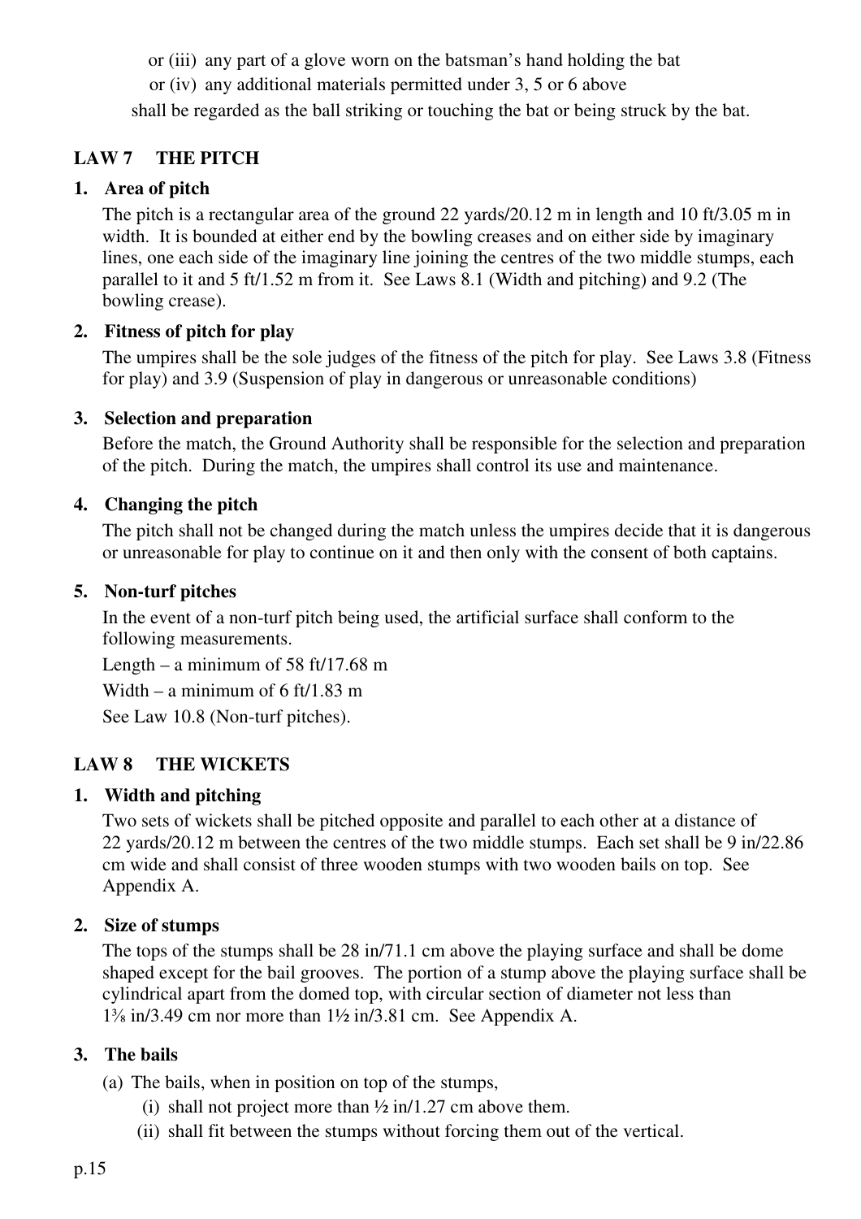or (iii) any part of a glove worn on the batsman's hand holding the bat

or (iv) any additional materials permitted under 3, 5 or 6 above

shall be regarded as the ball striking or touching the bat or being struck by the bat.

## LAW 7 THE PITCH

### 1. Area of pitch

The pitch is a rectangular area of the ground 22 yards/20.12 m in length and 10 ft/3.05 m in width. It is bounded at either end by the bowling creases and on either side by imaginary lines, one each side of the imaginary line joining the centres of the two middle stumps, each parallel to it and 5 ft/1.52 m from it. See Laws 8.1 (Width and pitching) and 9.2 (The bowling crease).

### 2. Fitness of pitch for play

The umpires shall be the sole judges of the fitness of the pitch for play. See Laws 3.8 (Fitness for play) and 3.9 (Suspension of play in dangerous or unreasonable conditions)

### 3. Selection and preparation

Before the match, the Ground Authority shall be responsible for the selection and preparation of the pitch. During the match, the umpires shall control its use and maintenance.

### 4. Changing the pitch

The pitch shall not be changed during the match unless the umpires decide that it is dangerous or unreasonable for play to continue on it and then only with the consent of both captains.

### 5. Non-turf pitches

In the event of a non-turf pitch being used, the artificial surface shall conform to the following measurements.

Length – a minimum of 58 ft/17.68 m

Width – a minimum of 6 ft/1.83 m

See Law 10.8 (Non-turf pitches).

## LAW 8 THE WICKETS

### 1. Width and pitching

Two sets of wickets shall be pitched opposite and parallel to each other at a distance of 22 yards/20.12 m between the centres of the two middle stumps. Each set shall be 9 in/22.86 cm wide and shall consist of three wooden stumps with two wooden bails on top. See Appendix A.

### 2. Size of stumps

The tops of the stumps shall be 28 in/71.1 cm above the playing surface and shall be dome shaped except for the bail grooves. The portion of a stump above the playing surface shall be cylindrical apart from the domed top, with circular section of diameter not less than 1⅜ in/3.49 cm nor more than 1½ in/3.81 cm. See Appendix A.

### 3. The bails

(a) The bails, when in position on top of the stumps,

(i) shall not project more than ½ in/1.27 cm above them.

(ii) shall fit between the stumps without forcing them out of the vertical.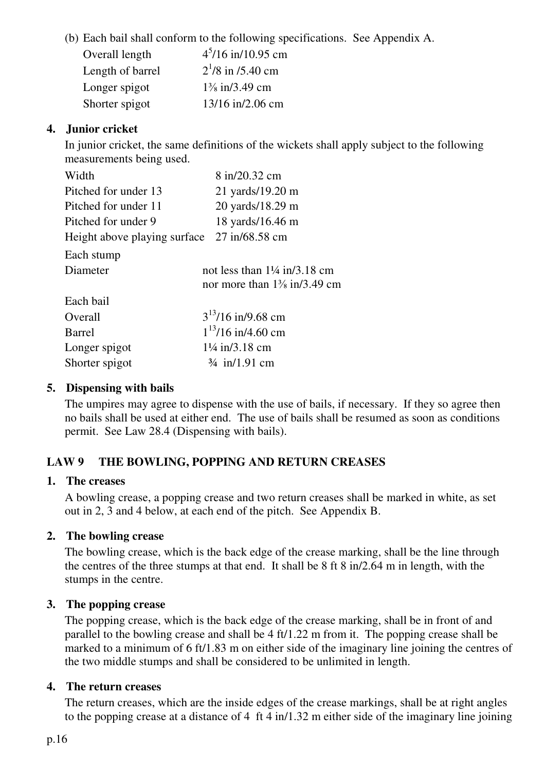(b) Each bail shall conform to the following specifications. See Appendix A.

| | |
|---|---|
| Overall length | $4^{5}/16$ in/10.95 cm |
| Length of barrel | $2^{1}/8$ in /5.40 cm |
| Longer spigot | 1⅜ in/3.49 cm |
| Shorter spigot | 13/16 in/2.06 cm |

**4. Junior cricket**

In junior cricket, the same definitions of the wickets shall apply subject to the following measurements being used.

| | |
|---|---|
| Width | 8 in/20.32 cm |
| Pitched for under 13 | 21 yards/19.20 m |
| Pitched for under 11 | 20 yards/18.29 m |
| Pitched for under 9 | 18 yards/16.46 m |
| Height above playing surface | 27 in/68.58 cm |

Each stump

| | |
|---|---|
| Diameter | not less than 1¼ in/3.18 cm<br>nor more than 1⅜ in/3.49 cm |

Each bail

| | |
|---|---|
| Overall | $3^{13}/16$ in/9.68 cm |
| Barrel | $1^{13}/16$ in/4.60 cm |
| Longer spigot | 1¼ in/3.18 cm |
| Shorter spigot | ¾ in/1.91 cm |

**5. Dispensing with bails**

The umpires may agree to dispense with the use of bails, if necessary. If they so agree then no bails shall be used at either end. The use of bails shall be resumed as soon as conditions permit. See Law 28.4 (Dispensing with bails).

## LAW 9 THE BOWLING, POPPING AND RETURN CREASES

**1. The creases**

A bowling crease, a popping crease and two return creases shall be marked in white, as set out in 2, 3 and 4 below, at each end of the pitch. See Appendix B.

**2. The bowling crease**

The bowling crease, which is the back edge of the crease marking, shall be the line through the centres of the three stumps at that end. It shall be 8 ft 8 in/2.64 m in length, with the stumps in the centre.

**3. The popping crease**

The popping crease, which is the back edge of the crease marking, shall be in front of and parallel to the bowling crease and shall be 4 ft/1.22 m from it. The popping crease shall be marked to a minimum of 6 ft/1.83 m on either side of the imaginary line joining the centres of the two middle stumps and shall be considered to be unlimited in length.

**4. The return creases**

The return creases, which are the inside edges of the crease markings, shall be at right angles to the popping crease at a distance of 4 ft 4 in/1.32 m either side of the imaginary line joining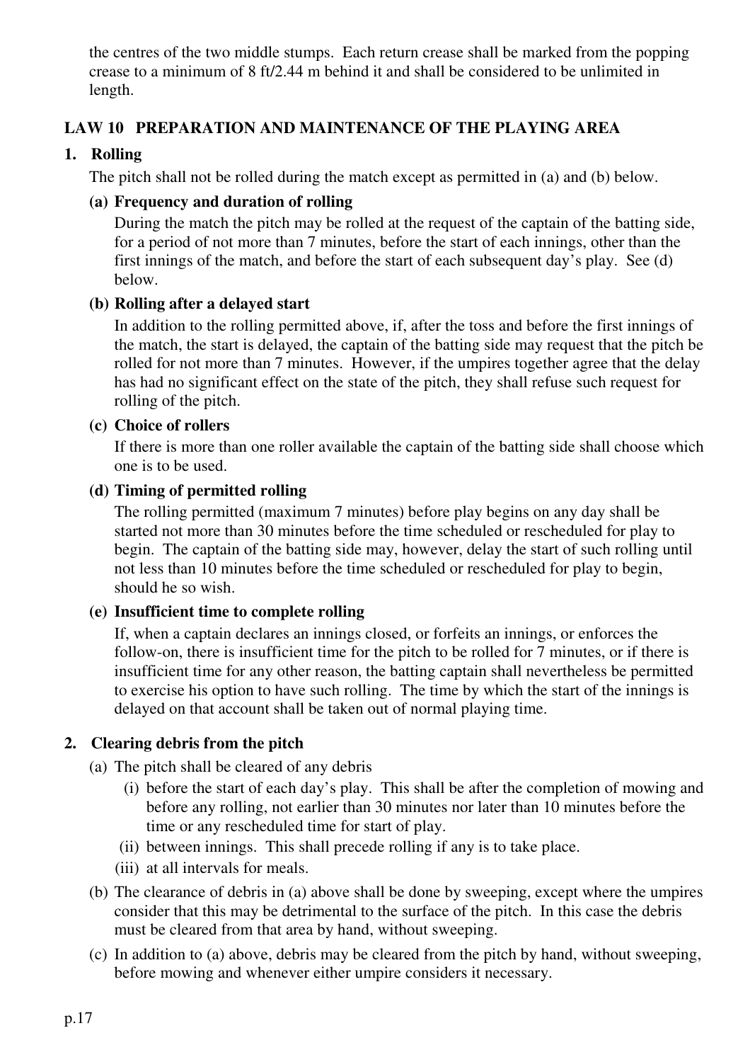the centres of the two middle stumps. Each return crease shall be marked from the popping crease to a minimum of 8 ft/2.44 m behind it and shall be considered to be unlimited in length.

## LAW 10 PREPARATION AND MAINTENANCE OF THE PLAYING AREA

### 1. Rolling

The pitch shall not be rolled during the match except as permitted in (a) and (b) below.

**(a) Frequency and duration of rolling**

During the match the pitch may be rolled at the request of the captain of the batting side, for a period of not more than 7 minutes, before the start of each innings, other than the first innings of the match, and before the start of each subsequent day's play. See (d) below.

**(b) Rolling after a delayed start**

In addition to the rolling permitted above, if, after the toss and before the first innings of the match, the start is delayed, the captain of the batting side may request that the pitch be rolled for not more than 7 minutes. However, if the umpires together agree that the delay has had no significant effect on the state of the pitch, they shall refuse such request for rolling of the pitch.

**(c) Choice of rollers**

If there is more than one roller available the captain of the batting side shall choose which one is to be used.

**(d) Timing of permitted rolling**

The rolling permitted (maximum 7 minutes) before play begins on any day shall be started not more than 30 minutes before the time scheduled or rescheduled for play to begin. The captain of the batting side may, however, delay the start of such rolling until not less than 10 minutes before the time scheduled or rescheduled for play to begin, should he so wish.

**(e) Insufficient time to complete rolling**

If, when a captain declares an innings closed, or forfeits an innings, or enforces the follow-on, there is insufficient time for the pitch to be rolled for 7 minutes, or if there is insufficient time for any other reason, the batting captain shall nevertheless be permitted to exercise his option to have such rolling. The time by which the start of the innings is delayed on that account shall be taken out of normal playing time.

### 2. Clearing debris from the pitch

(a) The pitch shall be cleared of any debris
   - (i) before the start of each day's play. This shall be after the completion of mowing and before any rolling, not earlier than 30 minutes nor later than 10 minutes before the time or any rescheduled time for start of play.
   - (ii) between innings. This shall precede rolling if any is to take place.
   - (iii) at all intervals for meals.

(b) The clearance of debris in (a) above shall be done by sweeping, except where the umpires consider that this may be detrimental to the surface of the pitch. In this case the debris must be cleared from that area by hand, without sweeping.

(c) In addition to (a) above, debris may be cleared from the pitch by hand, without sweeping, before mowing and whenever either umpire considers it necessary.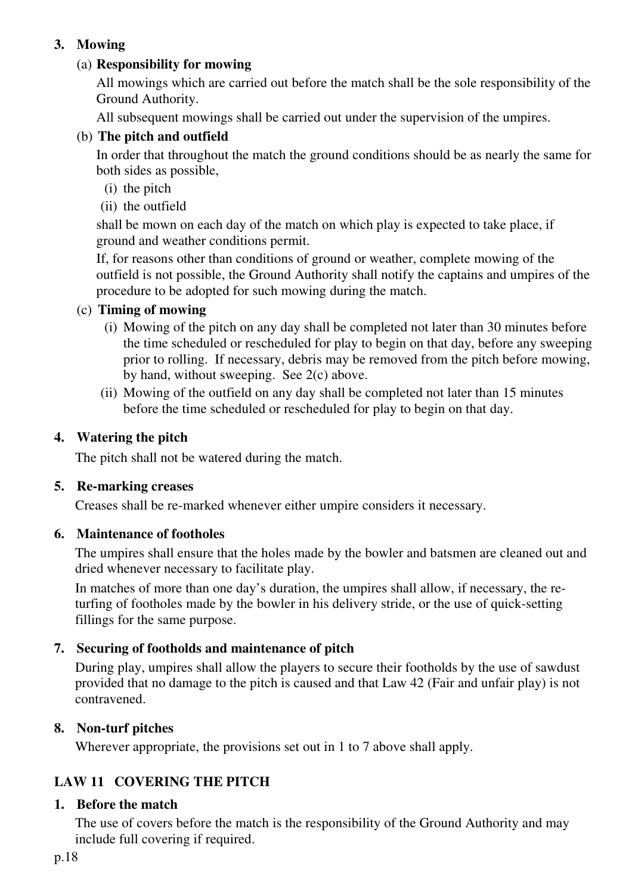### 3. Mowing

(a) **Responsibility for mowing**

All mowings which are carried out before the match shall be the sole responsibility of the Ground Authority.

All subsequent mowings shall be carried out under the supervision of the umpires.

(b) **The pitch and outfield**

In order that throughout the match the ground conditions should be as nearly the same for both sides as possible,

(i) the pitch
(ii) the outfield

shall be mown on each day of the match on which play is expected to take place, if ground and weather conditions permit.

If, for reasons other than conditions of ground or weather, complete mowing of the outfield is not possible, the Ground Authority shall notify the captains and umpires of the procedure to be adopted for such mowing during the match.

(c) **Timing of mowing**

(i) Mowing of the pitch on any day shall be completed not later than 30 minutes before the time scheduled or rescheduled for play to begin on that day, before any sweeping prior to rolling. If necessary, debris may be removed from the pitch before mowing, by hand, without sweeping. See 2(c) above.

(ii) Mowing of the outfield on any day shall be completed not later than 15 minutes before the time scheduled or rescheduled for play to begin on that day.

### 4. Watering the pitch

The pitch shall not be watered during the match.

### 5. Re-marking creases

Creases shall be re-marked whenever either umpire considers it necessary.

### 6. Maintenance of footholes

The umpires shall ensure that the holes made by the bowler and batsmen are cleaned out and dried whenever necessary to facilitate play.

In matches of more than one day's duration, the umpires shall allow, if necessary, the re-turfing of footholes made by the bowler in his delivery stride, or the use of quick-setting fillings for the same purpose.

### 7. Securing of footholds and maintenance of pitch

During play, umpires shall allow the players to secure their footholds by the use of sawdust provided that no damage to the pitch is caused and that Law 42 (Fair and unfair play) is not contravened.

### 8. Non-turf pitches

Wherever appropriate, the provisions set out in 1 to 7 above shall apply.

## LAW 11 COVERING THE PITCH

### 1. Before the match

The use of covers before the match is the responsibility of the Ground Authority and may include full covering if required.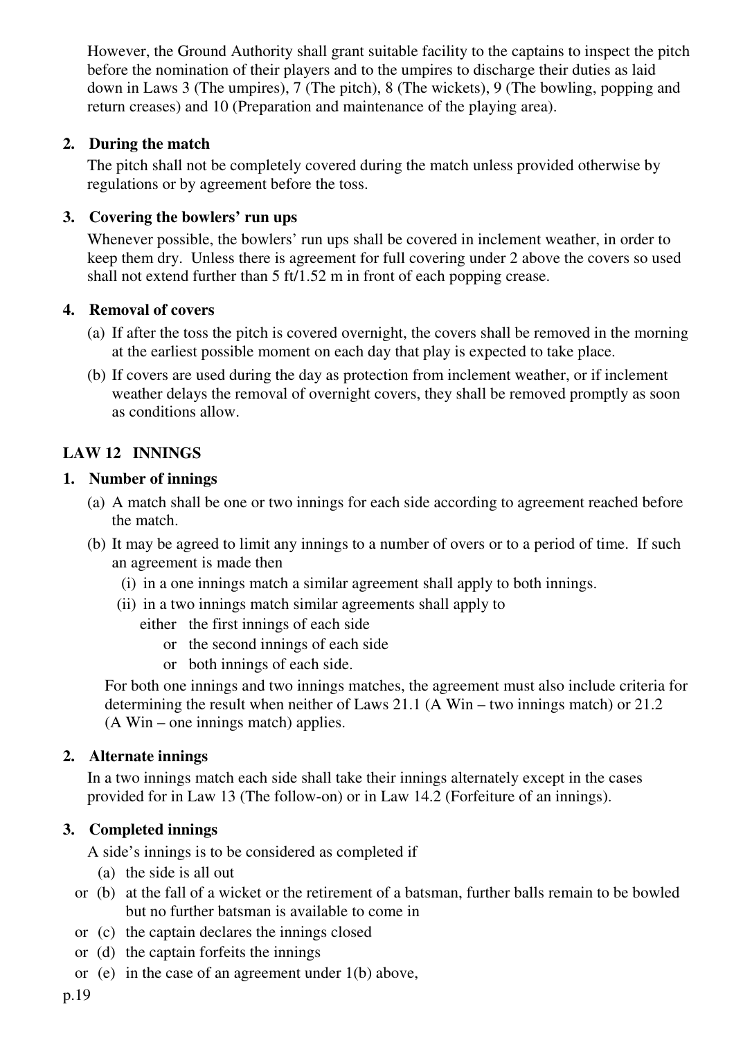However, the Ground Authority shall grant suitable facility to the captains to inspect the pitch before the nomination of their players and to the umpires to discharge their duties as laid down in Laws 3 (The umpires), 7 (The pitch), 8 (The wickets), 9 (The bowling, popping and return creases) and 10 (Preparation and maintenance of the playing area).

**2. During the match**

The pitch shall not be completely covered during the match unless provided otherwise by regulations or by agreement before the toss.

**3. Covering the bowlers' run ups**

Whenever possible, the bowlers' run ups shall be covered in inclement weather, in order to keep them dry. Unless there is agreement for full covering under 2 above the covers so used shall not extend further than 5 ft/1.52 m in front of each popping crease.

**4. Removal of covers**

(a) If after the toss the pitch is covered overnight, the covers shall be removed in the morning at the earliest possible moment on each day that play is expected to take place.

(b) If covers are used during the day as protection from inclement weather, or if inclement weather delays the removal of overnight covers, they shall be removed promptly as soon as conditions allow.

## LAW 12 INNINGS

**1. Number of innings**

(a) A match shall be one or two innings for each side according to agreement reached before the match.

(b) It may be agreed to limit any innings to a number of overs or to a period of time. If such an agreement is made then

(i) in a one innings match a similar agreement shall apply to both innings.

(ii) in a two innings match similar agreements shall apply to

either the first innings of each side

or the second innings of each side

or both innings of each side.

For both one innings and two innings matches, the agreement must also include criteria for determining the result when neither of Laws 21.1 (A Win – two innings match) or 21.2 (A Win – one innings match) applies.

**2. Alternate innings**

In a two innings match each side shall take their innings alternately except in the cases provided for in Law 13 (The follow-on) or in Law 14.2 (Forfeiture of an innings).

**3. Completed innings**

A side's innings is to be considered as completed if

(a) the side is all out

or (b) at the fall of a wicket or the retirement of a batsman, further balls remain to be bowled but no further batsman is available to come in

or (c) the captain declares the innings closed

or (d) the captain forfeits the innings

or (e) in the case of an agreement under 1(b) above,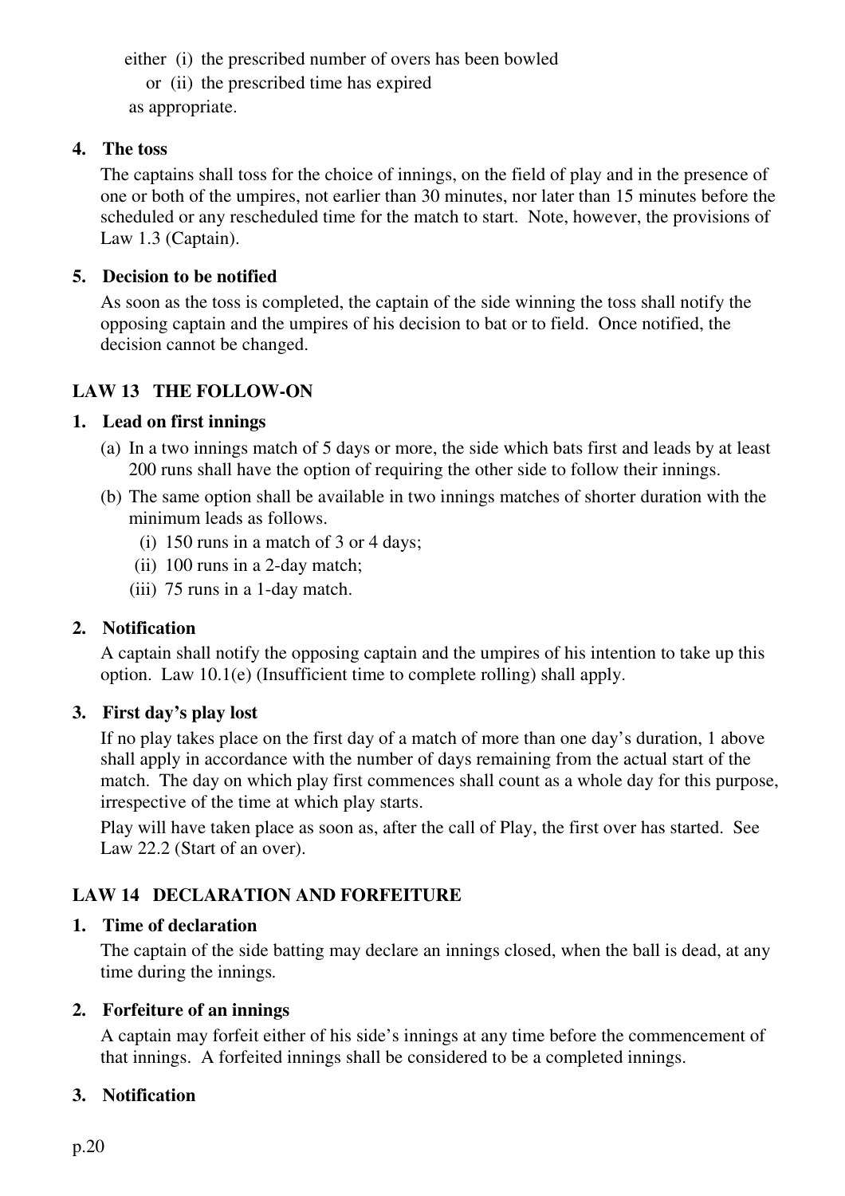either (i) the prescribed number of overs has been bowled

or (ii) the prescribed time has expired

as appropriate.

**4. The toss**

The captains shall toss for the choice of innings, on the field of play and in the presence of one or both of the umpires, not earlier than 30 minutes, nor later than 15 minutes before the scheduled or any rescheduled time for the match to start. Note, however, the provisions of Law 1.3 (Captain).

**5. Decision to be notified**

As soon as the toss is completed, the captain of the side winning the toss shall notify the opposing captain and the umpires of his decision to bat or to field. Once notified, the decision cannot be changed.

## LAW 13 THE FOLLOW-ON

**1. Lead on first innings**

(a) In a two innings match of 5 days or more, the side which bats first and leads by at least 200 runs shall have the option of requiring the other side to follow their innings.

(b) The same option shall be available in two innings matches of shorter duration with the minimum leads as follows.

(i) 150 runs in a match of 3 or 4 days;

(ii) 100 runs in a 2-day match;

(iii) 75 runs in a 1-day match.

**2. Notification**

A captain shall notify the opposing captain and the umpires of his intention to take up this option. Law 10.1(e) (Insufficient time to complete rolling) shall apply.

**3. First day's play lost**

If no play takes place on the first day of a match of more than one day's duration, 1 above shall apply in accordance with the number of days remaining from the actual start of the match. The day on which play first commences shall count as a whole day for this purpose, irrespective of the time at which play starts.

Play will have taken place as soon as, after the call of Play, the first over has started. See Law 22.2 (Start of an over).

## LAW 14 DECLARATION AND FORFEITURE

**1. Time of declaration**

The captain of the side batting may declare an innings closed, when the ball is dead, at any time during the innings.

**2. Forfeiture of an innings**

A captain may forfeit either of his side's innings at any time before the commencement of that innings. A forfeited innings shall be considered to be a completed innings.

**3. Notification**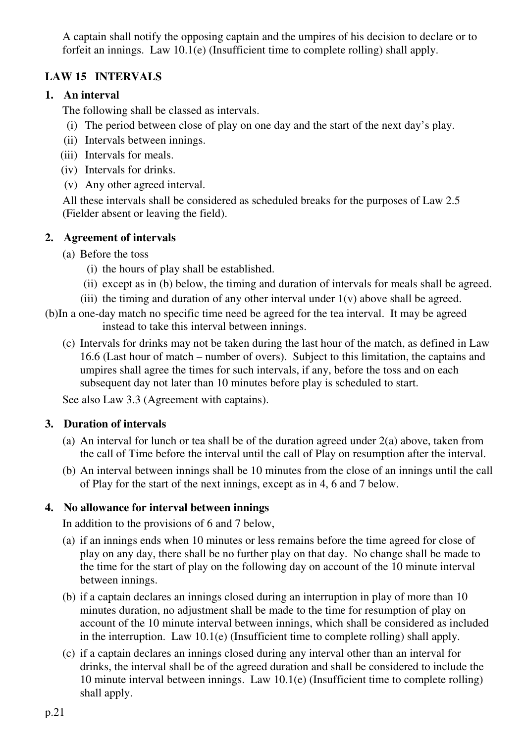A captain shall notify the opposing captain and the umpires of his decision to declare or to forfeit an innings. Law 10.1(e) (Insufficient time to complete rolling) shall apply.

## LAW 15 INTERVALS

### 1. An interval

The following shall be classed as intervals.

- (i) The period between close of play on one day and the start of the next day's play.
- (ii) Intervals between innings.
- (iii) Intervals for meals.
- (iv) Intervals for drinks.
- (v) Any other agreed interval.

All these intervals shall be considered as scheduled breaks for the purposes of Law 2.5 (Fielder absent or leaving the field).

### 2. Agreement of intervals

(a) Before the toss

- (i) the hours of play shall be established.
- (ii) except as in (b) below, the timing and duration of intervals for meals shall be agreed.
- (iii) the timing and duration of any other interval under 1(v) above shall be agreed.

(b) In a one-day match no specific time need be agreed for the tea interval. It may be agreed instead to take this interval between innings.

(c) Intervals for drinks may not be taken during the last hour of the match, as defined in Law 16.6 (Last hour of match – number of overs). Subject to this limitation, the captains and umpires shall agree the times for such intervals, if any, before the toss and on each subsequent day not later than 10 minutes before play is scheduled to start.

See also Law 3.3 (Agreement with captains).

### 3. Duration of intervals

(a) An interval for lunch or tea shall be of the duration agreed under 2(a) above, taken from the call of Time before the interval until the call of Play on resumption after the interval.

(b) An interval between innings shall be 10 minutes from the close of an innings until the call of Play for the start of the next innings, except as in 4, 6 and 7 below.

### 4. No allowance for interval between innings

In addition to the provisions of 6 and 7 below,

(a) if an innings ends when 10 minutes or less remains before the time agreed for close of play on any day, there shall be no further play on that day. No change shall be made to the time for the start of play on the following day on account of the 10 minute interval between innings.

(b) if a captain declares an innings closed during an interruption in play of more than 10 minutes duration, no adjustment shall be made to the time for resumption of play on account of the 10 minute interval between innings, which shall be considered as included in the interruption. Law 10.1(e) (Insufficient time to complete rolling) shall apply.

(c) if a captain declares an innings closed during any interval other than an interval for drinks, the interval shall be of the agreed duration and shall be considered to include the 10 minute interval between innings. Law 10.1(e) (Insufficient time to complete rolling) shall apply.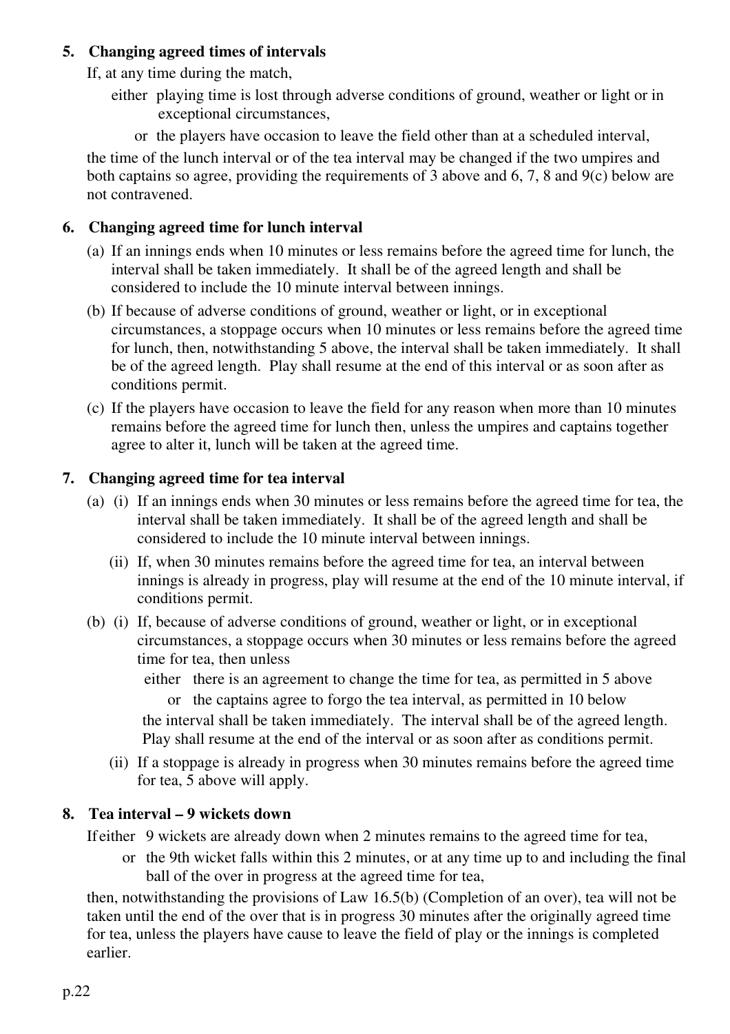**5. Changing agreed times of intervals**

If, at any time during the match,

either playing time is lost through adverse conditions of ground, weather or light or in exceptional circumstances,

or the players have occasion to leave the field other than at a scheduled interval,

the time of the lunch interval or of the tea interval may be changed if the two umpires and both captains so agree, providing the requirements of 3 above and 6, 7, 8 and 9(c) below are not contravened.

**6. Changing agreed time for lunch interval**

(a) If an innings ends when 10 minutes or less remains before the agreed time for lunch, the interval shall be taken immediately. It shall be of the agreed length and shall be considered to include the 10 minute interval between innings.

(b) If because of adverse conditions of ground, weather or light, or in exceptional circumstances, a stoppage occurs when 10 minutes or less remains before the agreed time for lunch, then, notwithstanding 5 above, the interval shall be taken immediately. It shall be of the agreed length. Play shall resume at the end of this interval or as soon after as conditions permit.

(c) If the players have occasion to leave the field for any reason when more than 10 minutes remains before the agreed time for lunch then, unless the umpires and captains together agree to alter it, lunch will be taken at the agreed time.

**7. Changing agreed time for tea interval**

(a) (i) If an innings ends when 30 minutes or less remains before the agreed time for tea, the interval shall be taken immediately. It shall be of the agreed length and shall be considered to include the 10 minute interval between innings.

(ii) If, when 30 minutes remains before the agreed time for tea, an interval between innings is already in progress, play will resume at the end of the 10 minute interval, if conditions permit.

(b) (i) If, because of adverse conditions of ground, weather or light, or in exceptional circumstances, a stoppage occurs when 30 minutes or less remains before the agreed time for tea, then unless

either there is an agreement to change the time for tea, as permitted in 5 above

or the captains agree to forgo the tea interval, as permitted in 10 below

the interval shall be taken immediately. The interval shall be of the agreed length. Play shall resume at the end of the interval or as soon after as conditions permit.

(ii) If a stoppage is already in progress when 30 minutes remains before the agreed time for tea, 5 above will apply.

**8. Tea interval – 9 wickets down**

If either 9 wickets are already down when 2 minutes remains to the agreed time for tea,

or the 9th wicket falls within this 2 minutes, or at any time up to and including the final ball of the over in progress at the agreed time for tea,

then, notwithstanding the provisions of Law 16.5(b) (Completion of an over), tea will not be taken until the end of the over that is in progress 30 minutes after the originally agreed time for tea, unless the players have cause to leave the field of play or the innings is completed earlier.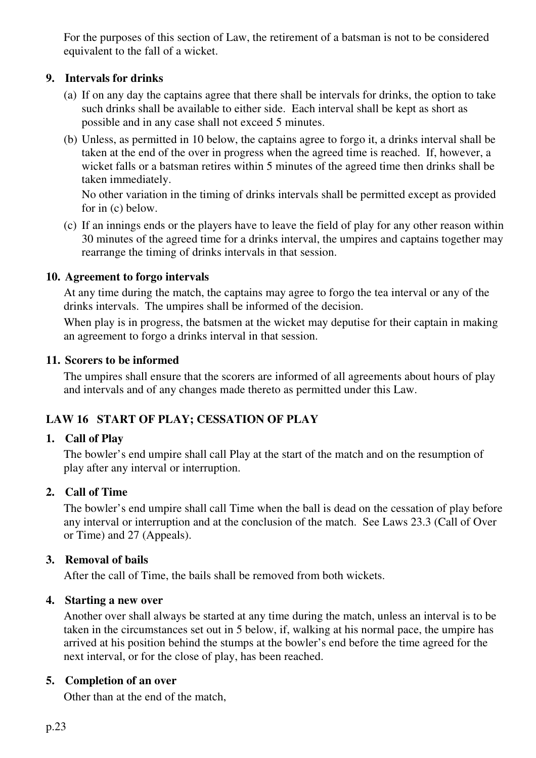For the purposes of this section of Law, the retirement of a batsman is not to be considered equivalent to the fall of a wicket.

### 9. Intervals for drinks

(a) If on any day the captains agree that there shall be intervals for drinks, the option to take such drinks shall be available to either side. Each interval shall be kept as short as possible and in any case shall not exceed 5 minutes.

(b) Unless, as permitted in 10 below, the captains agree to forgo it, a drinks interval shall be taken at the end of the over in progress when the agreed time is reached. If, however, a wicket falls or a batsman retires within 5 minutes of the agreed time then drinks shall be taken immediately.

No other variation in the timing of drinks intervals shall be permitted except as provided for in (c) below.

(c) If an innings ends or the players have to leave the field of play for any other reason within 30 minutes of the agreed time for a drinks interval, the umpires and captains together may rearrange the timing of drinks intervals in that session.

### 10. Agreement to forgo intervals

At any time during the match, the captains may agree to forgo the tea interval or any of the drinks intervals. The umpires shall be informed of the decision.

When play is in progress, the batsmen at the wicket may deputise for their captain in making an agreement to forgo a drinks interval in that session.

### 11. Scorers to be informed

The umpires shall ensure that the scorers are informed of all agreements about hours of play and intervals and of any changes made thereto as permitted under this Law.

## LAW 16 START OF PLAY; CESSATION OF PLAY

### 1. Call of Play

The bowler's end umpire shall call Play at the start of the match and on the resumption of play after any interval or interruption.

### 2. Call of Time

The bowler's end umpire shall call Time when the ball is dead on the cessation of play before any interval or interruption and at the conclusion of the match. See Laws 23.3 (Call of Over or Time) and 27 (Appeals).

### 3. Removal of bails

After the call of Time, the bails shall be removed from both wickets.

### 4. Starting a new over

Another over shall always be started at any time during the match, unless an interval is to be taken in the circumstances set out in 5 below, if, walking at his normal pace, the umpire has arrived at his position behind the stumps at the bowler's end before the time agreed for the next interval, or for the close of play, has been reached.

### 5. Completion of an over

Other than at the end of the match,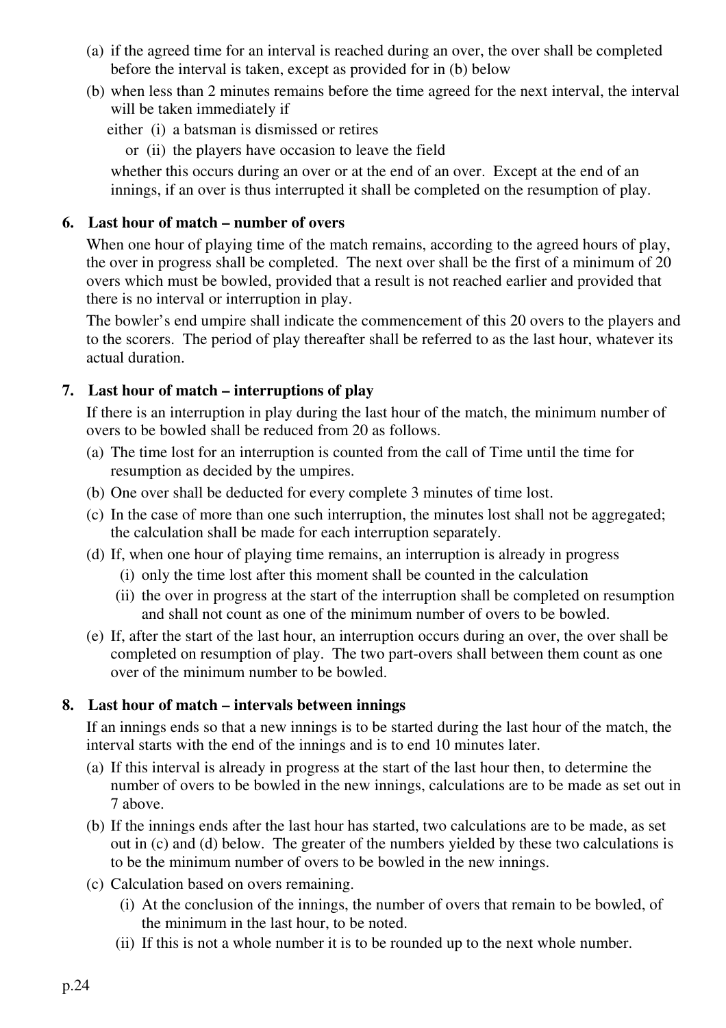(a) if the agreed time for an interval is reached during an over, the over shall be completed before the interval is taken, except as provided for in (b) below

(b) when less than 2 minutes remains before the time agreed for the next interval, the interval will be taken immediately if

either (i) a batsman is dismissed or retires

or (ii) the players have occasion to leave the field

whether this occurs during an over or at the end of an over. Except at the end of an innings, if an over is thus interrupted it shall be completed on the resumption of play.

### 6. Last hour of match – number of overs

When one hour of playing time of the match remains, according to the agreed hours of play, the over in progress shall be completed. The next over shall be the first of a minimum of 20 overs which must be bowled, provided that a result is not reached earlier and provided that there is no interval or interruption in play.

The bowler's end umpire shall indicate the commencement of this 20 overs to the players and to the scorers. The period of play thereafter shall be referred to as the last hour, whatever its actual duration.

### 7. Last hour of match – interruptions of play

If there is an interruption in play during the last hour of the match, the minimum number of overs to be bowled shall be reduced from 20 as follows.

(a) The time lost for an interruption is counted from the call of Time until the time for resumption as decided by the umpires.

(b) One over shall be deducted for every complete 3 minutes of time lost.

(c) In the case of more than one such interruption, the minutes lost shall not be aggregated; the calculation shall be made for each interruption separately.

(d) If, when one hour of playing time remains, an interruption is already in progress

- (i) only the time lost after this moment shall be counted in the calculation
- (ii) the over in progress at the start of the interruption shall be completed on resumption and shall not count as one of the minimum number of overs to be bowled.

(e) If, after the start of the last hour, an interruption occurs during an over, the over shall be completed on resumption of play. The two part-overs shall between them count as one over of the minimum number to be bowled.

### 8. Last hour of match – intervals between innings

If an innings ends so that a new innings is to be started during the last hour of the match, the interval starts with the end of the innings and is to end 10 minutes later.

(a) If this interval is already in progress at the start of the last hour then, to determine the number of overs to be bowled in the new innings, calculations are to be made as set out in 7 above.

(b) If the innings ends after the last hour has started, two calculations are to be made, as set out in (c) and (d) below. The greater of the numbers yielded by these two calculations is to be the minimum number of overs to be bowled in the new innings.

(c) Calculation based on overs remaining.

- (i) At the conclusion of the innings, the number of overs that remain to be bowled, of the minimum in the last hour, to be noted.
- (ii) If this is not a whole number it is to be rounded up to the next whole number.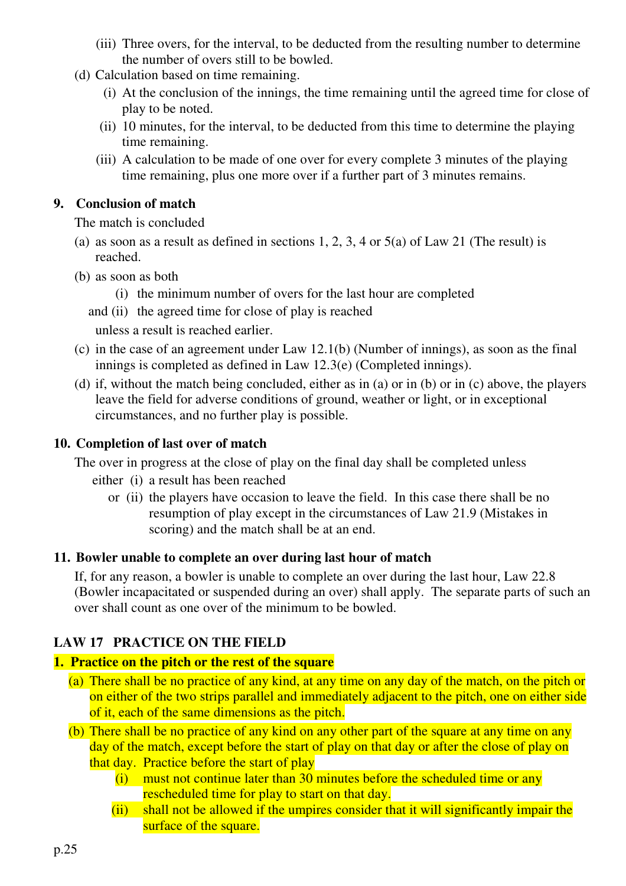(iii) Three overs, for the interval, to be deducted from the resulting number to determine the number of overs still to be bowled.

(d) Calculation based on time remaining.

(i) At the conclusion of the innings, the time remaining until the agreed time for close of play to be noted.

(ii) 10 minutes, for the interval, to be deducted from this time to determine the playing time remaining.

(iii) A calculation to be made of one over for every complete 3 minutes of the playing time remaining, plus one more over if a further part of 3 minutes remains.

**9. Conclusion of match**

The match is concluded

(a) as soon as a result as defined in sections 1, 2, 3, 4 or 5(a) of Law 21 (The result) is reached.

(b) as soon as both

(i) the minimum number of overs for the last hour are completed

and (ii) the agreed time for close of play is reached

unless a result is reached earlier.

(c) in the case of an agreement under Law 12.1(b) (Number of innings), as soon as the final innings is completed as defined in Law 12.3(e) (Completed innings).

(d) if, without the match being concluded, either as in (a) or in (b) or in (c) above, the players leave the field for adverse conditions of ground, weather or light, or in exceptional circumstances, and no further play is possible.

**10. Completion of last over of match**

The over in progress at the close of play on the final day shall be completed unless

either (i) a result has been reached

or (ii) the players have occasion to leave the field. In this case there shall be no resumption of play except in the circumstances of Law 21.9 (Mistakes in scoring) and the match shall be at an end.

**11. Bowler unable to complete an over during last hour of match**

If, for any reason, a bowler is unable to complete an over during the last hour, Law 22.8 (Bowler incapacitated or suspended during an over) shall apply. The separate parts of such an over shall count as one over of the minimum to be bowled.

## LAW 17 PRACTICE ON THE FIELD

**1. Practice on the pitch or the rest of the square**

(a) There shall be no practice of any kind, at any time on any day of the match, on the pitch or on either of the two strips parallel and immediately adjacent to the pitch, one on either side of it, each of the same dimensions as the pitch.

(b) There shall be no practice of any kind on any other part of the square at any time on any day of the match, except before the start of play on that day or after the close of play on that day. Practice before the start of play

(i) must not continue later than 30 minutes before the scheduled time or any rescheduled time for play to start on that day.

(ii) shall not be allowed if the umpires consider that it will significantly impair the surface of the square.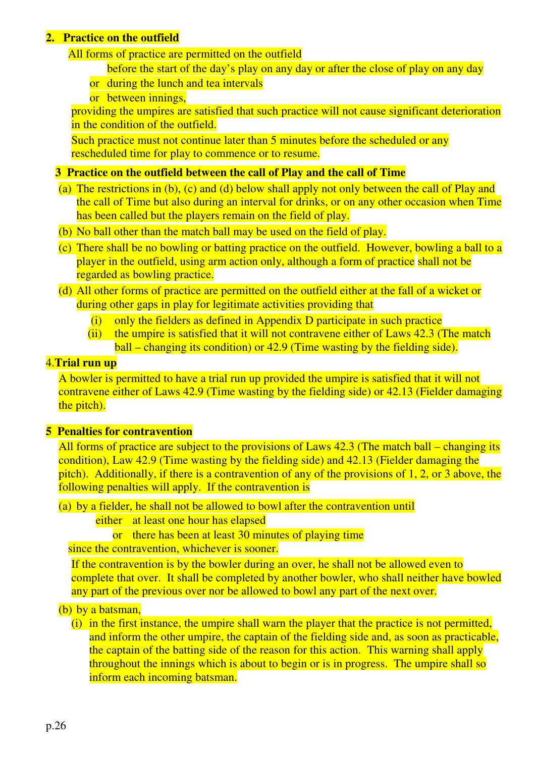**2. Practice on the outfield**

All forms of practice are permitted on the outfield

before the start of the day's play on any day or after the close of play on any day

or during the lunch and tea intervals

or between innings,

providing the umpires are satisfied that such practice will not cause significant deterioration in the condition of the outfield.

Such practice must not continue later than 5 minutes before the scheduled or any rescheduled time for play to commence or to resume.

**3 Practice on the outfield between the call of Play and the call of Time**

(a) The restrictions in (b), (c) and (d) below shall apply not only between the call of Play and the call of Time but also during an interval for drinks, or on any other occasion when Time has been called but the players remain on the field of play.

(b) No ball other than the match ball may be used on the field of play.

(c) There shall be no bowling or batting practice on the outfield. However, bowling a ball to a player in the outfield, using arm action only, although a form of practice shall not be regarded as bowling practice.

(d) All other forms of practice are permitted on the outfield either at the fall of a wicket or during other gaps in play for legitimate activities providing that

(i) only the fielders as defined in Appendix D participate in such practice

(ii) the umpire is satisfied that it will not contravene either of Laws 42.3 (The match ball – changing its condition) or 42.9 (Time wasting by the fielding side).

**4. Trial run up**

A bowler is permitted to have a trial run up provided the umpire is satisfied that it will not contravene either of Laws 42.9 (Time wasting by the fielding side) or 42.13 (Fielder damaging the pitch).

**5 Penalties for contravention**

All forms of practice are subject to the provisions of Laws 42.3 (The match ball – changing its condition), Law 42.9 (Time wasting by the fielding side) and 42.13 (Fielder damaging the pitch). Additionally, if there is a contravention of any of the provisions of 1, 2, or 3 above, the following penalties will apply. If the contravention is

(a) by a fielder, he shall not be allowed to bowl after the contravention until

either at least one hour has elapsed

or there has been at least 30 minutes of playing time

since the contravention, whichever is sooner.

If the contravention is by the bowler during an over, he shall not be allowed even to complete that over. It shall be completed by another bowler, who shall neither have bowled any part of the previous over nor be allowed to bowl any part of the next over.

(b) by a batsman,

(i) in the first instance, the umpire shall warn the player that the practice is not permitted, and inform the other umpire, the captain of the fielding side and, as soon as practicable, the captain of the batting side of the reason for this action. This warning shall apply throughout the innings which is about to begin or is in progress. The umpire shall so inform each incoming batsman.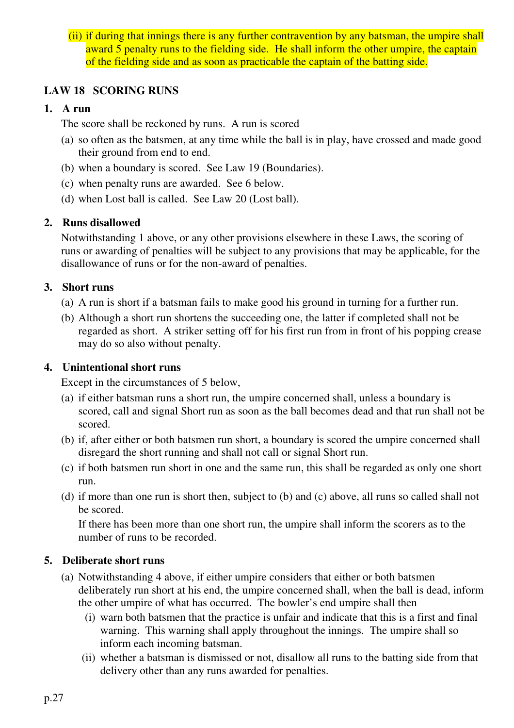(ii) if during that innings there is any further contravention by any batsman, the umpire shall award 5 penalty runs to the fielding side. He shall inform the other umpire, the captain of the fielding side and as soon as practicable the captain of the batting side.

## LAW 18 SCORING RUNS

### 1. A run

The score shall be reckoned by runs. A run is scored

(a) so often as the batsmen, at any time while the ball is in play, have crossed and made good their ground from end to end.

(b) when a boundary is scored. See Law 19 (Boundaries).

(c) when penalty runs are awarded. See 6 below.

(d) when Lost ball is called. See Law 20 (Lost ball).

### 2. Runs disallowed

Notwithstanding 1 above, or any other provisions elsewhere in these Laws, the scoring of runs or awarding of penalties will be subject to any provisions that may be applicable, for the disallowance of runs or for the non-award of penalties.

### 3. Short runs

(a) A run is short if a batsman fails to make good his ground in turning for a further run.

(b) Although a short run shortens the succeeding one, the latter if completed shall not be regarded as short. A striker setting off for his first run from in front of his popping crease may do so also without penalty.

### 4. Unintentional short runs

Except in the circumstances of 5 below,

(a) if either batsman runs a short run, the umpire concerned shall, unless a boundary is scored, call and signal Short run as soon as the ball becomes dead and that run shall not be scored.

(b) if, after either or both batsmen run short, a boundary is scored the umpire concerned shall disregard the short running and shall not call or signal Short run.

(c) if both batsmen run short in one and the same run, this shall be regarded as only one short run.

(d) if more than one run is short then, subject to (b) and (c) above, all runs so called shall not be scored.

If there has been more than one short run, the umpire shall inform the scorers as to the number of runs to be recorded.

### 5. Deliberate short runs

(a) Notwithstanding 4 above, if either umpire considers that either or both batsmen deliberately run short at his end, the umpire concerned shall, when the ball is dead, inform the other umpire of what has occurred. The bowler's end umpire shall then

(i) warn both batsmen that the practice is unfair and indicate that this is a first and final warning. This warning shall apply throughout the innings. The umpire shall so inform each incoming batsman.

(ii) whether a batsman is dismissed or not, disallow all runs to the batting side from that delivery other than any runs awarded for penalties.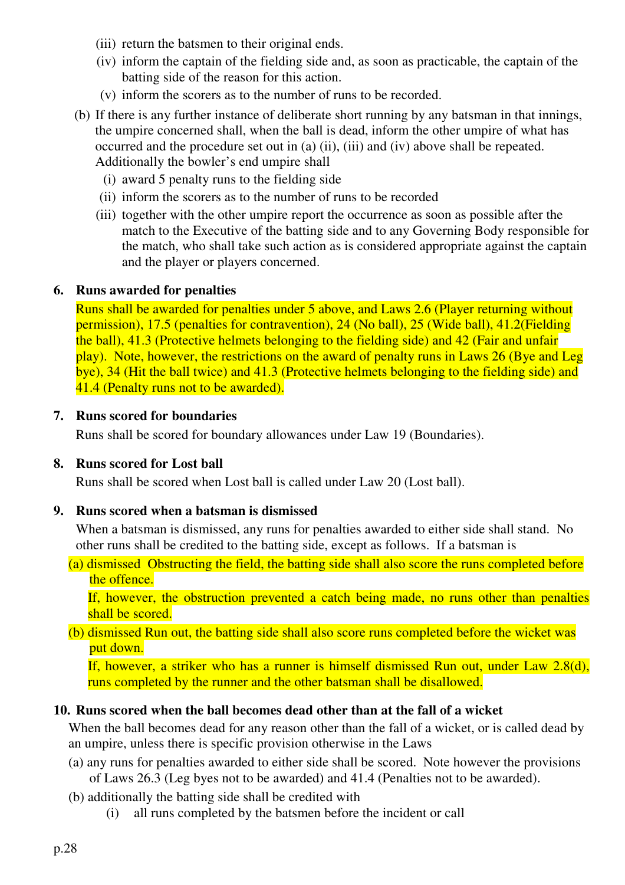(iii) return the batsmen to their original ends.

(iv) inform the captain of the fielding side and, as soon as practicable, the captain of the batting side of the reason for this action.

(v) inform the scorers as to the number of runs to be recorded.

(b) If there is any further instance of deliberate short running by any batsman in that innings, the umpire concerned shall, when the ball is dead, inform the other umpire of what has occurred and the procedure set out in (a) (ii), (iii) and (iv) above shall be repeated. Additionally the bowler's end umpire shall

(i) award 5 penalty runs to the fielding side

(ii) inform the scorers as to the number of runs to be recorded

(iii) together with the other umpire report the occurrence as soon as possible after the match to the Executive of the batting side and to any Governing Body responsible for the match, who shall take such action as is considered appropriate against the captain and the player or players concerned.

**6. Runs awarded for penalties**

Runs shall be awarded for penalties under 5 above, and Laws 2.6 (Player returning without permission), 17.5 (penalties for contravention), 24 (No ball), 25 (Wide ball), 41.2(Fielding the ball), 41.3 (Protective helmets belonging to the fielding side) and 42 (Fair and unfair play). Note, however, the restrictions on the award of penalty runs in Laws 26 (Bye and Leg bye), 34 (Hit the ball twice) and 41.3 (Protective helmets belonging to the fielding side) and 41.4 (Penalty runs not to be awarded).

**7. Runs scored for boundaries**

Runs shall be scored for boundary allowances under Law 19 (Boundaries).

**8. Runs scored for Lost ball**

Runs shall be scored when Lost ball is called under Law 20 (Lost ball).

**9. Runs scored when a batsman is dismissed**

When a batsman is dismissed, any runs for penalties awarded to either side shall stand. No other runs shall be credited to the batting side, except as follows. If a batsman is

(a) dismissed Obstructing the field, the batting side shall also score the runs completed before the offence.

If, however, the obstruction prevented a catch being made, no runs other than penalties shall be scored.

(b) dismissed Run out, the batting side shall also score runs completed before the wicket was put down.

If, however, a striker who has a runner is himself dismissed Run out, under Law 2.8(d), runs completed by the runner and the other batsman shall be disallowed.

**10. Runs scored when the ball becomes dead other than at the fall of a wicket**

When the ball becomes dead for any reason other than the fall of a wicket, or is called dead by an umpire, unless there is specific provision otherwise in the Laws

(a) any runs for penalties awarded to either side shall be scored. Note however the provisions of Laws 26.3 (Leg byes not to be awarded) and 41.4 (Penalties not to be awarded).

(b) additionally the batting side shall be credited with

(i) all runs completed by the batsmen before the incident or call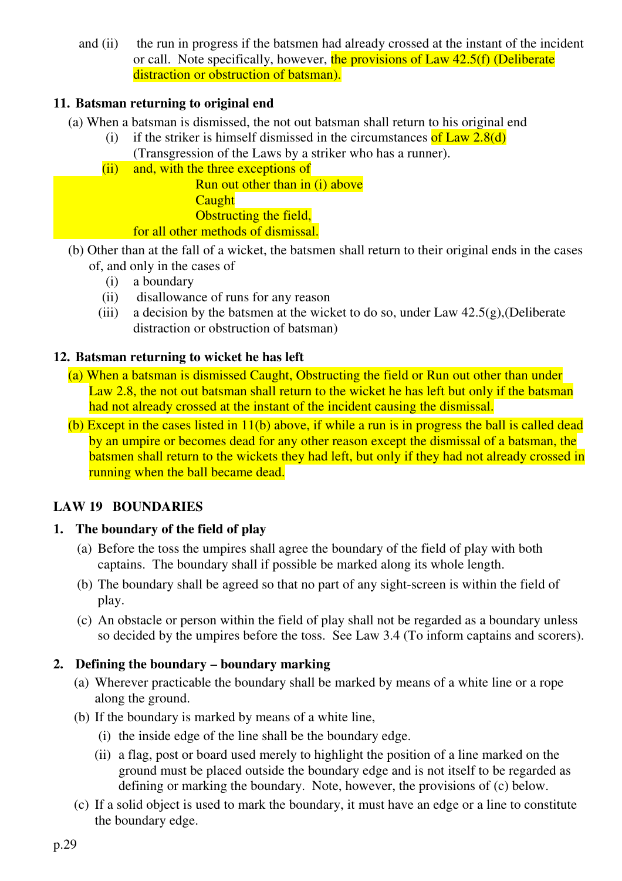and (ii) the run in progress if the batsmen had already crossed at the instant of the incident or call. Note specifically, however, the provisions of Law 42.5(f) (Deliberate distraction or obstruction of batsman).

**11. Batsman returning to original end**

(a) When a batsman is dismissed, the not out batsman shall return to his original end

- (i) if the striker is himself dismissed in the circumstances of Law 2.8(d) (Transgression of the Laws by a striker who has a runner).
- (ii) and, with the three exceptions of
  - Run out other than in (i) above
  - Caught
  - Obstructing the field,

  for all other methods of dismissal.

(b) Other than at the fall of a wicket, the batsmen shall return to their original ends in the cases of, and only in the cases of

- (i) a boundary
- (ii) disallowance of runs for any reason
- (iii) a decision by the batsmen at the wicket to do so, under Law 42.5(g),(Deliberate distraction or obstruction of batsman)

**12. Batsman returning to wicket he has left**

(a) When a batsman is dismissed Caught, Obstructing the field or Run out other than under Law 2.8, the not out batsman shall return to the wicket he has left but only if the batsman had not already crossed at the instant of the incident causing the dismissal.

(b) Except in the cases listed in 11(b) above, if while a run is in progress the ball is called dead by an umpire or becomes dead for any other reason except the dismissal of a batsman, the batsmen shall return to the wickets they had left, but only if they had not already crossed in running when the ball became dead.

## LAW 19 BOUNDARIES

**1. The boundary of the field of play**

(a) Before the toss the umpires shall agree the boundary of the field of play with both captains. The boundary shall if possible be marked along its whole length.

(b) The boundary shall be agreed so that no part of any sight-screen is within the field of play.

(c) An obstacle or person within the field of play shall not be regarded as a boundary unless so decided by the umpires before the toss. See Law 3.4 (To inform captains and scorers).

**2. Defining the boundary – boundary marking**

(a) Wherever practicable the boundary shall be marked by means of a white line or a rope along the ground.

(b) If the boundary is marked by means of a white line,

- (i) the inside edge of the line shall be the boundary edge.
- (ii) a flag, post or board used merely to highlight the position of a line marked on the ground must be placed outside the boundary edge and is not itself to be regarded as defining or marking the boundary. Note, however, the provisions of (c) below.

(c) If a solid object is used to mark the boundary, it must have an edge or a line to constitute the boundary edge.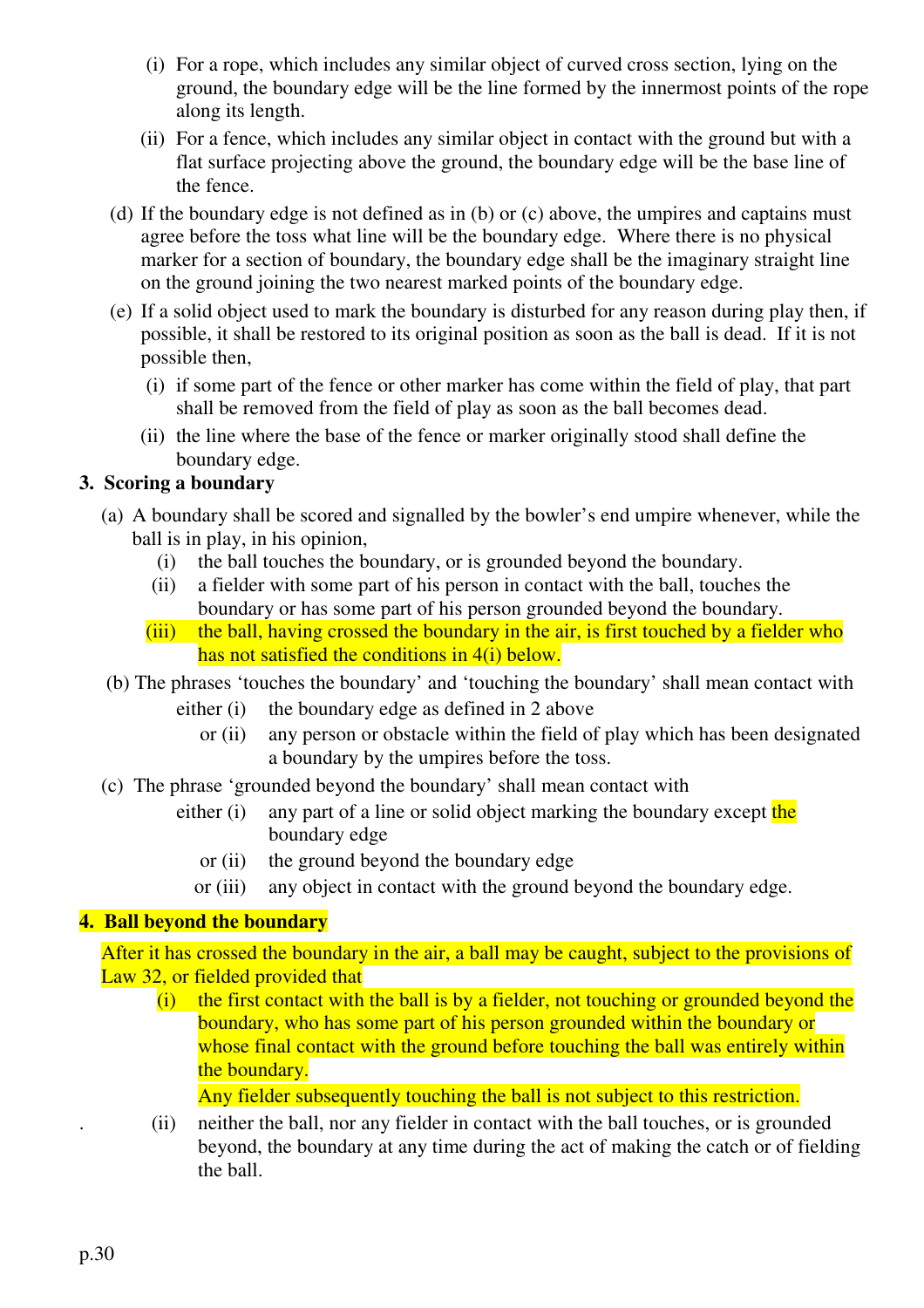(i) For a rope, which includes any similar object of curved cross section, lying on the ground, the boundary edge will be the line formed by the innermost points of the rope along its length.

(ii) For a fence, which includes any similar object in contact with the ground but with a flat surface projecting above the ground, the boundary edge will be the base line of the fence.

(d) If the boundary edge is not defined as in (b) or (c) above, the umpires and captains must agree before the toss what line will be the boundary edge. Where there is no physical marker for a section of boundary, the boundary edge shall be the imaginary straight line on the ground joining the two nearest marked points of the boundary edge.

(e) If a solid object used to mark the boundary is disturbed for any reason during play then, if possible, it shall be restored to its original position as soon as the ball is dead. If it is not possible then,

- (i) if some part of the fence or other marker has come within the field of play, that part shall be removed from the field of play as soon as the ball becomes dead.
- (ii) the line where the base of the fence or marker originally stood shall define the boundary edge.

### 3. Scoring a boundary

(a) A boundary shall be scored and signalled by the bowler's end umpire whenever, while the ball is in play, in his opinion,

- (i) the ball touches the boundary, or is grounded beyond the boundary.
- (ii) a fielder with some part of his person in contact with the ball, touches the boundary or has some part of his person grounded beyond the boundary.
- (iii) the ball, having crossed the boundary in the air, is first touched by a fielder who has not satisfied the conditions in 4(i) below.

(b) The phrases 'touches the boundary' and 'touching the boundary' shall mean contact with

- either (i) the boundary edge as defined in 2 above
- or (ii) any person or obstacle within the field of play which has been designated a boundary by the umpires before the toss.

(c) The phrase 'grounded beyond the boundary' shall mean contact with

- either (i) any part of a line or solid object marking the boundary except the boundary edge
- or (ii) the ground beyond the boundary edge
- or (iii) any object in contact with the ground beyond the boundary edge.

### 4. Ball beyond the boundary

After it has crossed the boundary in the air, a ball may be caught, subject to the provisions of Law 32, or fielded provided that

- (i) the first contact with the ball is by a fielder, not touching or grounded beyond the boundary, who has some part of his person grounded within the boundary or whose final contact with the ground before touching the ball was entirely within the boundary.

  Any fielder subsequently touching the ball is not subject to this restriction.

- (ii) neither the ball, nor any fielder in contact with the ball touches, or is grounded beyond, the boundary at any time during the act of making the catch or of fielding the ball.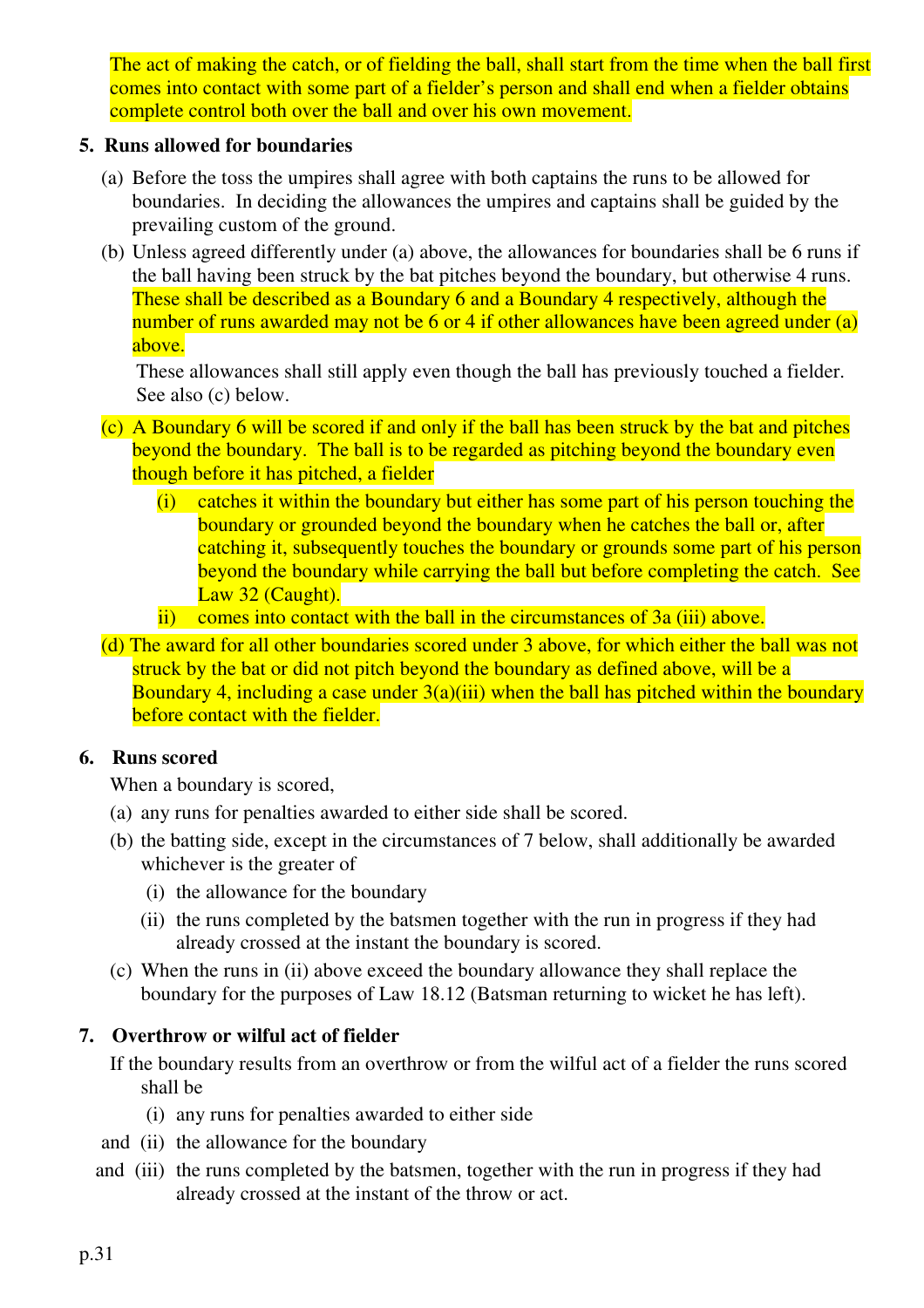The act of making the catch, or of fielding the ball, shall start from the time when the ball first comes into contact with some part of a fielder's person and shall end when a fielder obtains complete control both over the ball and over his own movement.

**5. Runs allowed for boundaries**

(a) Before the toss the umpires shall agree with both captains the runs to be allowed for boundaries. In deciding the allowances the umpires and captains shall be guided by the prevailing custom of the ground.

(b) Unless agreed differently under (a) above, the allowances for boundaries shall be 6 runs if the ball having been struck by the bat pitches beyond the boundary, but otherwise 4 runs. These shall be described as a Boundary 6 and a Boundary 4 respectively, although the number of runs awarded may not be 6 or 4 if other allowances have been agreed under (a) above.

These allowances shall still apply even though the ball has previously touched a fielder. See also (c) below.

(c) A Boundary 6 will be scored if and only if the ball has been struck by the bat and pitches beyond the boundary. The ball is to be regarded as pitching beyond the boundary even though before it has pitched, a fielder

(i) catches it within the boundary but either has some part of his person touching the boundary or grounded beyond the boundary when he catches the ball or, after catching it, subsequently touches the boundary or grounds some part of his person beyond the boundary while carrying the ball but before completing the catch. See Law 32 (Caught).

ii) comes into contact with the ball in the circumstances of 3a (iii) above.

(d) The award for all other boundaries scored under 3 above, for which either the ball was not struck by the bat or did not pitch beyond the boundary as defined above, will be a Boundary 4, including a case under 3(a)(iii) when the ball has pitched within the boundary before contact with the fielder.

**6. Runs scored**

When a boundary is scored,

(a) any runs for penalties awarded to either side shall be scored.

(b) the batting side, except in the circumstances of 7 below, shall additionally be awarded whichever is the greater of

(i) the allowance for the boundary

(ii) the runs completed by the batsmen together with the run in progress if they had already crossed at the instant the boundary is scored.

(c) When the runs in (ii) above exceed the boundary allowance they shall replace the boundary for the purposes of Law 18.12 (Batsman returning to wicket he has left).

**7. Overthrow or wilful act of fielder**

If the boundary results from an overthrow or from the wilful act of a fielder the runs scored shall be

(i) any runs for penalties awarded to either side

and (ii) the allowance for the boundary

and (iii) the runs completed by the batsmen, together with the run in progress if they had already crossed at the instant of the throw or act.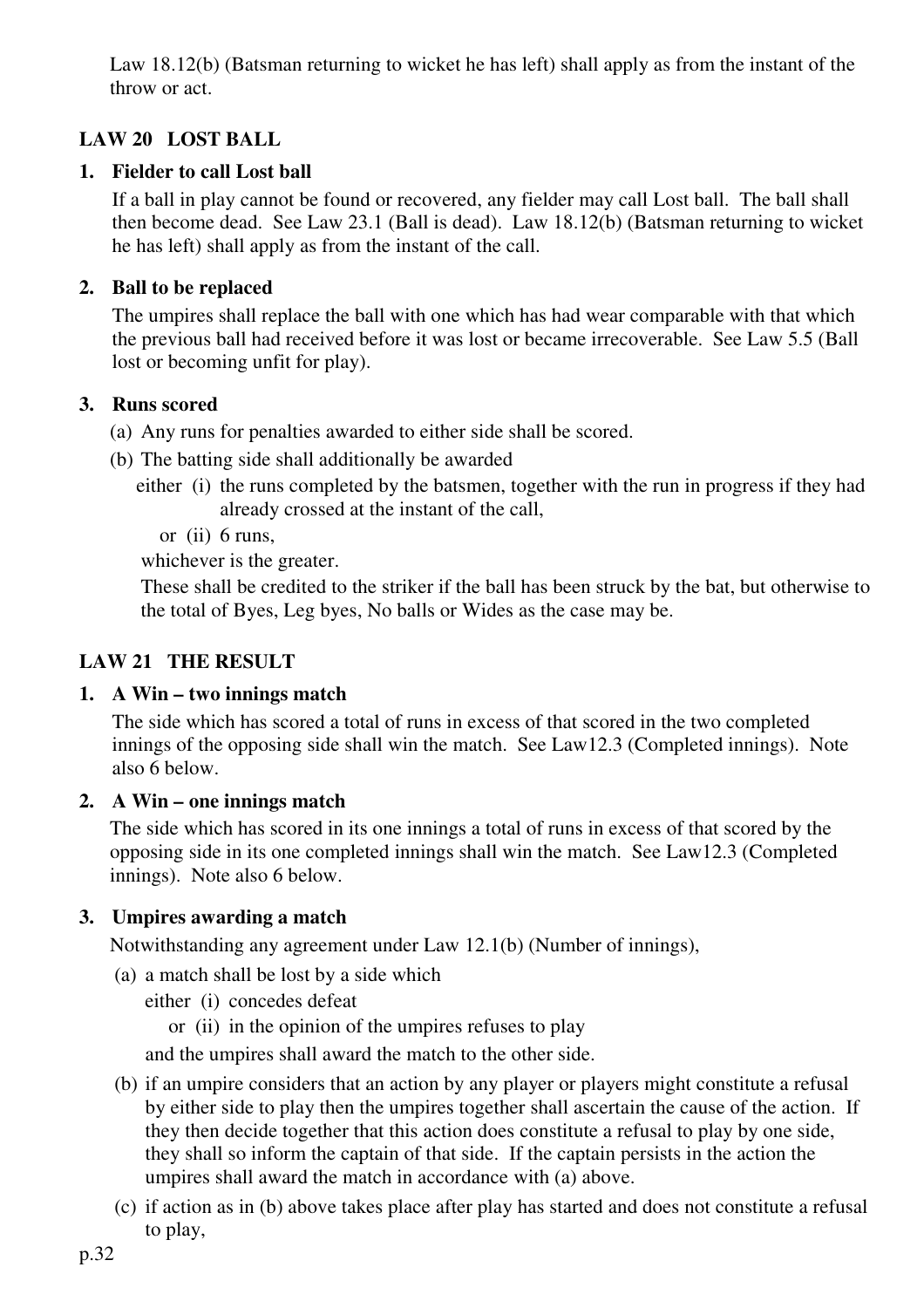Law 18.12(b) (Batsman returning to wicket he has left) shall apply as from the instant of the throw or act.

## LAW 20 LOST BALL

### 1. Fielder to call Lost ball

If a ball in play cannot be found or recovered, any fielder may call Lost ball. The ball shall then become dead. See Law 23.1 (Ball is dead). Law 18.12(b) (Batsman returning to wicket he has left) shall apply as from the instant of the call.

### 2. Ball to be replaced

The umpires shall replace the ball with one which has had wear comparable with that which the previous ball had received before it was lost or became irrecoverable. See Law 5.5 (Ball lost or becoming unfit for play).

### 3. Runs scored

(a) Any runs for penalties awarded to either side shall be scored.

(b) The batting side shall additionally be awarded

either (i) the runs completed by the batsmen, together with the run in progress if they had already crossed at the instant of the call,

or (ii) 6 runs,

whichever is the greater.

These shall be credited to the striker if the ball has been struck by the bat, but otherwise to the total of Byes, Leg byes, No balls or Wides as the case may be.

## LAW 21 THE RESULT

### 1. A Win – two innings match

The side which has scored a total of runs in excess of that scored in the two completed innings of the opposing side shall win the match. See Law12.3 (Completed innings). Note also 6 below.

### 2. A Win – one innings match

The side which has scored in its one innings a total of runs in excess of that scored by the opposing side in its one completed innings shall win the match. See Law12.3 (Completed innings). Note also 6 below.

### 3. Umpires awarding a match

Notwithstanding any agreement under Law 12.1(b) (Number of innings),

(a) a match shall be lost by a side which

either (i) concedes defeat

or (ii) in the opinion of the umpires refuses to play

and the umpires shall award the match to the other side.

(b) if an umpire considers that an action by any player or players might constitute a refusal by either side to play then the umpires together shall ascertain the cause of the action. If they then decide together that this action does constitute a refusal to play by one side, they shall so inform the captain of that side. If the captain persists in the action the umpires shall award the match in accordance with (a) above.

(c) if action as in (b) above takes place after play has started and does not constitute a refusal to play,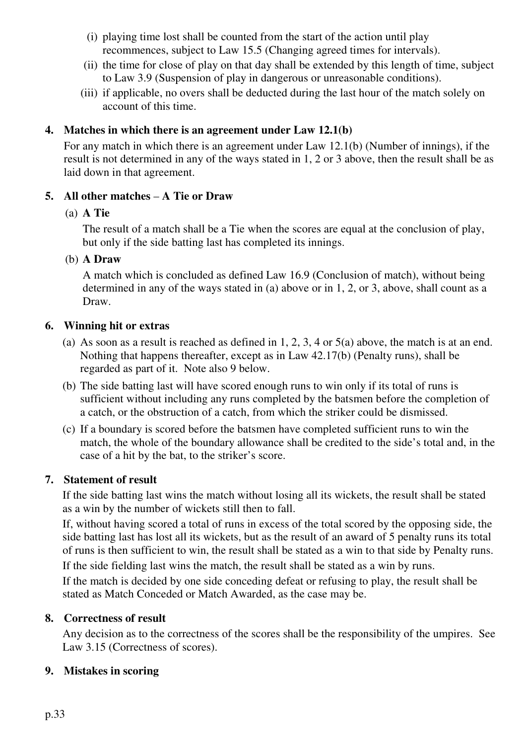(i) playing time lost shall be counted from the start of the action until play recommences, subject to Law 15.5 (Changing agreed times for intervals).

(ii) the time for close of play on that day shall be extended by this length of time, subject to Law 3.9 (Suspension of play in dangerous or unreasonable conditions).

(iii) if applicable, no overs shall be deducted during the last hour of the match solely on account of this time.

**4. Matches in which there is an agreement under Law 12.1(b)**

For any match in which there is an agreement under Law 12.1(b) (Number of innings), if the result is not determined in any of the ways stated in 1, 2 or 3 above, then the result shall be as laid down in that agreement.

**5. All other matches – A Tie or Draw**

(a) **A Tie**

The result of a match shall be a Tie when the scores are equal at the conclusion of play, but only if the side batting last has completed its innings.

(b) **A Draw**

A match which is concluded as defined Law 16.9 (Conclusion of match), without being determined in any of the ways stated in (a) above or in 1, 2, or 3, above, shall count as a Draw.

**6. Winning hit or extras**

(a) As soon as a result is reached as defined in 1, 2, 3, 4 or 5(a) above, the match is at an end. Nothing that happens thereafter, except as in Law 42.17(b) (Penalty runs), shall be regarded as part of it. Note also 9 below.

(b) The side batting last will have scored enough runs to win only if its total of runs is sufficient without including any runs completed by the batsmen before the completion of a catch, or the obstruction of a catch, from which the striker could be dismissed.

(c) If a boundary is scored before the batsmen have completed sufficient runs to win the match, the whole of the boundary allowance shall be credited to the side's total and, in the case of a hit by the bat, to the striker's score.

**7. Statement of result**

If the side batting last wins the match without losing all its wickets, the result shall be stated as a win by the number of wickets still then to fall.

If, without having scored a total of runs in excess of the total scored by the opposing side, the side batting last has lost all its wickets, but as the result of an award of 5 penalty runs its total of runs is then sufficient to win, the result shall be stated as a win to that side by Penalty runs.

If the side fielding last wins the match, the result shall be stated as a win by runs.

If the match is decided by one side conceding defeat or refusing to play, the result shall be stated as Match Conceded or Match Awarded, as the case may be.

**8. Correctness of result**

Any decision as to the correctness of the scores shall be the responsibility of the umpires. See Law 3.15 (Correctness of scores).

**9. Mistakes in scoring**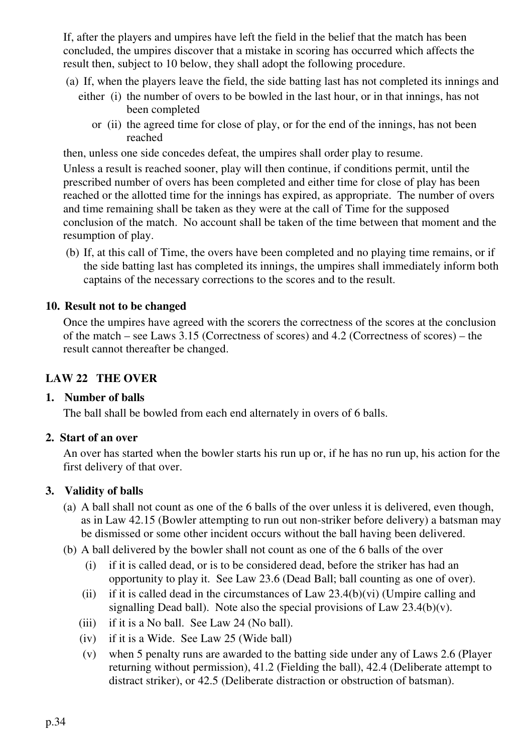If, after the players and umpires have left the field in the belief that the match has been concluded, the umpires discover that a mistake in scoring has occurred which affects the result then, subject to 10 below, they shall adopt the following procedure.

(a) If, when the players leave the field, the side batting last has not completed its innings and

either (i) the number of overs to be bowled in the last hour, or in that innings, has not been completed

or (ii) the agreed time for close of play, or for the end of the innings, has not been reached

then, unless one side concedes defeat, the umpires shall order play to resume.

Unless a result is reached sooner, play will then continue, if conditions permit, until the prescribed number of overs has been completed and either time for close of play has been reached or the allotted time for the innings has expired, as appropriate. The number of overs and time remaining shall be taken as they were at the call of Time for the supposed conclusion of the match. No account shall be taken of the time between that moment and the resumption of play.

(b) If, at this call of Time, the overs have been completed and no playing time remains, or if the side batting last has completed its innings, the umpires shall immediately inform both captains of the necessary corrections to the scores and to the result.

### 10. Result not to be changed

Once the umpires have agreed with the scorers the correctness of the scores at the conclusion of the match – see Laws 3.15 (Correctness of scores) and 4.2 (Correctness of scores) – the result cannot thereafter be changed.

## LAW 22 THE OVER

### 1. Number of balls

The ball shall be bowled from each end alternately in overs of 6 balls.

### 2. Start of an over

An over has started when the bowler starts his run up or, if he has no run up, his action for the first delivery of that over.

### 3. Validity of balls

(a) A ball shall not count as one of the 6 balls of the over unless it is delivered, even though, as in Law 42.15 (Bowler attempting to run out non-striker before delivery) a batsman may be dismissed or some other incident occurs without the ball having been delivered.

(b) A ball delivered by the bowler shall not count as one of the 6 balls of the over

(i) if it is called dead, or is to be considered dead, before the striker has had an opportunity to play it. See Law 23.6 (Dead Ball; ball counting as one of over).

(ii) if it is called dead in the circumstances of Law 23.4(b)(vi) (Umpire calling and signalling Dead ball). Note also the special provisions of Law 23.4(b)(v).

(iii) if it is a No ball. See Law 24 (No ball).

(iv) if it is a Wide. See Law 25 (Wide ball)

(v) when 5 penalty runs are awarded to the batting side under any of Laws 2.6 (Player returning without permission), 41.2 (Fielding the ball), 42.4 (Deliberate attempt to distract striker), or 42.5 (Deliberate distraction or obstruction of batsman).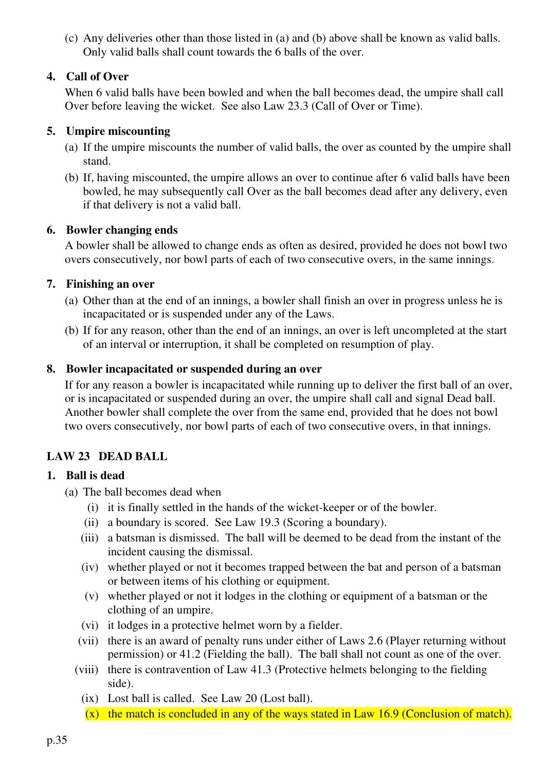(c) Any deliveries other than those listed in (a) and (b) above shall be known as valid balls. Only valid balls shall count towards the 6 balls of the over.

**4. Call of Over**

When 6 valid balls have been bowled and when the ball becomes dead, the umpire shall call Over before leaving the wicket. See also Law 23.3 (Call of Over or Time).

**5. Umpire miscounting**

(a) If the umpire miscounts the number of valid balls, the over as counted by the umpire shall stand.

(b) If, having miscounted, the umpire allows an over to continue after 6 valid balls have been bowled, he may subsequently call Over as the ball becomes dead after any delivery, even if that delivery is not a valid ball.

**6. Bowler changing ends**

A bowler shall be allowed to change ends as often as desired, provided he does not bowl two overs consecutively, nor bowl parts of each of two consecutive overs, in the same innings.

**7. Finishing an over**

(a) Other than at the end of an innings, a bowler shall finish an over in progress unless he is incapacitated or is suspended under any of the Laws.

(b) If for any reason, other than the end of an innings, an over is left uncompleted at the start of an interval or interruption, it shall be completed on resumption of play.

**8. Bowler incapacitated or suspended during an over**

If for any reason a bowler is incapacitated while running up to deliver the first ball of an over, or is incapacitated or suspended during an over, the umpire shall call and signal Dead ball. Another bowler shall complete the over from the same end, provided that he does not bowl two overs consecutively, nor bowl parts of each of two consecutive overs, in that innings.

## LAW 23 DEAD BALL

**1. Ball is dead**

(a) The ball becomes dead when

   (i) it is finally settled in the hands of the wicket-keeper or of the bowler.

   (ii) a boundary is scored. See Law 19.3 (Scoring a boundary).

   (iii) a batsman is dismissed. The ball will be deemed to be dead from the instant of the incident causing the dismissal.

   (iv) whether played or not it becomes trapped between the bat and person of a batsman or between items of his clothing or equipment.

   (v) whether played or not it lodges in the clothing or equipment of a batsman or the clothing of an umpire.

   (vi) it lodges in a protective helmet worn by a fielder.

   (vii) there is an award of penalty runs under either of Laws 2.6 (Player returning without permission) or 41.2 (Fielding the ball). The ball shall not count as one of the over.

   (viii) there is contravention of Law 41.3 (Protective helmets belonging to the fielding side).

   (ix) Lost ball is called. See Law 20 (Lost ball).

   (x) the match is concluded in any of the ways stated in Law 16.9 (Conclusion of match).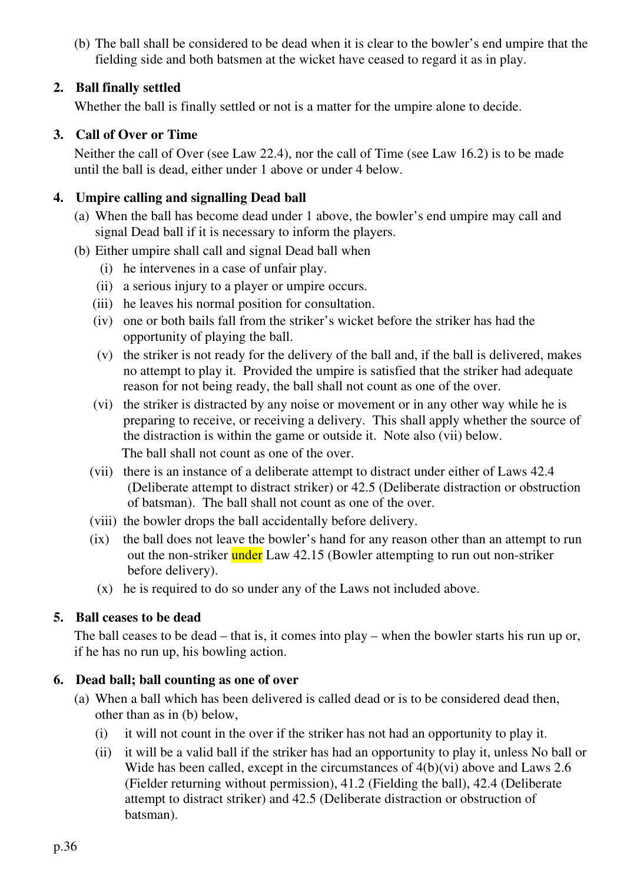(b) The ball shall be considered to be dead when it is clear to the bowler's end umpire that the fielding side and both batsmen at the wicket have ceased to regard it as in play.

**2. Ball finally settled**

Whether the ball is finally settled or not is a matter for the umpire alone to decide.

**3. Call of Over or Time**

Neither the call of Over (see Law 22.4), nor the call of Time (see Law 16.2) is to be made until the ball is dead, either under 1 above or under 4 below.

**4. Umpire calling and signalling Dead ball**

(a) When the ball has become dead under 1 above, the bowler's end umpire may call and signal Dead ball if it is necessary to inform the players.

(b) Either umpire shall call and signal Dead ball when

- (i) he intervenes in a case of unfair play.
- (ii) a serious injury to a player or umpire occurs.
- (iii) he leaves his normal position for consultation.
- (iv) one or both bails fall from the striker's wicket before the striker has had the opportunity of playing the ball.
- (v) the striker is not ready for the delivery of the ball and, if the ball is delivered, makes no attempt to play it. Provided the umpire is satisfied that the striker had adequate reason for not being ready, the ball shall not count as one of the over.
- (vi) the striker is distracted by any noise or movement or in any other way while he is preparing to receive, or receiving a delivery. This shall apply whether the source of the distraction is within the game or outside it. Note also (vii) below.
  The ball shall not count as one of the over.
- (vii) there is an instance of a deliberate attempt to distract under either of Laws 42.4 (Deliberate attempt to distract striker) or 42.5 (Deliberate distraction or obstruction of batsman). The ball shall not count as one of the over.
- (viii) the bowler drops the ball accidentally before delivery.
- (ix) the ball does not leave the bowler's hand for any reason other than an attempt to run out the non-striker under Law 42.15 (Bowler attempting to run out non-striker before delivery).
- (x) he is required to do so under any of the Laws not included above.

**5. Ball ceases to be dead**

The ball ceases to be dead – that is, it comes into play – when the bowler starts his run up or, if he has no run up, his bowling action.

**6. Dead ball; ball counting as one of over**

(a) When a ball which has been delivered is called dead or is to be considered dead then, other than as in (b) below,

- (i) it will not count in the over if the striker has not had an opportunity to play it.
- (ii) it will be a valid ball if the striker has had an opportunity to play it, unless No ball or Wide has been called, except in the circumstances of 4(b)(vi) above and Laws 2.6 (Fielder returning without permission), 41.2 (Fielding the ball), 42.4 (Deliberate attempt to distract striker) and 42.5 (Deliberate distraction or obstruction of batsman).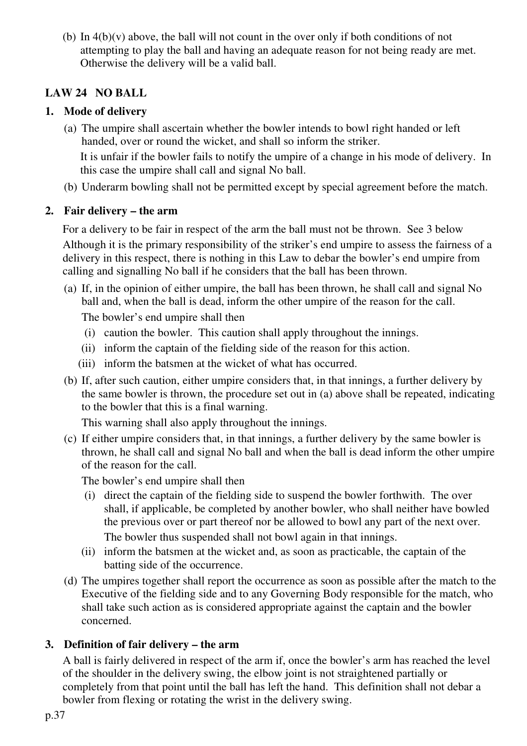(b) In 4(b)(v) above, the ball will not count in the over only if both conditions of not attempting to play the ball and having an adequate reason for not being ready are met. Otherwise the delivery will be a valid ball.

## LAW 24 NO BALL

### 1. Mode of delivery

(a) The umpire shall ascertain whether the bowler intends to bowl right handed or left handed, over or round the wicket, and shall so inform the striker.

It is unfair if the bowler fails to notify the umpire of a change in his mode of delivery. In this case the umpire shall call and signal No ball.

(b) Underarm bowling shall not be permitted except by special agreement before the match.

### 2. Fair delivery – the arm

For a delivery to be fair in respect of the arm the ball must not be thrown. See 3 below

Although it is the primary responsibility of the striker's end umpire to assess the fairness of a delivery in this respect, there is nothing in this Law to debar the bowler's end umpire from calling and signalling No ball if he considers that the ball has been thrown.

(a) If, in the opinion of either umpire, the ball has been thrown, he shall call and signal No ball and, when the ball is dead, inform the other umpire of the reason for the call.

The bowler's end umpire shall then

- (i) caution the bowler. This caution shall apply throughout the innings.
- (ii) inform the captain of the fielding side of the reason for this action.
- (iii) inform the batsmen at the wicket of what has occurred.

(b) If, after such caution, either umpire considers that, in that innings, a further delivery by the same bowler is thrown, the procedure set out in (a) above shall be repeated, indicating to the bowler that this is a final warning.

This warning shall also apply throughout the innings.

(c) If either umpire considers that, in that innings, a further delivery by the same bowler is thrown, he shall call and signal No ball and when the ball is dead inform the other umpire of the reason for the call.

The bowler's end umpire shall then

- (i) direct the captain of the fielding side to suspend the bowler forthwith. The over shall, if applicable, be completed by another bowler, who shall neither have bowled the previous over or part thereof nor be allowed to bowl any part of the next over.

  The bowler thus suspended shall not bowl again in that innings.
- (ii) inform the batsmen at the wicket and, as soon as practicable, the captain of the batting side of the occurrence.

(d) The umpires together shall report the occurrence as soon as possible after the match to the Executive of the fielding side and to any Governing Body responsible for the match, who shall take such action as is considered appropriate against the captain and the bowler concerned.

### 3. Definition of fair delivery – the arm

A ball is fairly delivered in respect of the arm if, once the bowler's arm has reached the level of the shoulder in the delivery swing, the elbow joint is not straightened partially or completely from that point until the ball has left the hand. This definition shall not debar a bowler from flexing or rotating the wrist in the delivery swing.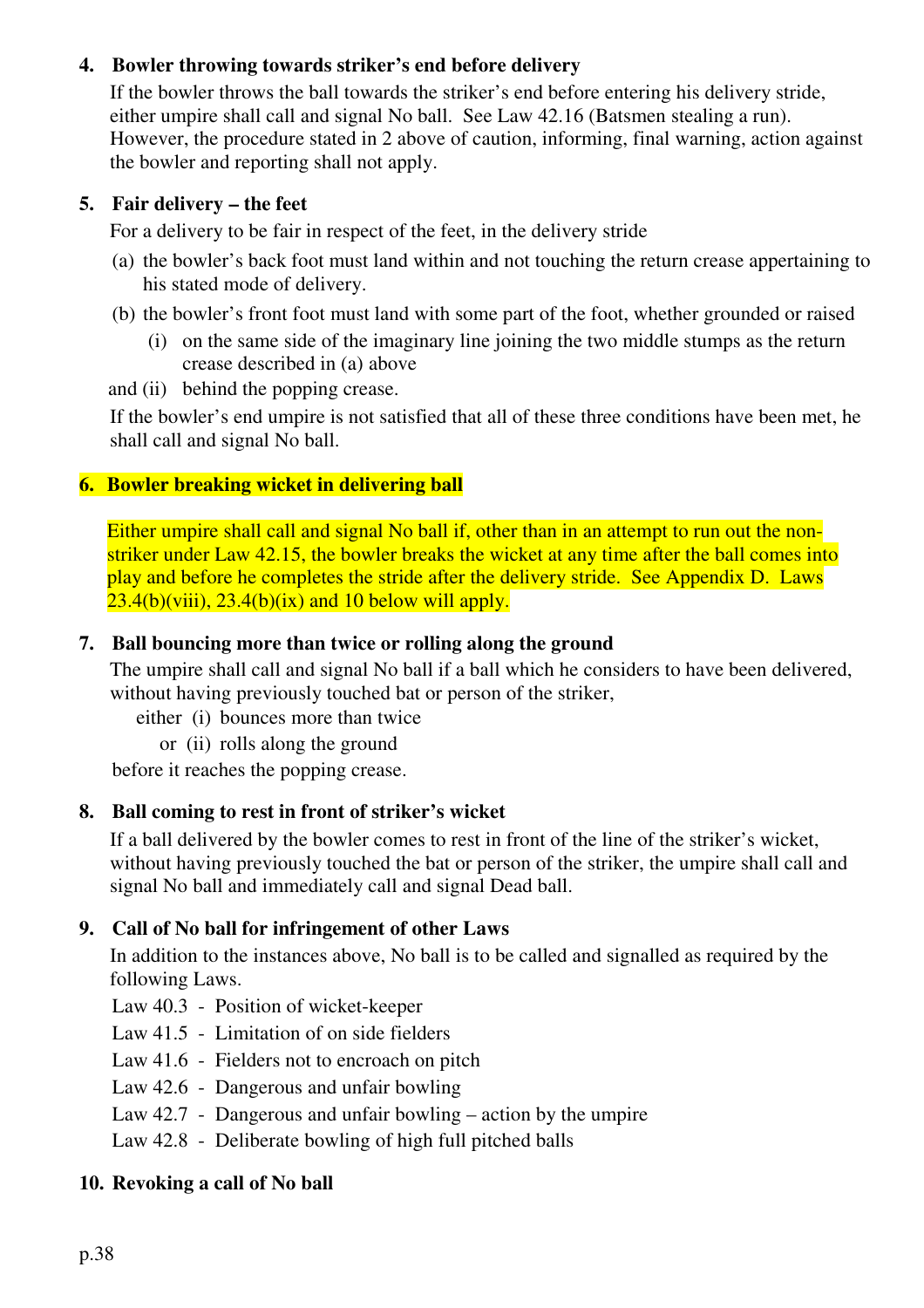### 4. Bowler throwing towards striker's end before delivery

If the bowler throws the ball towards the striker's end before entering his delivery stride, either umpire shall call and signal No ball. See Law 42.16 (Batsmen stealing a run). However, the procedure stated in 2 above of caution, informing, final warning, action against the bowler and reporting shall not apply.

### 5. Fair delivery – the feet

For a delivery to be fair in respect of the feet, in the delivery stride

(a) the bowler's back foot must land within and not touching the return crease appertaining to his stated mode of delivery.

(b) the bowler's front foot must land with some part of the foot, whether grounded or raised

(i) on the same side of the imaginary line joining the two middle stumps as the return crease described in (a) above

and (ii) behind the popping crease.

If the bowler's end umpire is not satisfied that all of these three conditions have been met, he shall call and signal No ball.

### 6. Bowler breaking wicket in delivering ball

Either umpire shall call and signal No ball if, other than in an attempt to run out the non-striker under Law 42.15, the bowler breaks the wicket at any time after the ball comes into play and before he completes the stride after the delivery stride. See Appendix D. Laws 23.4(b)(viii), 23.4(b)(ix) and 10 below will apply.

### 7. Ball bouncing more than twice or rolling along the ground

The umpire shall call and signal No ball if a ball which he considers to have been delivered, without having previously touched bat or person of the striker,

either (i) bounces more than twice

or (ii) rolls along the ground

before it reaches the popping crease.

### 8. Ball coming to rest in front of striker's wicket

If a ball delivered by the bowler comes to rest in front of the line of the striker's wicket, without having previously touched the bat or person of the striker, the umpire shall call and signal No ball and immediately call and signal Dead ball.

### 9. Call of No ball for infringement of other Laws

In addition to the instances above, No ball is to be called and signalled as required by the following Laws.

Law 40.3 - Position of wicket-keeper
Law 41.5 - Limitation of on side fielders
Law 41.6 - Fielders not to encroach on pitch
Law 42.6 - Dangerous and unfair bowling
Law 42.7 - Dangerous and unfair bowling – action by the umpire
Law 42.8 - Deliberate bowling of high full pitched balls

### 10. Revoking a call of No ball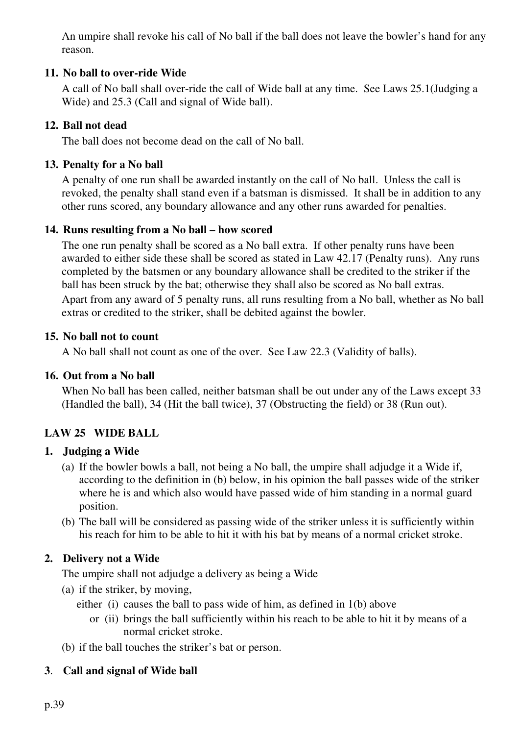An umpire shall revoke his call of No ball if the ball does not leave the bowler's hand for any reason.

### 11. No ball to over-ride Wide

A call of No ball shall over-ride the call of Wide ball at any time. See Laws 25.1(Judging a Wide) and 25.3 (Call and signal of Wide ball).

### 12. Ball not dead

The ball does not become dead on the call of No ball.

### 13. Penalty for a No ball

A penalty of one run shall be awarded instantly on the call of No ball. Unless the call is revoked, the penalty shall stand even if a batsman is dismissed. It shall be in addition to any other runs scored, any boundary allowance and any other runs awarded for penalties.

### 14. Runs resulting from a No ball – how scored

The one run penalty shall be scored as a No ball extra. If other penalty runs have been awarded to either side these shall be scored as stated in Law 42.17 (Penalty runs). Any runs completed by the batsmen or any boundary allowance shall be credited to the striker if the ball has been struck by the bat; otherwise they shall also be scored as No ball extras.

Apart from any award of 5 penalty runs, all runs resulting from a No ball, whether as No ball extras or credited to the striker, shall be debited against the bowler.

### 15. No ball not to count

A No ball shall not count as one of the over. See Law 22.3 (Validity of balls).

### 16. Out from a No ball

When No ball has been called, neither batsman shall be out under any of the Laws except 33 (Handled the ball), 34 (Hit the ball twice), 37 (Obstructing the field) or 38 (Run out).

## LAW 25 WIDE BALL

### 1. Judging a Wide

(a) If the bowler bowls a ball, not being a No ball, the umpire shall adjudge it a Wide if, according to the definition in (b) below, in his opinion the ball passes wide of the striker where he is and which also would have passed wide of him standing in a normal guard position.

(b) The ball will be considered as passing wide of the striker unless it is sufficiently within his reach for him to be able to hit it with his bat by means of a normal cricket stroke.

### 2. Delivery not a Wide

The umpire shall not adjudge a delivery as being a Wide

(a) if the striker, by moving,

either (i) causes the ball to pass wide of him, as defined in 1(b) above

or (ii) brings the ball sufficiently within his reach to be able to hit it by means of a normal cricket stroke.

(b) if the ball touches the striker's bat or person.

### 3. Call and signal of Wide ball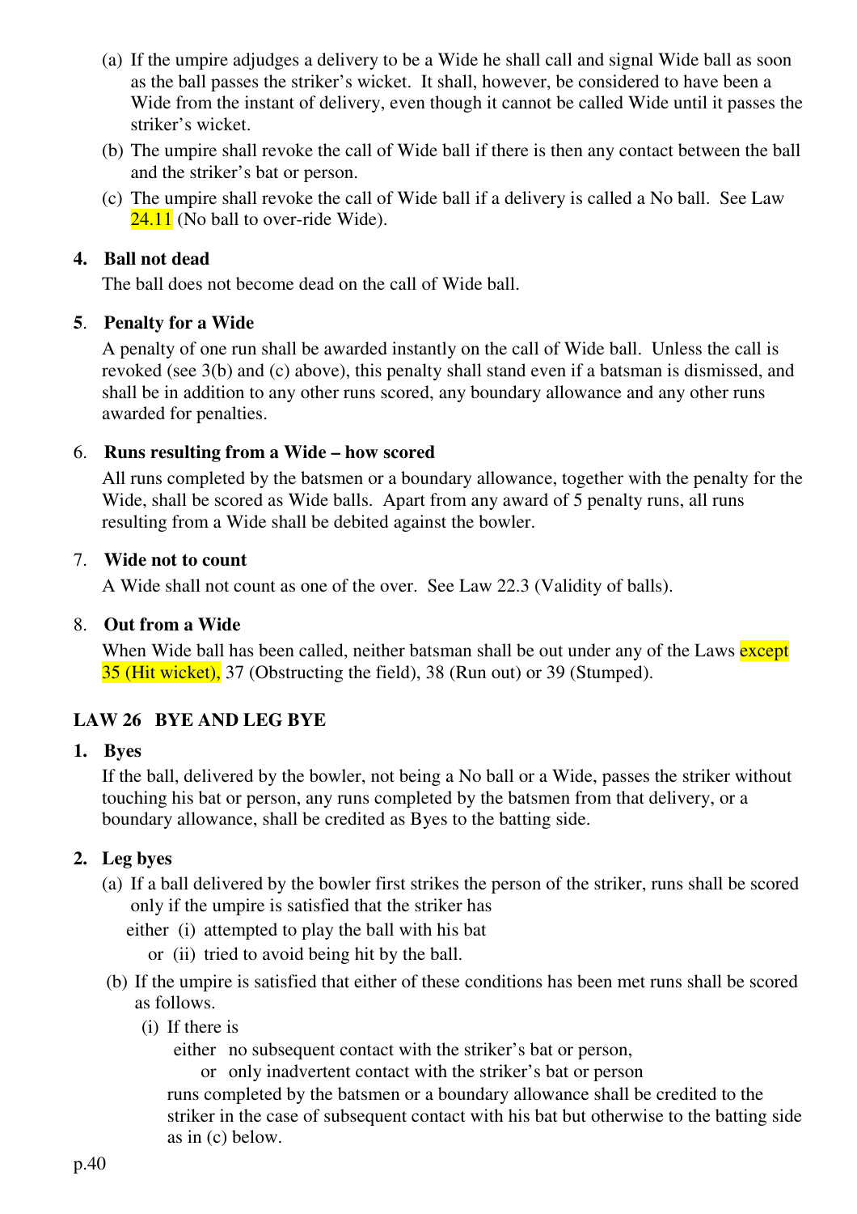(a) If the umpire adjudges a delivery to be a Wide he shall call and signal Wide ball as soon as the ball passes the striker's wicket. It shall, however, be considered to have been a Wide from the instant of delivery, even though it cannot be called Wide until it passes the striker's wicket.

(b) The umpire shall revoke the call of Wide ball if there is then any contact between the ball and the striker's bat or person.

(c) The umpire shall revoke the call of Wide ball if a delivery is called a No ball. See Law 24.11 (No ball to over-ride Wide).

**4. Ball not dead**

The ball does not become dead on the call of Wide ball.

**5. Penalty for a Wide**

A penalty of one run shall be awarded instantly on the call of Wide ball. Unless the call is revoked (see 3(b) and (c) above), this penalty shall stand even if a batsman is dismissed, and shall be in addition to any other runs scored, any boundary allowance and any other runs awarded for penalties.

6. **Runs resulting from a Wide – how scored**

All runs completed by the batsmen or a boundary allowance, together with the penalty for the Wide, shall be scored as Wide balls. Apart from any award of 5 penalty runs, all runs resulting from a Wide shall be debited against the bowler.

7. **Wide not to count**

A Wide shall not count as one of the over. See Law 22.3 (Validity of balls).

8. **Out from a Wide**

When Wide ball has been called, neither batsman shall be out under any of the Laws except 35 (Hit wicket), 37 (Obstructing the field), 38 (Run out) or 39 (Stumped).

## LAW 26 BYE AND LEG BYE

**1. Byes**

If the ball, delivered by the bowler, not being a No ball or a Wide, passes the striker without touching his bat or person, any runs completed by the batsmen from that delivery, or a boundary allowance, shall be credited as Byes to the batting side.

**2. Leg byes**

(a) If a ball delivered by the bowler first strikes the person of the striker, runs shall be scored only if the umpire is satisfied that the striker has

either (i) attempted to play the ball with his bat

or (ii) tried to avoid being hit by the ball.

(b) If the umpire is satisfied that either of these conditions has been met runs shall be scored as follows.

(i) If there is

either no subsequent contact with the striker's bat or person,

or only inadvertent contact with the striker's bat or person

runs completed by the batsmen or a boundary allowance shall be credited to the striker in the case of subsequent contact with his bat but otherwise to the batting side as in (c) below.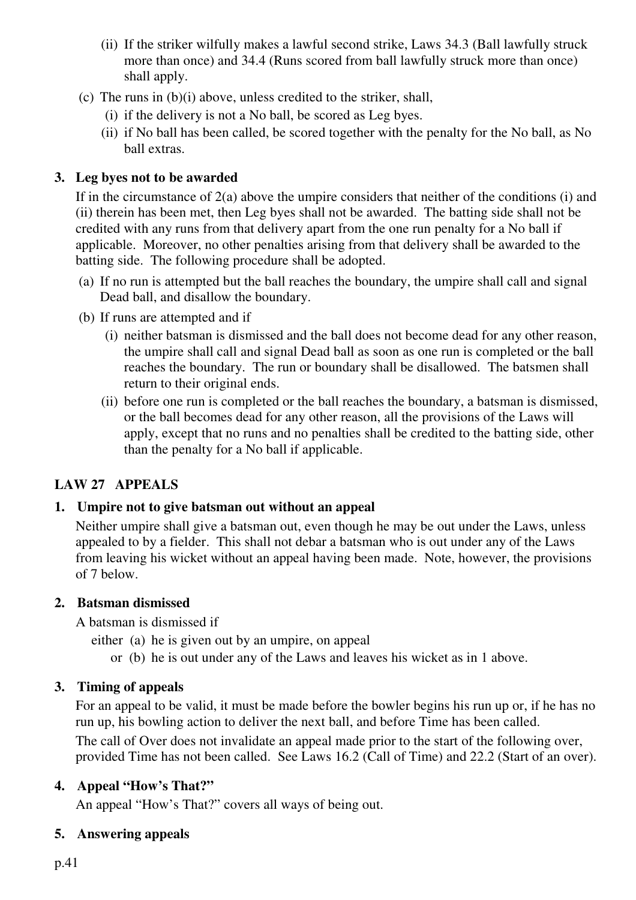(ii) If the striker wilfully makes a lawful second strike, Laws 34.3 (Ball lawfully struck more than once) and 34.4 (Runs scored from ball lawfully struck more than once) shall apply.

(c) The runs in (b)(i) above, unless credited to the striker, shall,

(i) if the delivery is not a No ball, be scored as Leg byes.

(ii) if No ball has been called, be scored together with the penalty for the No ball, as No ball extras.

### 3. Leg byes not to be awarded

If in the circumstance of 2(a) above the umpire considers that neither of the conditions (i) and (ii) therein has been met, then Leg byes shall not be awarded. The batting side shall not be credited with any runs from that delivery apart from the one run penalty for a No ball if applicable. Moreover, no other penalties arising from that delivery shall be awarded to the batting side. The following procedure shall be adopted.

(a) If no run is attempted but the ball reaches the boundary, the umpire shall call and signal Dead ball, and disallow the boundary.

(b) If runs are attempted and if

(i) neither batsman is dismissed and the ball does not become dead for any other reason, the umpire shall call and signal Dead ball as soon as one run is completed or the ball reaches the boundary. The run or boundary shall be disallowed. The batsmen shall return to their original ends.

(ii) before one run is completed or the ball reaches the boundary, a batsman is dismissed, or the ball becomes dead for any other reason, all the provisions of the Laws will apply, except that no runs and no penalties shall be credited to the batting side, other than the penalty for a No ball if applicable.

## LAW 27 APPEALS

### 1. Umpire not to give batsman out without an appeal

Neither umpire shall give a batsman out, even though he may be out under the Laws, unless appealed to by a fielder. This shall not debar a batsman who is out under any of the Laws from leaving his wicket without an appeal having been made. Note, however, the provisions of 7 below.

### 2. Batsman dismissed

A batsman is dismissed if

either (a) he is given out by an umpire, on appeal

or (b) he is out under any of the Laws and leaves his wicket as in 1 above.

### 3. Timing of appeals

For an appeal to be valid, it must be made before the bowler begins his run up or, if he has no run up, his bowling action to deliver the next ball, and before Time has been called.

The call of Over does not invalidate an appeal made prior to the start of the following over, provided Time has not been called. See Laws 16.2 (Call of Time) and 22.2 (Start of an over).

### 4. Appeal “How’s That?”

An appeal “How’s That?” covers all ways of being out.

### 5. Answering appeals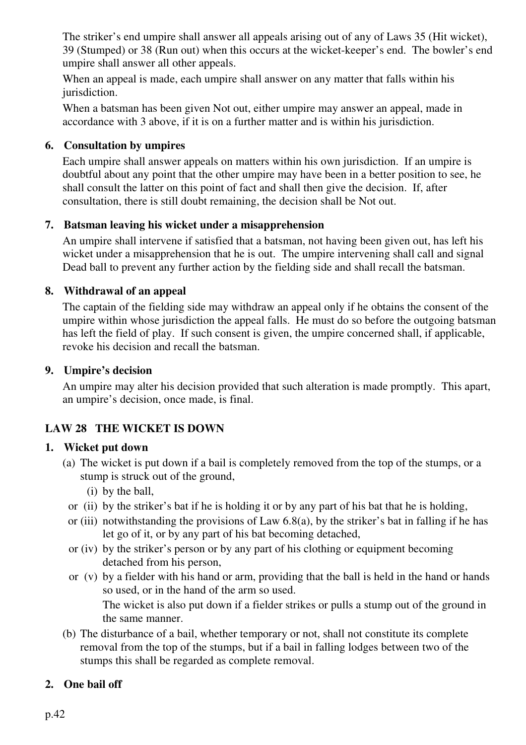The striker's end umpire shall answer all appeals arising out of any of Laws 35 (Hit wicket), 39 (Stumped) or 38 (Run out) when this occurs at the wicket-keeper's end. The bowler's end umpire shall answer all other appeals.

When an appeal is made, each umpire shall answer on any matter that falls within his jurisdiction.

When a batsman has been given Not out, either umpire may answer an appeal, made in accordance with 3 above, if it is on a further matter and is within his jurisdiction.

### 6. Consultation by umpires

Each umpire shall answer appeals on matters within his own jurisdiction. If an umpire is doubtful about any point that the other umpire may have been in a better position to see, he shall consult the latter on this point of fact and shall then give the decision. If, after consultation, there is still doubt remaining, the decision shall be Not out.

### 7. Batsman leaving his wicket under a misapprehension

An umpire shall intervene if satisfied that a batsman, not having been given out, has left his wicket under a misapprehension that he is out. The umpire intervening shall call and signal Dead ball to prevent any further action by the fielding side and shall recall the batsman.

### 8. Withdrawal of an appeal

The captain of the fielding side may withdraw an appeal only if he obtains the consent of the umpire within whose jurisdiction the appeal falls. He must do so before the outgoing batsman has left the field of play. If such consent is given, the umpire concerned shall, if applicable, revoke his decision and recall the batsman.

### 9. Umpire's decision

An umpire may alter his decision provided that such alteration is made promptly. This apart, an umpire's decision, once made, is final.

## LAW 28 THE WICKET IS DOWN

### 1. Wicket put down

(a) The wicket is put down if a bail is completely removed from the top of the stumps, or a stump is struck out of the ground,

(i) by the ball,

or (ii) by the striker's bat if he is holding it or by any part of his bat that he is holding,

or (iii) notwithstanding the provisions of Law 6.8(a), by the striker's bat in falling if he has let go of it, or by any part of his bat becoming detached,

or (iv) by the striker's person or by any part of his clothing or equipment becoming detached from his person,

or (v) by a fielder with his hand or arm, providing that the ball is held in the hand or hands so used, or in the hand of the arm so used.

The wicket is also put down if a fielder strikes or pulls a stump out of the ground in the same manner.

(b) The disturbance of a bail, whether temporary or not, shall not constitute its complete removal from the top of the stumps, but if a bail in falling lodges between two of the stumps this shall be regarded as complete removal.

### 2. One bail off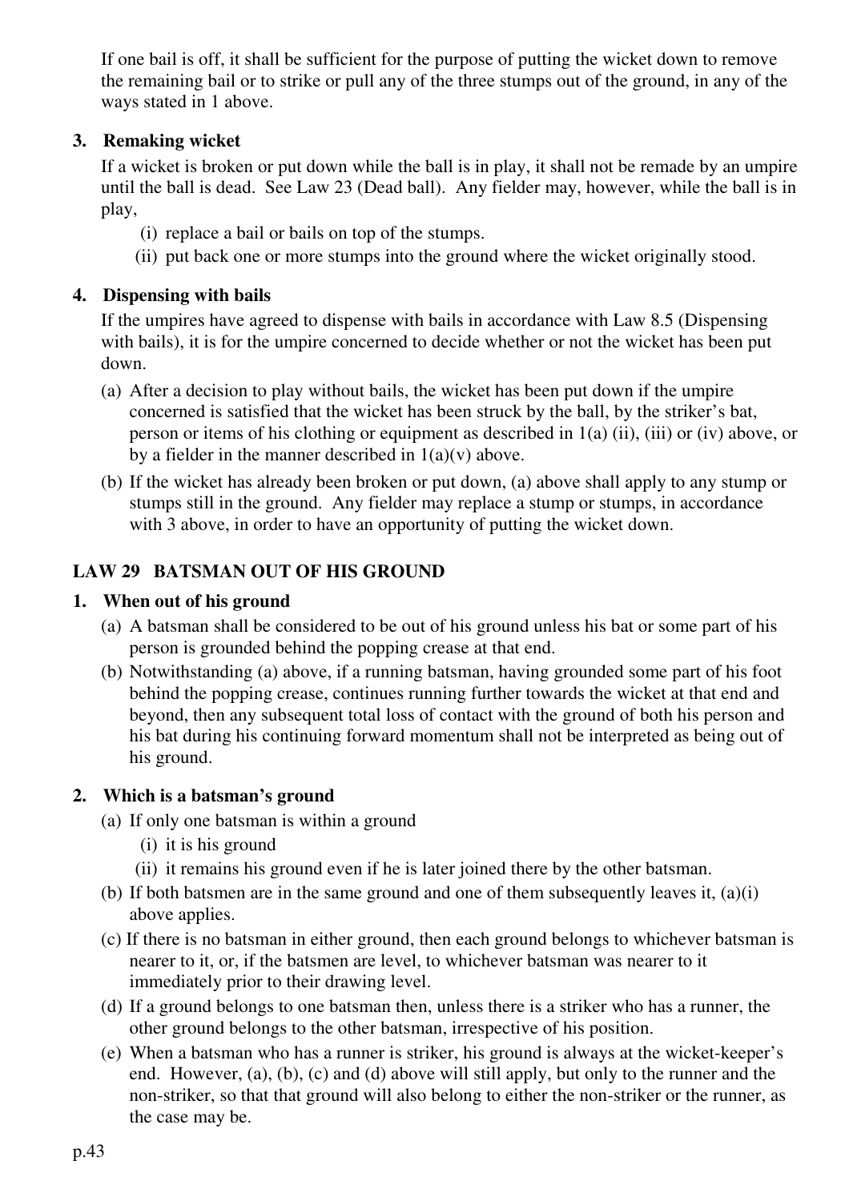If one bail is off, it shall be sufficient for the purpose of putting the wicket down to remove the remaining bail or to strike or pull any of the three stumps out of the ground, in any of the ways stated in 1 above.

**3. Remaking wicket**

If a wicket is broken or put down while the ball is in play, it shall not be remade by an umpire until the ball is dead. See Law 23 (Dead ball). Any fielder may, however, while the ball is in play,

(i) replace a bail or bails on top of the stumps.

(ii) put back one or more stumps into the ground where the wicket originally stood.

**4. Dispensing with bails**

If the umpires have agreed to dispense with bails in accordance with Law 8.5 (Dispensing with bails), it is for the umpire concerned to decide whether or not the wicket has been put down.

(a) After a decision to play without bails, the wicket has been put down if the umpire concerned is satisfied that the wicket has been struck by the ball, by the striker's bat, person or items of his clothing or equipment as described in 1(a) (ii), (iii) or (iv) above, or by a fielder in the manner described in 1(a)(v) above.

(b) If the wicket has already been broken or put down, (a) above shall apply to any stump or stumps still in the ground. Any fielder may replace a stump or stumps, in accordance with 3 above, in order to have an opportunity of putting the wicket down.

## LAW 29 BATSMAN OUT OF HIS GROUND

**1. When out of his ground**

(a) A batsman shall be considered to be out of his ground unless his bat or some part of his person is grounded behind the popping crease at that end.

(b) Notwithstanding (a) above, if a running batsman, having grounded some part of his foot behind the popping crease, continues running further towards the wicket at that end and beyond, then any subsequent total loss of contact with the ground of both his person and his bat during his continuing forward momentum shall not be interpreted as being out of his ground.

**2. Which is a batsman's ground**

(a) If only one batsman is within a ground

(i) it is his ground

(ii) it remains his ground even if he is later joined there by the other batsman.

(b) If both batsmen are in the same ground and one of them subsequently leaves it, (a)(i) above applies.

(c) If there is no batsman in either ground, then each ground belongs to whichever batsman is nearer to it, or, if the batsmen are level, to whichever batsman was nearer to it immediately prior to their drawing level.

(d) If a ground belongs to one batsman then, unless there is a striker who has a runner, the other ground belongs to the other batsman, irrespective of his position.

(e) When a batsman who has a runner is striker, his ground is always at the wicket-keeper's end. However, (a), (b), (c) and (d) above will still apply, but only to the runner and the non-striker, so that that ground will also belong to either the non-striker or the runner, as the case may be.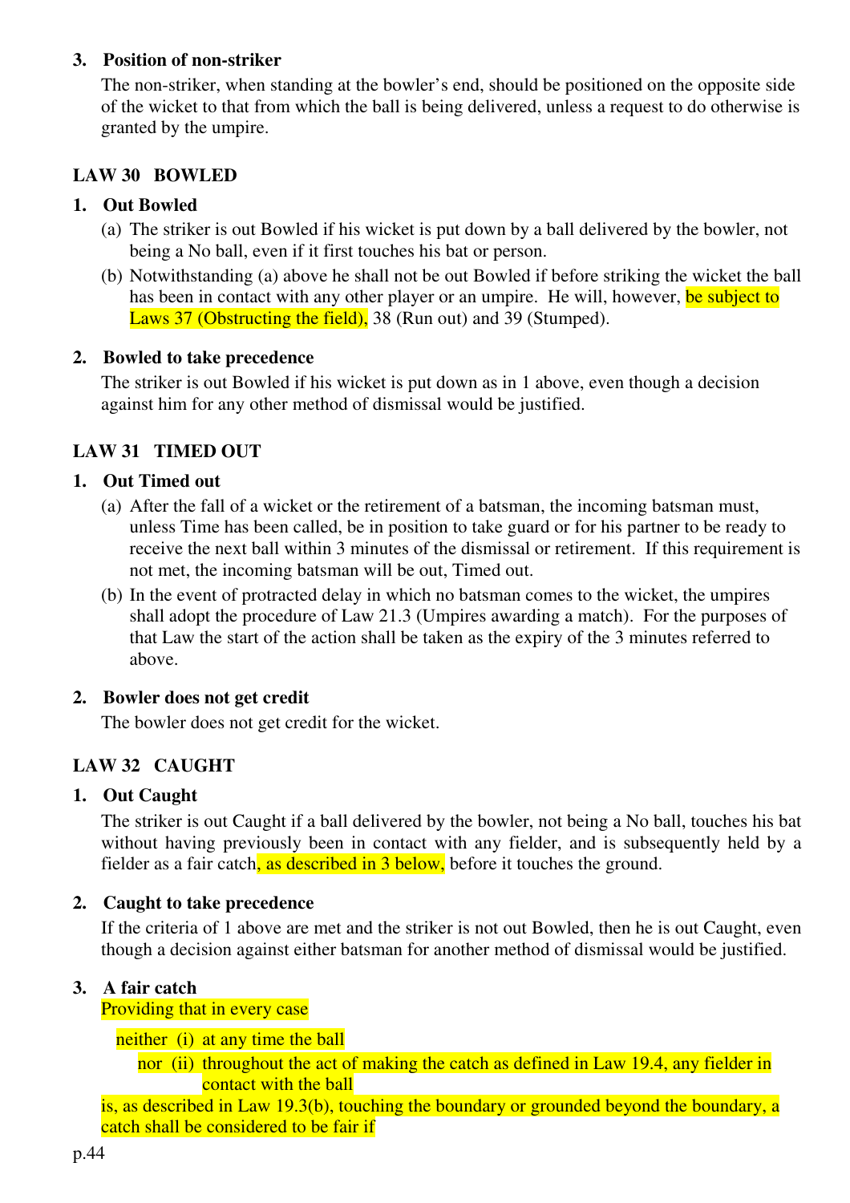**3. Position of non-striker**

The non-striker, when standing at the bowler's end, should be positioned on the opposite side of the wicket to that from which the ball is being delivered, unless a request to do otherwise is granted by the umpire.

## LAW 30 BOWLED

**1. Out Bowled**

(a) The striker is out Bowled if his wicket is put down by a ball delivered by the bowler, not being a No ball, even if it first touches his bat or person.

(b) Notwithstanding (a) above he shall not be out Bowled if before striking the wicket the ball has been in contact with any other player or an umpire. He will, however, be subject to Laws 37 (Obstructing the field), 38 (Run out) and 39 (Stumped).

**2. Bowled to take precedence**

The striker is out Bowled if his wicket is put down as in 1 above, even though a decision against him for any other method of dismissal would be justified.

## LAW 31 TIMED OUT

**1. Out Timed out**

(a) After the fall of a wicket or the retirement of a batsman, the incoming batsman must, unless Time has been called, be in position to take guard or for his partner to be ready to receive the next ball within 3 minutes of the dismissal or retirement. If this requirement is not met, the incoming batsman will be out, Timed out.

(b) In the event of protracted delay in which no batsman comes to the wicket, the umpires shall adopt the procedure of Law 21.3 (Umpires awarding a match). For the purposes of that Law the start of the action shall be taken as the expiry of the 3 minutes referred to above.

**2. Bowler does not get credit**

The bowler does not get credit for the wicket.

## LAW 32 CAUGHT

**1. Out Caught**

The striker is out Caught if a ball delivered by the bowler, not being a No ball, touches his bat without having previously been in contact with any fielder, and is subsequently held by a fielder as a fair catch, as described in 3 below, before it touches the ground.

**2. Caught to take precedence**

If the criteria of 1 above are met and the striker is not out Bowled, then he is out Caught, even though a decision against either batsman for another method of dismissal would be justified.

**3. A fair catch**

Providing that in every case

neither (i) at any time the ball

nor (ii) throughout the act of making the catch as defined in Law 19.4, any fielder in contact with the ball

is, as described in Law 19.3(b), touching the boundary or grounded beyond the boundary, a catch shall be considered to be fair if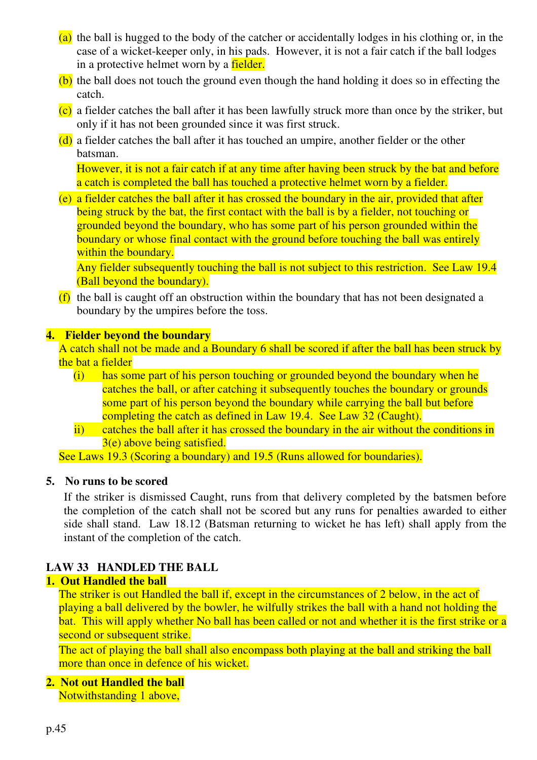(a) the ball is hugged to the body of the catcher or accidentally lodges in his clothing or, in the case of a wicket-keeper only, in his pads. However, it is not a fair catch if the ball lodges in a protective helmet worn by a fielder.

(b) the ball does not touch the ground even though the hand holding it does so in effecting the catch.

(c) a fielder catches the ball after it has been lawfully struck more than once by the striker, but only if it has not been grounded since it was first struck.

(d) a fielder catches the ball after it has touched an umpire, another fielder or the other batsman.

However, it is not a fair catch if at any time after having been struck by the bat and before a catch is completed the ball has touched a protective helmet worn by a fielder.

(e) a fielder catches the ball after it has crossed the boundary in the air, provided that after being struck by the bat, the first contact with the ball is by a fielder, not touching or grounded beyond the boundary, who has some part of his person grounded within the boundary or whose final contact with the ground before touching the ball was entirely within the boundary.

Any fielder subsequently touching the ball is not subject to this restriction. See Law 19.4 (Ball beyond the boundary).

(f) the ball is caught off an obstruction within the boundary that has not been designated a boundary by the umpires before the toss.

**4. Fielder beyond the boundary**

A catch shall not be made and a Boundary 6 shall be scored if after the ball has been struck by the bat a fielder

(i) has some part of his person touching or grounded beyond the boundary when he catches the ball, or after catching it subsequently touches the boundary or grounds some part of his person beyond the boundary while carrying the ball but before completing the catch as defined in Law 19.4. See Law 32 (Caught).

ii) catches the ball after it has crossed the boundary in the air without the conditions in 3(e) above being satisfied.

See Laws 19.3 (Scoring a boundary) and 19.5 (Runs allowed for boundaries).

**5. No runs to be scored**

If the striker is dismissed Caught, runs from that delivery completed by the batsmen before the completion of the catch shall not be scored but any runs for penalties awarded to either side shall stand. Law 18.12 (Batsman returning to wicket he has left) shall apply from the instant of the completion of the catch.

## LAW 33 HANDLED THE BALL

**1. Out Handled the ball**

The striker is out Handled the ball if, except in the circumstances of 2 below, in the act of playing a ball delivered by the bowler, he wilfully strikes the ball with a hand not holding the bat. This will apply whether No ball has been called or not and whether it is the first strike or a second or subsequent strike.

The act of playing the ball shall also encompass both playing at the ball and striking the ball more than once in defence of his wicket.

**2. Not out Handled the ball**

Notwithstanding 1 above,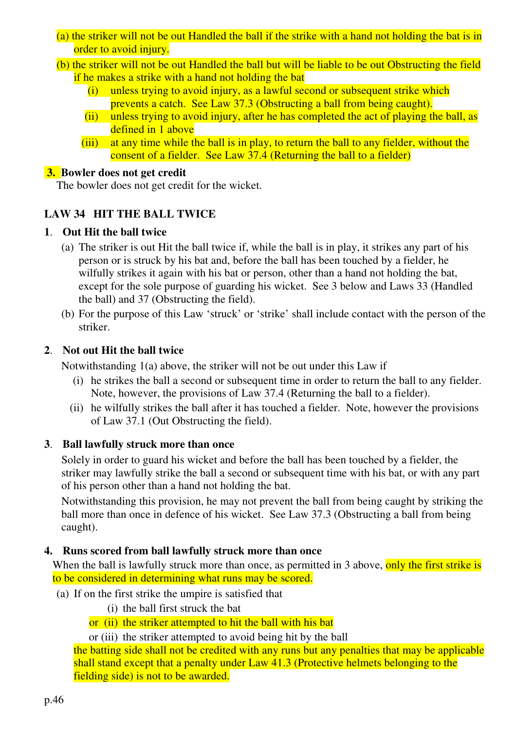(a) the striker will not be out Handled the ball if the strike with a hand not holding the bat is in order to avoid injury.

(b) the striker will not be out Handled the ball but will be liable to be out Obstructing the field if he makes a strike with a hand not holding the bat

  (i) unless trying to avoid injury, as a lawful second or subsequent strike which prevents a catch. See Law 37.3 (Obstructing a ball from being caught).

  (ii) unless trying to avoid injury, after he has completed the act of playing the ball, as defined in 1 above

  (iii) at any time while the ball is in play, to return the ball to any fielder, without the consent of a fielder. See Law 37.4 (Returning the ball to a fielder)

**3. Bowler does not get credit**

The bowler does not get credit for the wicket.

## LAW 34 HIT THE BALL TWICE

**1. Out Hit the ball twice**

(a) The striker is out Hit the ball twice if, while the ball is in play, it strikes any part of his person or is struck by his bat and, before the ball has been touched by a fielder, he wilfully strikes it again with his bat or person, other than a hand not holding the bat, except for the sole purpose of guarding his wicket. See 3 below and Laws 33 (Handled the ball) and 37 (Obstructing the field).

(b) For the purpose of this Law 'struck' or 'strike' shall include contact with the person of the striker.

**2. Not out Hit the ball twice**

Notwithstanding 1(a) above, the striker will not be out under this Law if

  (i) he strikes the ball a second or subsequent time in order to return the ball to any fielder. Note, however, the provisions of Law 37.4 (Returning the ball to a fielder).

  (ii) he wilfully strikes the ball after it has touched a fielder. Note, however the provisions of Law 37.1 (Out Obstructing the field).

**3. Ball lawfully struck more than once**

Solely in order to guard his wicket and before the ball has been touched by a fielder, the striker may lawfully strike the ball a second or subsequent time with his bat, or with any part of his person other than a hand not holding the bat.

Notwithstanding this provision, he may not prevent the ball from being caught by striking the ball more than once in defence of his wicket. See Law 37.3 (Obstructing a ball from being caught).

**4. Runs scored from ball lawfully struck more than once**

When the ball is lawfully struck more than once, as permitted in 3 above, only the first strike is to be considered in determining what runs may be scored.

(a) If on the first strike the umpire is satisfied that

  (i) the ball first struck the bat

  or (ii) the striker attempted to hit the ball with his bat

  or (iii) the striker attempted to avoid being hit by the ball

the batting side shall not be credited with any runs but any penalties that may be applicable shall stand except that a penalty under Law 41.3 (Protective helmets belonging to the fielding side) is not to be awarded.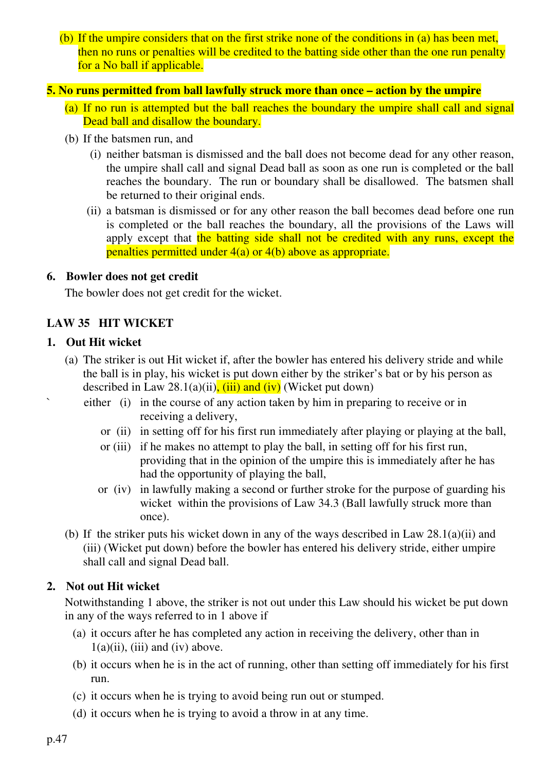(b) If the umpire considers that on the first strike none of the conditions in (a) has been met, then no runs or penalties will be credited to the batting side other than the one run penalty for a No ball if applicable.

**5. No runs permitted from ball lawfully struck more than once – action by the umpire**

(a) If no run is attempted but the ball reaches the boundary the umpire shall call and signal Dead ball and disallow the boundary.

(b) If the batsmen run, and

(i) neither batsman is dismissed and the ball does not become dead for any other reason, the umpire shall call and signal Dead ball as soon as one run is completed or the ball reaches the boundary. The run or boundary shall be disallowed. The batsmen shall be returned to their original ends.

(ii) a batsman is dismissed or for any other reason the ball becomes dead before one run is completed or the ball reaches the boundary, all the provisions of the Laws will apply except that the batting side shall not be credited with any runs, except the penalties permitted under 4(a) or 4(b) above as appropriate.

**6. Bowler does not get credit**

The bowler does not get credit for the wicket.

## LAW 35 HIT WICKET

**1. Out Hit wicket**

(a) The striker is out Hit wicket if, after the bowler has entered his delivery stride and while the ball is in play, his wicket is put down either by the striker's bat or by his person as described in Law 28.1(a)(ii), (iii) and (iv) (Wicket put down)

either (i) in the course of any action taken by him in preparing to receive or in receiving a delivery,

or (ii) in setting off for his first run immediately after playing or playing at the ball,

or (iii) if he makes no attempt to play the ball, in setting off for his first run, providing that in the opinion of the umpire this is immediately after he has had the opportunity of playing the ball,

or (iv) in lawfully making a second or further stroke for the purpose of guarding his wicket within the provisions of Law 34.3 (Ball lawfully struck more than once).

(b) If the striker puts his wicket down in any of the ways described in Law 28.1(a)(ii) and (iii) (Wicket put down) before the bowler has entered his delivery stride, either umpire shall call and signal Dead ball.

**2. Not out Hit wicket**

Notwithstanding 1 above, the striker is not out under this Law should his wicket be put down in any of the ways referred to in 1 above if

(a) it occurs after he has completed any action in receiving the delivery, other than in 1(a)(ii), (iii) and (iv) above.

(b) it occurs when he is in the act of running, other than setting off immediately for his first run.

(c) it occurs when he is trying to avoid being run out or stumped.

(d) it occurs when he is trying to avoid a throw in at any time.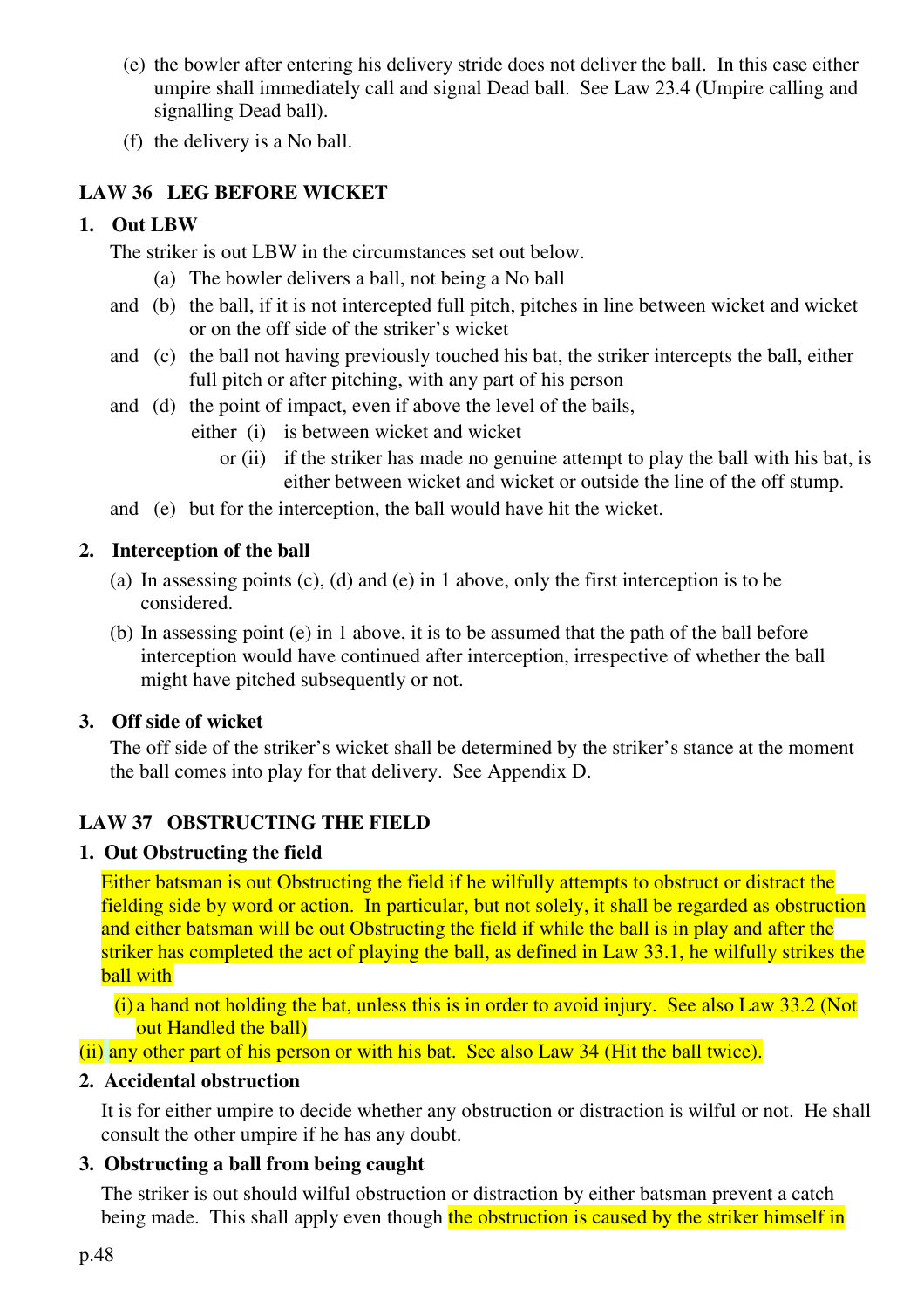(e) the bowler after entering his delivery stride does not deliver the ball. In this case either umpire shall immediately call and signal Dead ball. See Law 23.4 (Umpire calling and signalling Dead ball).

(f) the delivery is a No ball.

## LAW 36 LEG BEFORE WICKET

### 1. Out LBW

The striker is out LBW in the circumstances set out below.

(a) The bowler delivers a ball, not being a No ball

and (b) the ball, if it is not intercepted full pitch, pitches in line between wicket and wicket or on the off side of the striker's wicket

and (c) the ball not having previously touched his bat, the striker intercepts the ball, either full pitch or after pitching, with any part of his person

and (d) the point of impact, even if above the level of the bails,

either (i) is between wicket and wicket

or (ii) if the striker has made no genuine attempt to play the ball with his bat, is either between wicket and wicket or outside the line of the off stump.

and (e) but for the interception, the ball would have hit the wicket.

### 2. Interception of the ball

(a) In assessing points (c), (d) and (e) in 1 above, only the first interception is to be considered.

(b) In assessing point (e) in 1 above, it is to be assumed that the path of the ball before interception would have continued after interception, irrespective of whether the ball might have pitched subsequently or not.

### 3. Off side of wicket

The off side of the striker's wicket shall be determined by the striker's stance at the moment the ball comes into play for that delivery. See Appendix D.

## LAW 37 OBSTRUCTING THE FIELD

### 1. Out Obstructing the field

Either batsman is out Obstructing the field if he wilfully attempts to obstruct or distract the fielding side by word or action. In particular, but not solely, it shall be regarded as obstruction and either batsman will be out Obstructing the field if while the ball is in play and after the striker has completed the act of playing the ball, as defined in Law 33.1, he wilfully strikes the ball with

(i) a hand not holding the bat, unless this is in order to avoid injury. See also Law 33.2 (Not out Handled the ball)

(ii) any other part of his person or with his bat. See also Law 34 (Hit the ball twice).

### 2. Accidental obstruction

It is for either umpire to decide whether any obstruction or distraction is wilful or not. He shall consult the other umpire if he has any doubt.

### 3. Obstructing a ball from being caught

The striker is out should wilful obstruction or distraction by either batsman prevent a catch being made. This shall apply even though the obstruction is caused by the striker himself in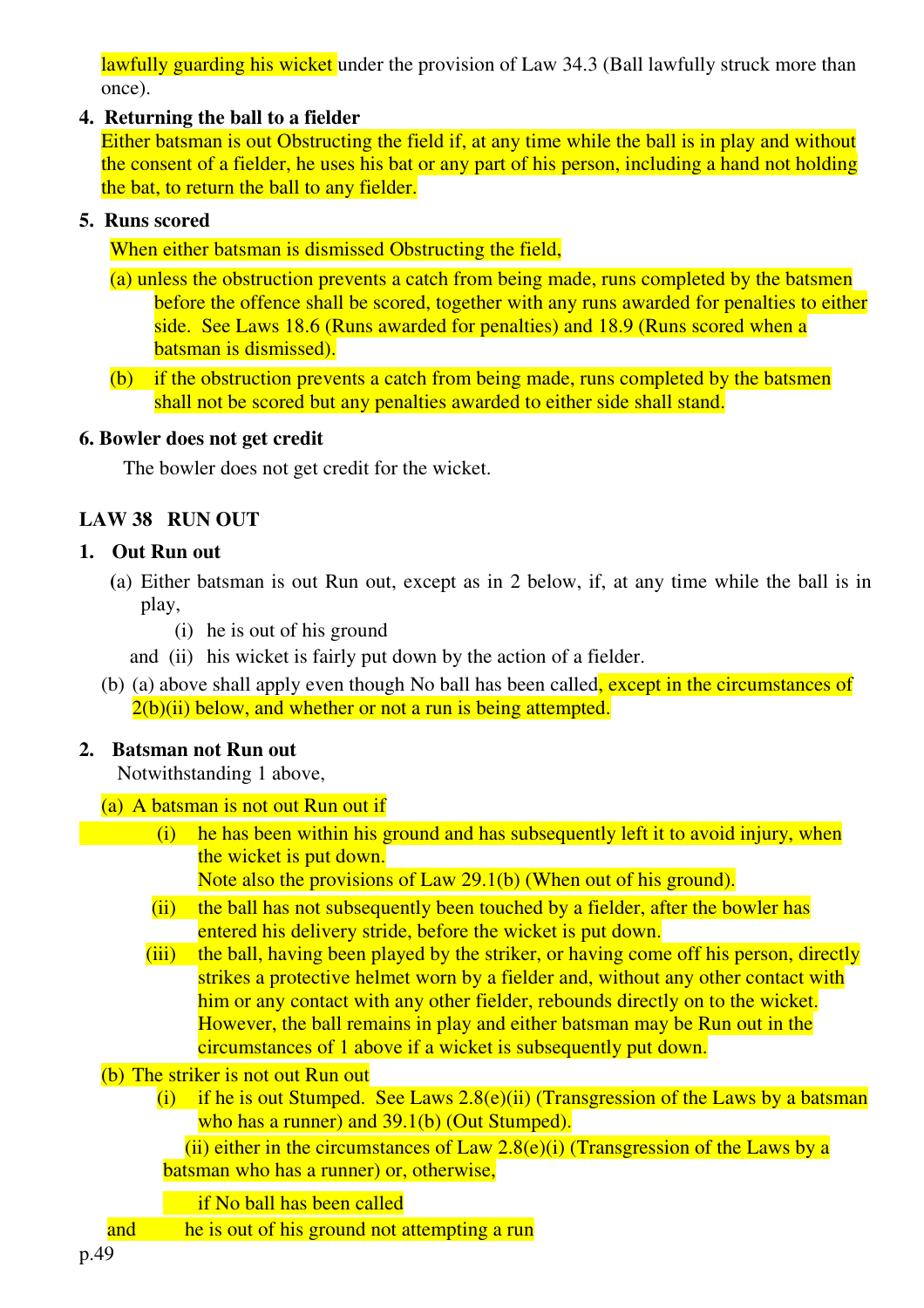lawfully guarding his wicket under the provision of Law 34.3 (Ball lawfully struck more than once).

**4. Returning the ball to a fielder**

Either batsman is out Obstructing the field if, at any time while the ball is in play and without the consent of a fielder, he uses his bat or any part of his person, including a hand not holding the bat, to return the ball to any fielder.

**5. Runs scored**

When either batsman is dismissed Obstructing the field,

(a) unless the obstruction prevents a catch from being made, runs completed by the batsmen before the offence shall be scored, together with any runs awarded for penalties to either side. See Laws 18.6 (Runs awarded for penalties) and 18.9 (Runs scored when a batsman is dismissed).

(b) if the obstruction prevents a catch from being made, runs completed by the batsmen shall not be scored but any penalties awarded to either side shall stand.

**6. Bowler does not get credit**

The bowler does not get credit for the wicket.

## LAW 38 RUN OUT

**1. Out Run out**

(a) Either batsman is out Run out, except as in 2 below, if, at any time while the ball is in play,

(i) he is out of his ground

and (ii) his wicket is fairly put down by the action of a fielder.

(b) (a) above shall apply even though No ball has been called, except in the circumstances of 2(b)(ii) below, and whether or not a run is being attempted.

**2. Batsman not Run out**

Notwithstanding 1 above,

(a) A batsman is not out Run out if

(i) he has been within his ground and has subsequently left it to avoid injury, when the wicket is put down.
Note also the provisions of Law 29.1(b) (When out of his ground).

(ii) the ball has not subsequently been touched by a fielder, after the bowler has entered his delivery stride, before the wicket is put down.

(iii) the ball, having been played by the striker, or having come off his person, directly strikes a protective helmet worn by a fielder and, without any other contact with him or any contact with any other fielder, rebounds directly on to the wicket. However, the ball remains in play and either batsman may be Run out in the circumstances of 1 above if a wicket is subsequently put down.

(b) The striker is not out Run out

(i) if he is out Stumped. See Laws 2.8(e)(ii) (Transgression of the Laws by a batsman who has a runner) and 39.1(b) (Out Stumped).

(ii) either in the circumstances of Law 2.8(e)(i) (Transgression of the Laws by a batsman who has a runner) or, otherwise,

if No ball has been called

and he is out of his ground not attempting a run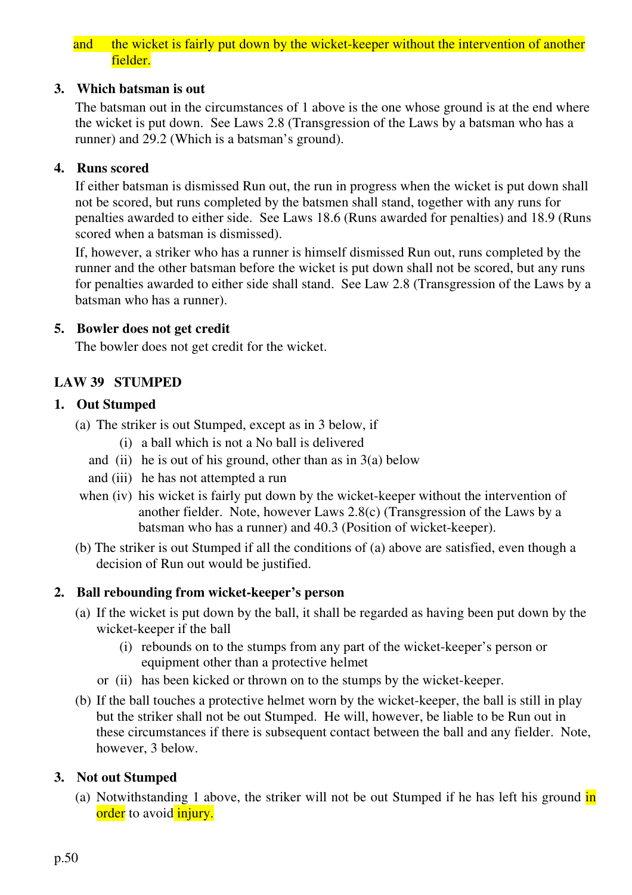and the wicket is fairly put down by the wicket-keeper without the intervention of another fielder.

**3. Which batsman is out**

The batsman out in the circumstances of 1 above is the one whose ground is at the end where the wicket is put down. See Laws 2.8 (Transgression of the Laws by a batsman who has a runner) and 29.2 (Which is a batsman's ground).

**4. Runs scored**

If either batsman is dismissed Run out, the run in progress when the wicket is put down shall not be scored, but runs completed by the batsmen shall stand, together with any runs for penalties awarded to either side. See Laws 18.6 (Runs awarded for penalties) and 18.9 (Runs scored when a batsman is dismissed).

If, however, a striker who has a runner is himself dismissed Run out, runs completed by the runner and the other batsman before the wicket is put down shall not be scored, but any runs for penalties awarded to either side shall stand. See Law 2.8 (Transgression of the Laws by a batsman who has a runner).

**5. Bowler does not get credit**

The bowler does not get credit for the wicket.

## LAW 39 STUMPED

**1. Out Stumped**

(a) The striker is out Stumped, except as in 3 below, if

(i) a ball which is not a No ball is delivered

and (ii) he is out of his ground, other than as in 3(a) below

and (iii) he has not attempted a run

when (iv) his wicket is fairly put down by the wicket-keeper without the intervention of another fielder. Note, however Laws 2.8(c) (Transgression of the Laws by a batsman who has a runner) and 40.3 (Position of wicket-keeper).

(b) The striker is out Stumped if all the conditions of (a) above are satisfied, even though a decision of Run out would be justified.

**2. Ball rebounding from wicket-keeper's person**

(a) If the wicket is put down by the ball, it shall be regarded as having been put down by the wicket-keeper if the ball

(i) rebounds on to the stumps from any part of the wicket-keeper's person or equipment other than a protective helmet

or (ii) has been kicked or thrown on to the stumps by the wicket-keeper.

(b) If the ball touches a protective helmet worn by the wicket-keeper, the ball is still in play but the striker shall not be out Stumped. He will, however, be liable to be Run out in these circumstances if there is subsequent contact between the ball and any fielder. Note, however, 3 below.

**3. Not out Stumped**

(a) Notwithstanding 1 above, the striker will not be out Stumped if he has left his ground in order to avoid injury.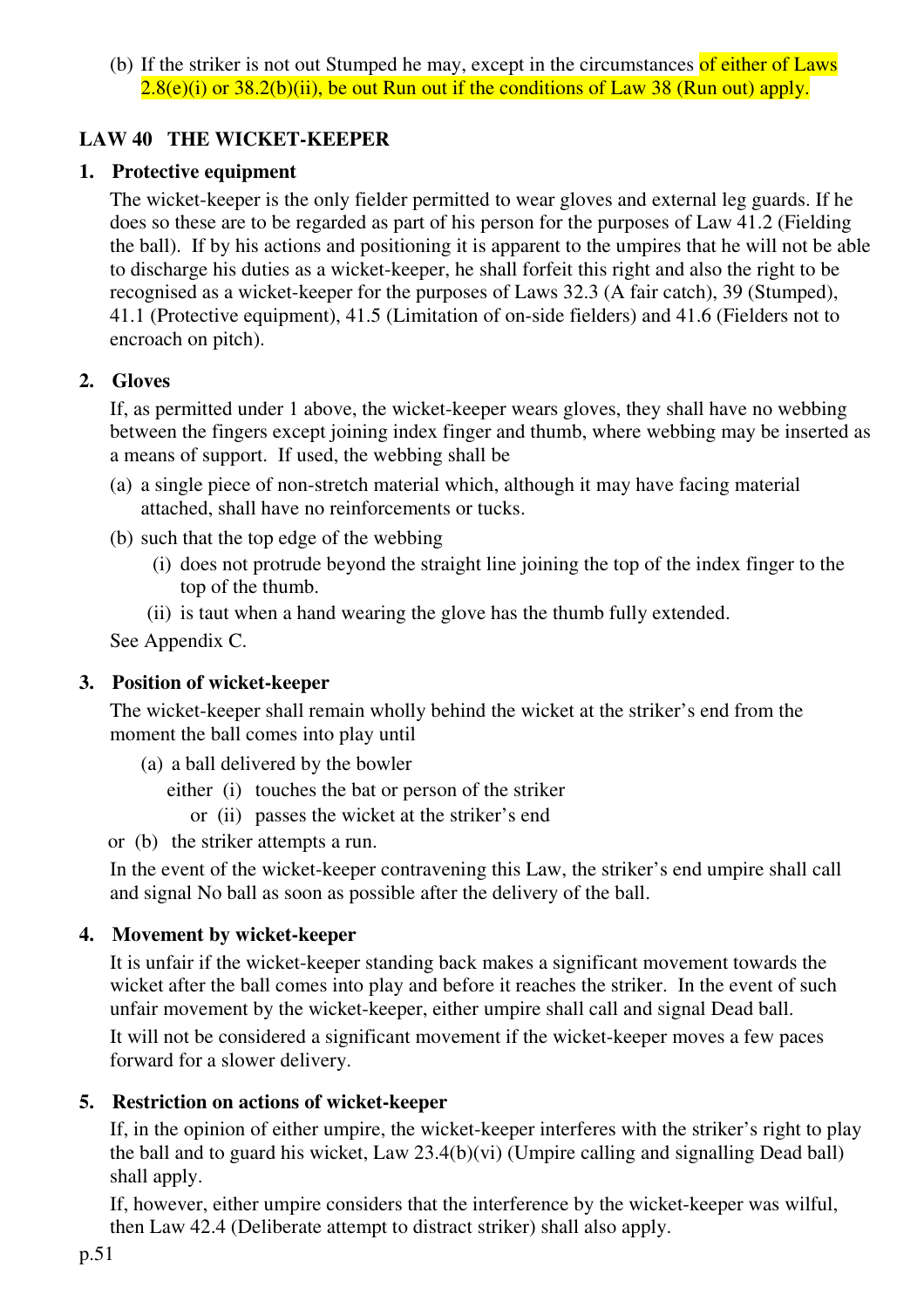(b) If the striker is not out Stumped he may, except in the circumstances of either of Laws 2.8(e)(i) or 38.2(b)(ii), be out Run out if the conditions of Law 38 (Run out) apply.

## LAW 40 THE WICKET-KEEPER

### 1. Protective equipment

The wicket-keeper is the only fielder permitted to wear gloves and external leg guards. If he does so these are to be regarded as part of his person for the purposes of Law 41.2 (Fielding the ball). If by his actions and positioning it is apparent to the umpires that he will not be able to discharge his duties as a wicket-keeper, he shall forfeit this right and also the right to be recognised as a wicket-keeper for the purposes of Laws 32.3 (A fair catch), 39 (Stumped), 41.1 (Protective equipment), 41.5 (Limitation of on-side fielders) and 41.6 (Fielders not to encroach on pitch).

### 2. Gloves

If, as permitted under 1 above, the wicket-keeper wears gloves, they shall have no webbing between the fingers except joining index finger and thumb, where webbing may be inserted as a means of support. If used, the webbing shall be

(a) a single piece of non-stretch material which, although it may have facing material attached, shall have no reinforcements or tucks.

(b) such that the top edge of the webbing

- (i) does not protrude beyond the straight line joining the top of the index finger to the top of the thumb.
- (ii) is taut when a hand wearing the glove has the thumb fully extended.

See Appendix C.

### 3. Position of wicket-keeper

The wicket-keeper shall remain wholly behind the wicket at the striker's end from the moment the ball comes into play until

(a) a ball delivered by the bowler

either (i) touches the bat or person of the striker

or (ii) passes the wicket at the striker's end

or (b) the striker attempts a run.

In the event of the wicket-keeper contravening this Law, the striker's end umpire shall call and signal No ball as soon as possible after the delivery of the ball.

### 4. Movement by wicket-keeper

It is unfair if the wicket-keeper standing back makes a significant movement towards the wicket after the ball comes into play and before it reaches the striker. In the event of such unfair movement by the wicket-keeper, either umpire shall call and signal Dead ball.

It will not be considered a significant movement if the wicket-keeper moves a few paces forward for a slower delivery.

### 5. Restriction on actions of wicket-keeper

If, in the opinion of either umpire, the wicket-keeper interferes with the striker's right to play the ball and to guard his wicket, Law 23.4(b)(vi) (Umpire calling and signalling Dead ball) shall apply.

If, however, either umpire considers that the interference by the wicket-keeper was wilful, then Law 42.4 (Deliberate attempt to distract striker) shall also apply.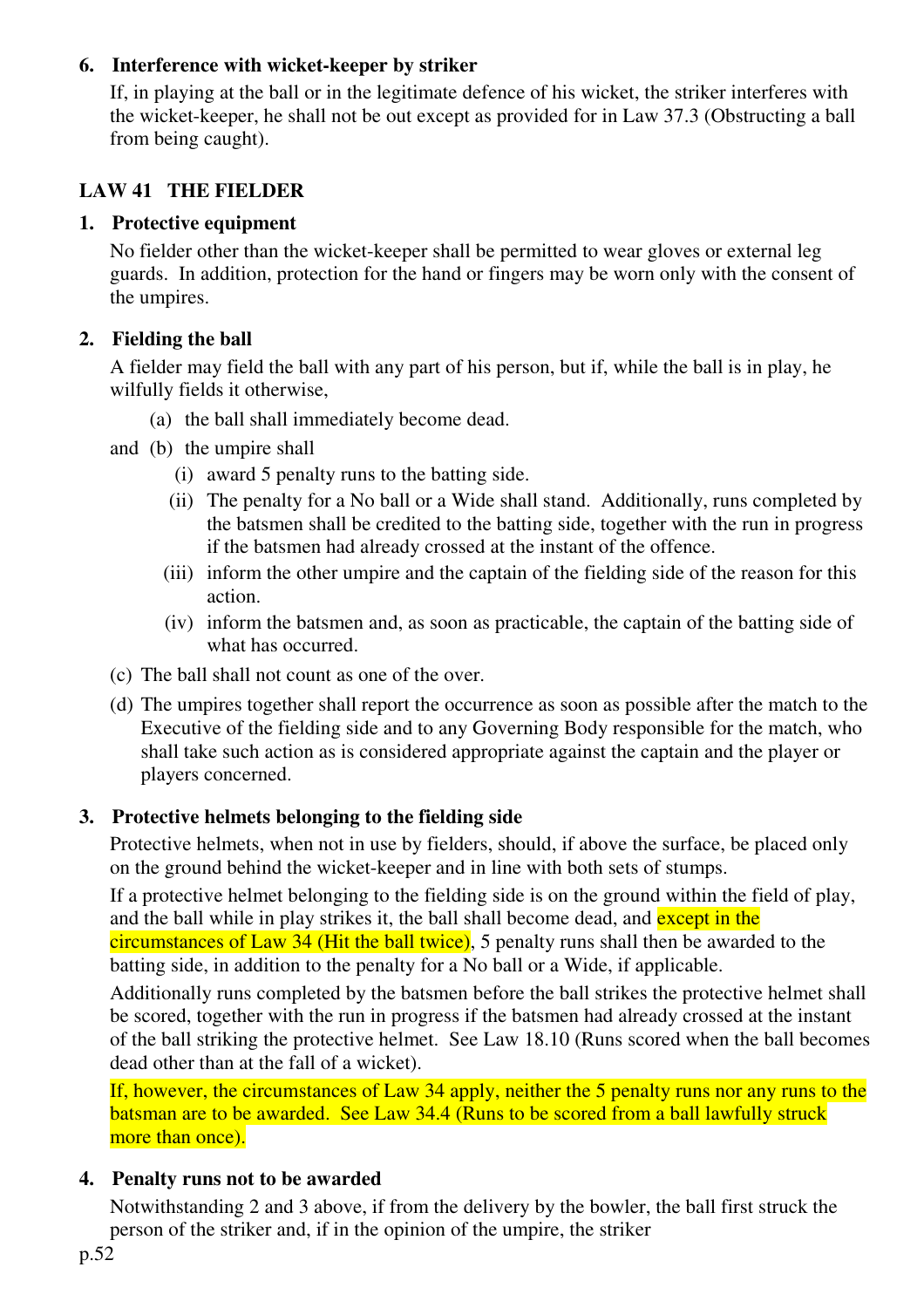**6. Interference with wicket-keeper by striker**

If, in playing at the ball or in the legitimate defence of his wicket, the striker interferes with the wicket-keeper, he shall not be out except as provided for in Law 37.3 (Obstructing a ball from being caught).

## LAW 41 THE FIELDER

**1. Protective equipment**

No fielder other than the wicket-keeper shall be permitted to wear gloves or external leg guards. In addition, protection for the hand or fingers may be worn only with the consent of the umpires.

**2. Fielding the ball**

A fielder may field the ball with any part of his person, but if, while the ball is in play, he wilfully fields it otherwise,

(a) the ball shall immediately become dead.

and (b) the umpire shall

(i) award 5 penalty runs to the batting side.

(ii) The penalty for a No ball or a Wide shall stand. Additionally, runs completed by the batsmen shall be credited to the batting side, together with the run in progress if the batsmen had already crossed at the instant of the offence.

(iii) inform the other umpire and the captain of the fielding side of the reason for this action.

(iv) inform the batsmen and, as soon as practicable, the captain of the batting side of what has occurred.

(c) The ball shall not count as one of the over.

(d) The umpires together shall report the occurrence as soon as possible after the match to the Executive of the fielding side and to any Governing Body responsible for the match, who shall take such action as is considered appropriate against the captain and the player or players concerned.

**3. Protective helmets belonging to the fielding side**

Protective helmets, when not in use by fielders, should, if above the surface, be placed only on the ground behind the wicket-keeper and in line with both sets of stumps.

If a protective helmet belonging to the fielding side is on the ground within the field of play, and the ball while in play strikes it, the ball shall become dead, and except in the circumstances of Law 34 (Hit the ball twice), 5 penalty runs shall then be awarded to the batting side, in addition to the penalty for a No ball or a Wide, if applicable.

Additionally runs completed by the batsmen before the ball strikes the protective helmet shall be scored, together with the run in progress if the batsmen had already crossed at the instant of the ball striking the protective helmet. See Law 18.10 (Runs scored when the ball becomes dead other than at the fall of a wicket).

If, however, the circumstances of Law 34 apply, neither the 5 penalty runs nor any runs to the batsman are to be awarded. See Law 34.4 (Runs to be scored from a ball lawfully struck more than once).

**4. Penalty runs not to be awarded**

Notwithstanding 2 and 3 above, if from the delivery by the bowler, the ball first struck the person of the striker and, if in the opinion of the umpire, the striker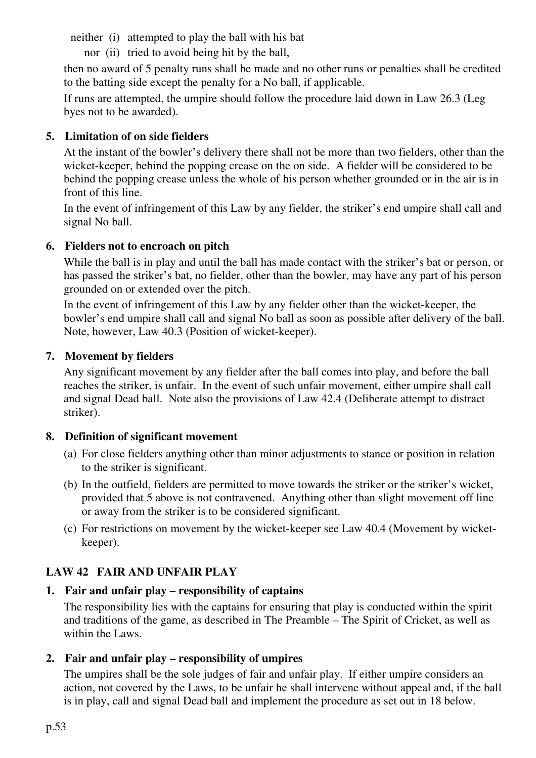neither (i) attempted to play the ball with his bat

nor (ii) tried to avoid being hit by the ball,

then no award of 5 penalty runs shall be made and no other runs or penalties shall be credited to the batting side except the penalty for a No ball, if applicable.

If runs are attempted, the umpire should follow the procedure laid down in Law 26.3 (Leg byes not to be awarded).

**5. Limitation of on side fielders**

At the instant of the bowler's delivery there shall not be more than two fielders, other than the wicket-keeper, behind the popping crease on the on side. A fielder will be considered to be behind the popping crease unless the whole of his person whether grounded or in the air is in front of this line.

In the event of infringement of this Law by any fielder, the striker's end umpire shall call and signal No ball.

**6. Fielders not to encroach on pitch**

While the ball is in play and until the ball has made contact with the striker's bat or person, or has passed the striker's bat, no fielder, other than the bowler, may have any part of his person grounded on or extended over the pitch.

In the event of infringement of this Law by any fielder other than the wicket-keeper, the bowler's end umpire shall call and signal No ball as soon as possible after delivery of the ball. Note, however, Law 40.3 (Position of wicket-keeper).

**7. Movement by fielders**

Any significant movement by any fielder after the ball comes into play, and before the ball reaches the striker, is unfair. In the event of such unfair movement, either umpire shall call and signal Dead ball. Note also the provisions of Law 42.4 (Deliberate attempt to distract striker).

**8. Definition of significant movement**

(a) For close fielders anything other than minor adjustments to stance or position in relation to the striker is significant.

(b) In the outfield, fielders are permitted to move towards the striker or the striker's wicket, provided that 5 above is not contravened. Anything other than slight movement off line or away from the striker is to be considered significant.

(c) For restrictions on movement by the wicket-keeper see Law 40.4 (Movement by wicket-keeper).

## LAW 42 FAIR AND UNFAIR PLAY

**1. Fair and unfair play – responsibility of captains**

The responsibility lies with the captains for ensuring that play is conducted within the spirit and traditions of the game, as described in The Preamble – The Spirit of Cricket, as well as within the Laws.

**2. Fair and unfair play – responsibility of umpires**

The umpires shall be the sole judges of fair and unfair play. If either umpire considers an action, not covered by the Laws, to be unfair he shall intervene without appeal and, if the ball is in play, call and signal Dead ball and implement the procedure as set out in 18 below.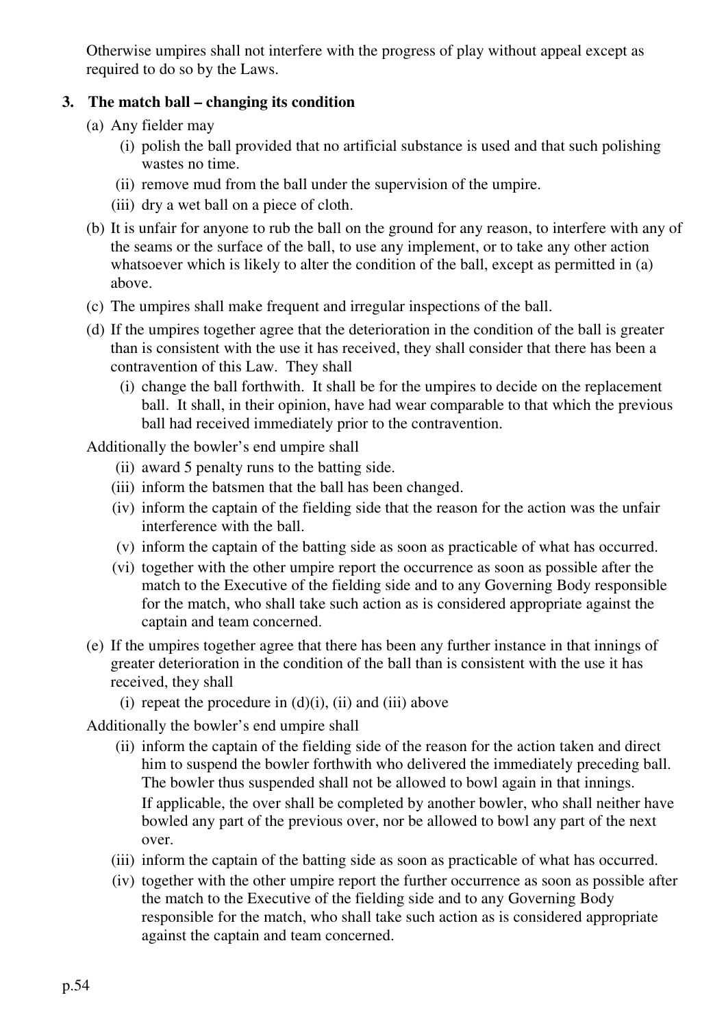Otherwise umpires shall not interfere with the progress of play without appeal except as required to do so by the Laws.

### 3. The match ball – changing its condition

(a) Any fielder may

- (i) polish the ball provided that no artificial substance is used and that such polishing wastes no time.
- (ii) remove mud from the ball under the supervision of the umpire.
- (iii) dry a wet ball on a piece of cloth.

(b) It is unfair for anyone to rub the ball on the ground for any reason, to interfere with any of the seams or the surface of the ball, to use any implement, or to take any other action whatsoever which is likely to alter the condition of the ball, except as permitted in (a) above.

(c) The umpires shall make frequent and irregular inspections of the ball.

(d) If the umpires together agree that the deterioration in the condition of the ball is greater than is consistent with the use it has received, they shall consider that there has been a contravention of this Law. They shall

- (i) change the ball forthwith. It shall be for the umpires to decide on the replacement ball. It shall, in their opinion, have had wear comparable to that which the previous ball had received immediately prior to the contravention.

Additionally the bowler's end umpire shall

- (ii) award 5 penalty runs to the batting side.
- (iii) inform the batsmen that the ball has been changed.
- (iv) inform the captain of the fielding side that the reason for the action was the unfair interference with the ball.
- (v) inform the captain of the batting side as soon as practicable of what has occurred.
- (vi) together with the other umpire report the occurrence as soon as possible after the match to the Executive of the fielding side and to any Governing Body responsible for the match, who shall take such action as is considered appropriate against the captain and team concerned.

(e) If the umpires together agree that there has been any further instance in that innings of greater deterioration in the condition of the ball than is consistent with the use it has received, they shall

- (i) repeat the procedure in (d)(i), (ii) and (iii) above

Additionally the bowler's end umpire shall

- (ii) inform the captain of the fielding side of the reason for the action taken and direct him to suspend the bowler forthwith who delivered the immediately preceding ball. The bowler thus suspended shall not be allowed to bowl again in that innings.
  If applicable, the over shall be completed by another bowler, who shall neither have bowled any part of the previous over, nor be allowed to bowl any part of the next over.
- (iii) inform the captain of the batting side as soon as practicable of what has occurred.
- (iv) together with the other umpire report the further occurrence as soon as possible after the match to the Executive of the fielding side and to any Governing Body responsible for the match, who shall take such action as is considered appropriate against the captain and team concerned.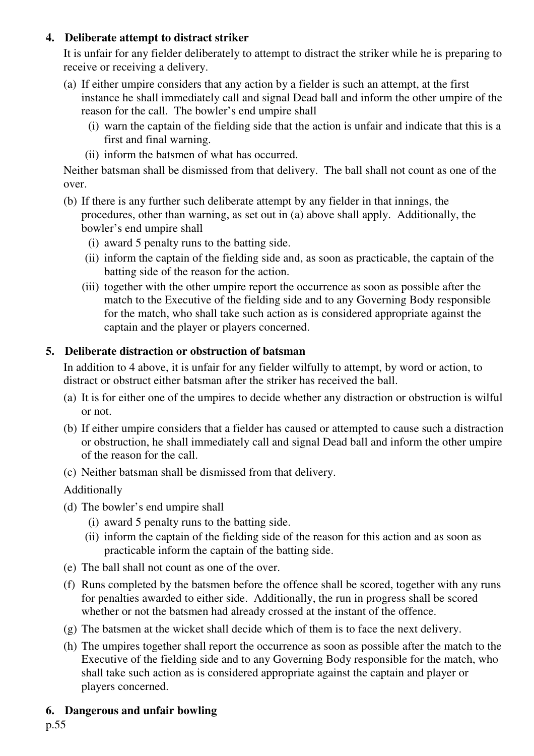### 4. Deliberate attempt to distract striker

It is unfair for any fielder deliberately to attempt to distract the striker while he is preparing to receive or receiving a delivery.

(a) If either umpire considers that any action by a fielder is such an attempt, at the first instance he shall immediately call and signal Dead ball and inform the other umpire of the reason for the call. The bowler's end umpire shall

  (i) warn the captain of the fielding side that the action is unfair and indicate that this is a first and final warning.

  (ii) inform the batsmen of what has occurred.

Neither batsman shall be dismissed from that delivery. The ball shall not count as one of the over.

(b) If there is any further such deliberate attempt by any fielder in that innings, the procedures, other than warning, as set out in (a) above shall apply. Additionally, the bowler's end umpire shall

  (i) award 5 penalty runs to the batting side.

  (ii) inform the captain of the fielding side and, as soon as practicable, the captain of the batting side of the reason for the action.

  (iii) together with the other umpire report the occurrence as soon as possible after the match to the Executive of the fielding side and to any Governing Body responsible for the match, who shall take such action as is considered appropriate against the captain and the player or players concerned.

### 5. Deliberate distraction or obstruction of batsman

In addition to 4 above, it is unfair for any fielder wilfully to attempt, by word or action, to distract or obstruct either batsman after the striker has received the ball.

(a) It is for either one of the umpires to decide whether any distraction or obstruction is wilful or not.

(b) If either umpire considers that a fielder has caused or attempted to cause such a distraction or obstruction, he shall immediately call and signal Dead ball and inform the other umpire of the reason for the call.

(c) Neither batsman shall be dismissed from that delivery.

Additionally

(d) The bowler's end umpire shall

  (i) award 5 penalty runs to the batting side.

  (ii) inform the captain of the fielding side of the reason for this action and as soon as practicable inform the captain of the batting side.

(e) The ball shall not count as one of the over.

(f) Runs completed by the batsmen before the offence shall be scored, together with any runs for penalties awarded to either side. Additionally, the run in progress shall be scored whether or not the batsmen had already crossed at the instant of the offence.

(g) The batsmen at the wicket shall decide which of them is to face the next delivery.

(h) The umpires together shall report the occurrence as soon as possible after the match to the Executive of the fielding side and to any Governing Body responsible for the match, who shall take such action as is considered appropriate against the captain and player or players concerned.

### 6. Dangerous and unfair bowling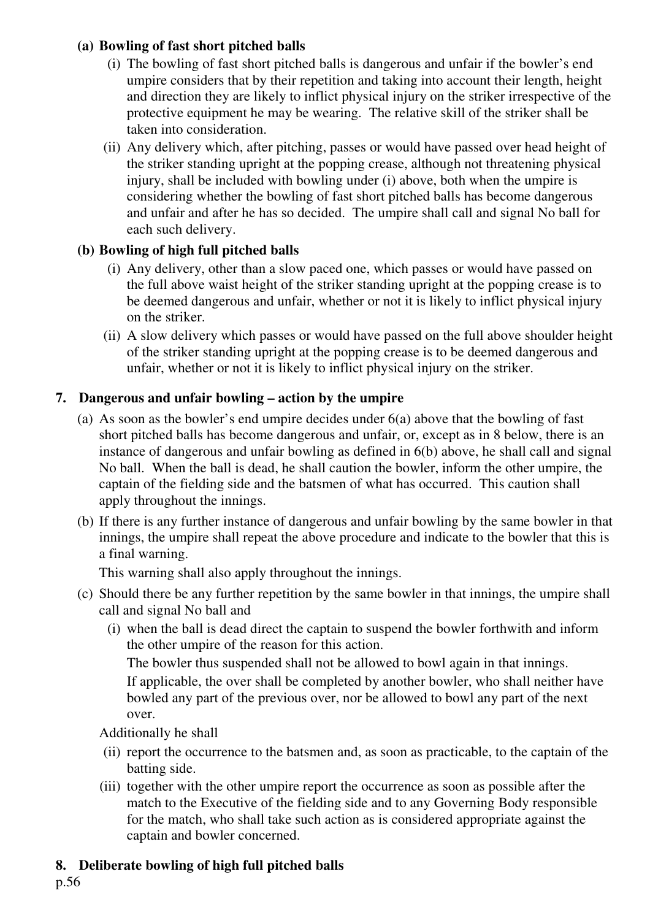**(a) Bowling of fast short pitched balls**

(i) The bowling of fast short pitched balls is dangerous and unfair if the bowler's end umpire considers that by their repetition and taking into account their length, height and direction they are likely to inflict physical injury on the striker irrespective of the protective equipment he may be wearing. The relative skill of the striker shall be taken into consideration.

(ii) Any delivery which, after pitching, passes or would have passed over head height of the striker standing upright at the popping crease, although not threatening physical injury, shall be included with bowling under (i) above, both when the umpire is considering whether the bowling of fast short pitched balls has become dangerous and unfair and after he has so decided. The umpire shall call and signal No ball for each such delivery.

**(b) Bowling of high full pitched balls**

(i) Any delivery, other than a slow paced one, which passes or would have passed on the full above waist height of the striker standing upright at the popping crease is to be deemed dangerous and unfair, whether or not it is likely to inflict physical injury on the striker.

(ii) A slow delivery which passes or would have passed on the full above shoulder height of the striker standing upright at the popping crease is to be deemed dangerous and unfair, whether or not it is likely to inflict physical injury on the striker.

## 7. Dangerous and unfair bowling – action by the umpire

(a) As soon as the bowler's end umpire decides under 6(a) above that the bowling of fast short pitched balls has become dangerous and unfair, or, except as in 8 below, there is an instance of dangerous and unfair bowling as defined in 6(b) above, he shall call and signal No ball. When the ball is dead, he shall caution the bowler, inform the other umpire, the captain of the fielding side and the batsmen of what has occurred. This caution shall apply throughout the innings.

(b) If there is any further instance of dangerous and unfair bowling by the same bowler in that innings, the umpire shall repeat the above procedure and indicate to the bowler that this is a final warning.

This warning shall also apply throughout the innings.

(c) Should there be any further repetition by the same bowler in that innings, the umpire shall call and signal No ball and

(i) when the ball is dead direct the captain to suspend the bowler forthwith and inform the other umpire of the reason for this action.

The bowler thus suspended shall not be allowed to bowl again in that innings.

If applicable, the over shall be completed by another bowler, who shall neither have bowled any part of the previous over, nor be allowed to bowl any part of the next over.

Additionally he shall

(ii) report the occurrence to the batsmen and, as soon as practicable, to the captain of the batting side.

(iii) together with the other umpire report the occurrence as soon as possible after the match to the Executive of the fielding side and to any Governing Body responsible for the match, who shall take such action as is considered appropriate against the captain and bowler concerned.

## 8. Deliberate bowling of high full pitched balls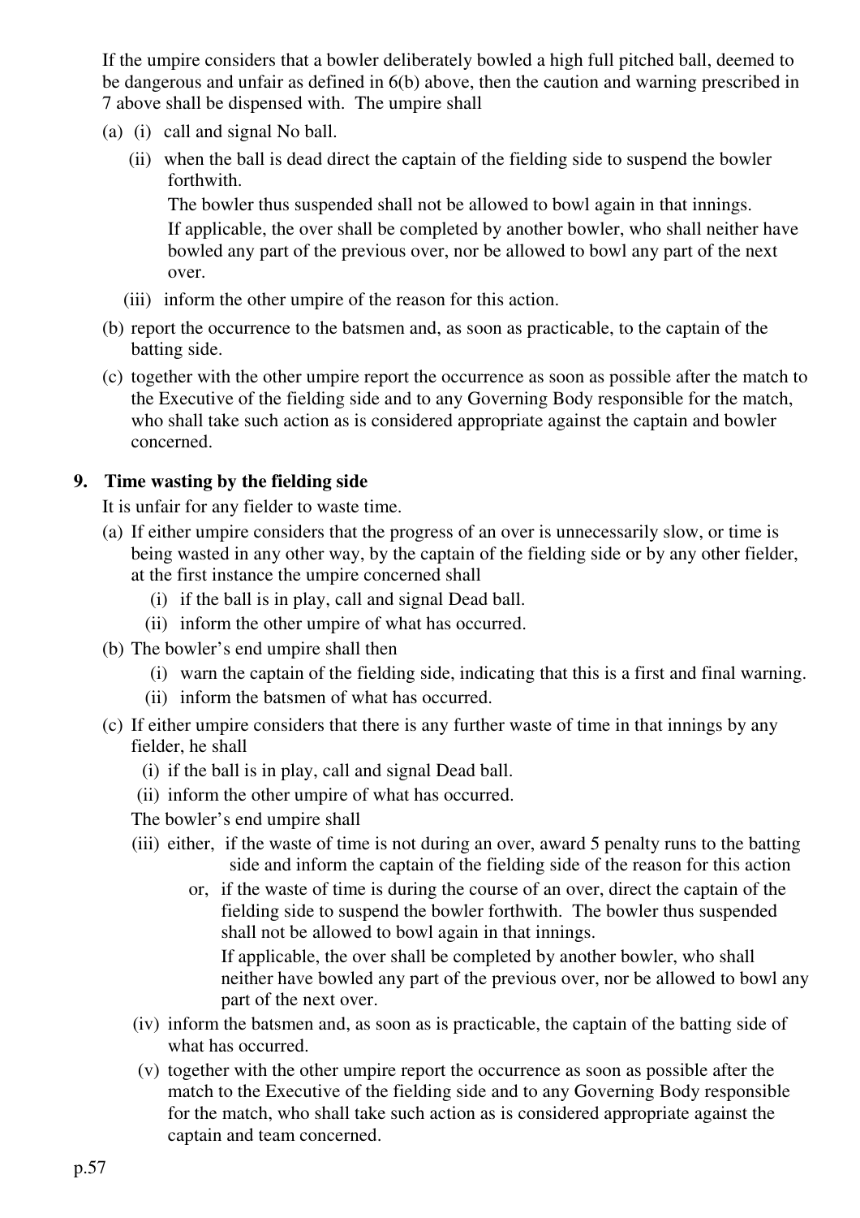If the umpire considers that a bowler deliberately bowled a high full pitched ball, deemed to be dangerous and unfair as defined in 6(b) above, then the caution and warning prescribed in 7 above shall be dispensed with. The umpire shall

(a) (i) call and signal No ball.

(ii) when the ball is dead direct the captain of the fielding side to suspend the bowler forthwith.

The bowler thus suspended shall not be allowed to bowl again in that innings.

If applicable, the over shall be completed by another bowler, who shall neither have bowled any part of the previous over, nor be allowed to bowl any part of the next over.

(iii) inform the other umpire of the reason for this action.

(b) report the occurrence to the batsmen and, as soon as practicable, to the captain of the batting side.

(c) together with the other umpire report the occurrence as soon as possible after the match to the Executive of the fielding side and to any Governing Body responsible for the match, who shall take such action as is considered appropriate against the captain and bowler concerned.

**9. Time wasting by the fielding side**

It is unfair for any fielder to waste time.

(a) If either umpire considers that the progress of an over is unnecessarily slow, or time is being wasted in any other way, by the captain of the fielding side or by any other fielder, at the first instance the umpire concerned shall

(i) if the ball is in play, call and signal Dead ball.

(ii) inform the other umpire of what has occurred.

(b) The bowler's end umpire shall then

(i) warn the captain of the fielding side, indicating that this is a first and final warning.

(ii) inform the batsmen of what has occurred.

(c) If either umpire considers that there is any further waste of time in that innings by any fielder, he shall

(i) if the ball is in play, call and signal Dead ball.

(ii) inform the other umpire of what has occurred.

The bowler's end umpire shall

(iii) either, if the waste of time is not during an over, award 5 penalty runs to the batting side and inform the captain of the fielding side of the reason for this action

or, if the waste of time is during the course of an over, direct the captain of the fielding side to suspend the bowler forthwith. The bowler thus suspended shall not be allowed to bowl again in that innings.

If applicable, the over shall be completed by another bowler, who shall neither have bowled any part of the previous over, nor be allowed to bowl any part of the next over.

(iv) inform the batsmen and, as soon as is practicable, the captain of the batting side of what has occurred.

(v) together with the other umpire report the occurrence as soon as possible after the match to the Executive of the fielding side and to any Governing Body responsible for the match, who shall take such action as is considered appropriate against the captain and team concerned.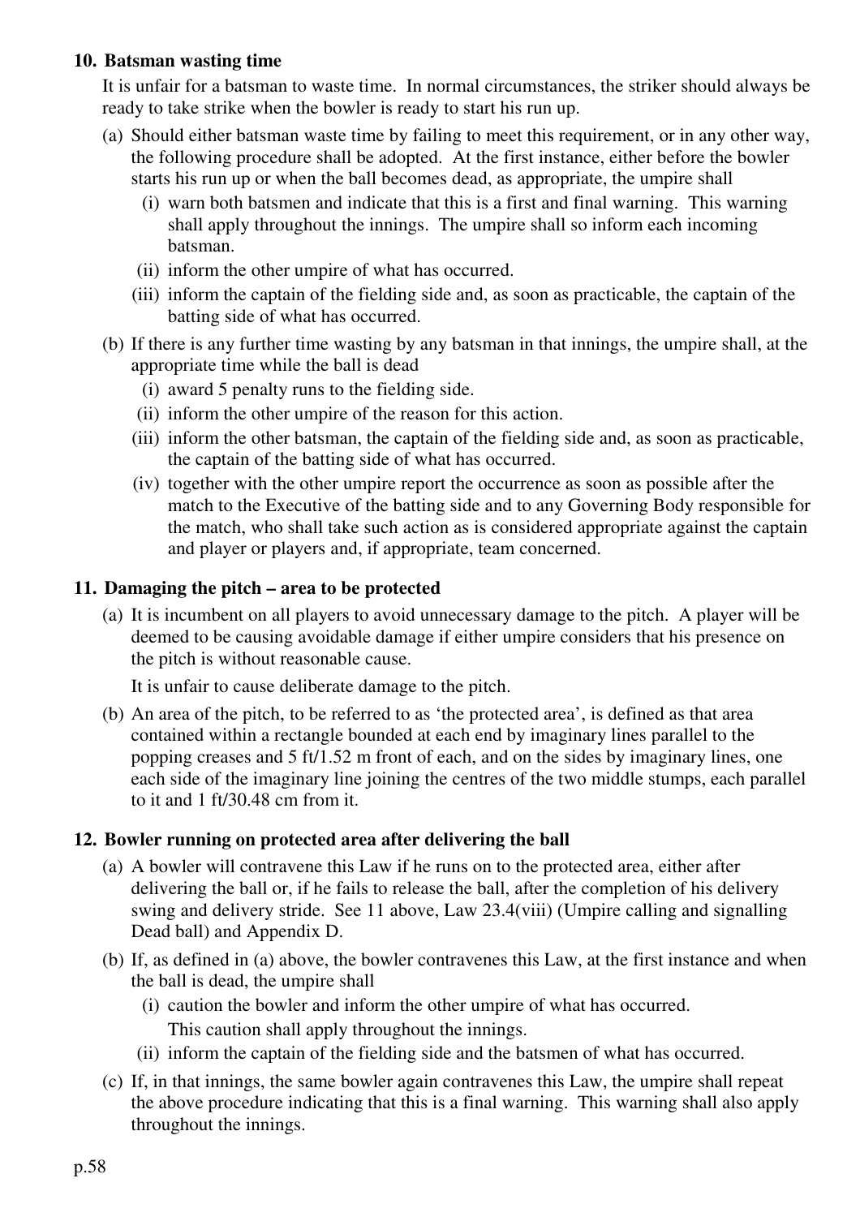### 10. Batsman wasting time

It is unfair for a batsman to waste time. In normal circumstances, the striker should always be ready to take strike when the bowler is ready to start his run up.

(a) Should either batsman waste time by failing to meet this requirement, or in any other way, the following procedure shall be adopted. At the first instance, either before the bowler starts his run up or when the ball becomes dead, as appropriate, the umpire shall

- (i) warn both batsmen and indicate that this is a first and final warning. This warning shall apply throughout the innings. The umpire shall so inform each incoming batsman.
- (ii) inform the other umpire of what has occurred.
- (iii) inform the captain of the fielding side and, as soon as practicable, the captain of the batting side of what has occurred.

(b) If there is any further time wasting by any batsman in that innings, the umpire shall, at the appropriate time while the ball is dead

- (i) award 5 penalty runs to the fielding side.
- (ii) inform the other umpire of the reason for this action.
- (iii) inform the other batsman, the captain of the fielding side and, as soon as practicable, the captain of the batting side of what has occurred.
- (iv) together with the other umpire report the occurrence as soon as possible after the match to the Executive of the batting side and to any Governing Body responsible for the match, who shall take such action as is considered appropriate against the captain and player or players and, if appropriate, team concerned.

### 11. Damaging the pitch – area to be protected

(a) It is incumbent on all players to avoid unnecessary damage to the pitch. A player will be deemed to be causing avoidable damage if either umpire considers that his presence on the pitch is without reasonable cause.

It is unfair to cause deliberate damage to the pitch.

(b) An area of the pitch, to be referred to as 'the protected area', is defined as that area contained within a rectangle bounded at each end by imaginary lines parallel to the popping creases and 5 ft/1.52 m front of each, and on the sides by imaginary lines, one each side of the imaginary line joining the centres of the two middle stumps, each parallel to it and 1 ft/30.48 cm from it.

### 12. Bowler running on protected area after delivering the ball

(a) A bowler will contravene this Law if he runs on to the protected area, either after delivering the ball or, if he fails to release the ball, after the completion of his delivery swing and delivery stride. See 11 above, Law 23.4(viii) (Umpire calling and signalling Dead ball) and Appendix D.

(b) If, as defined in (a) above, the bowler contravenes this Law, at the first instance and when the ball is dead, the umpire shall

- (i) caution the bowler and inform the other umpire of what has occurred. This caution shall apply throughout the innings.
- (ii) inform the captain of the fielding side and the batsmen of what has occurred.

(c) If, in that innings, the same bowler again contravenes this Law, the umpire shall repeat the above procedure indicating that this is a final warning. This warning shall also apply throughout the innings.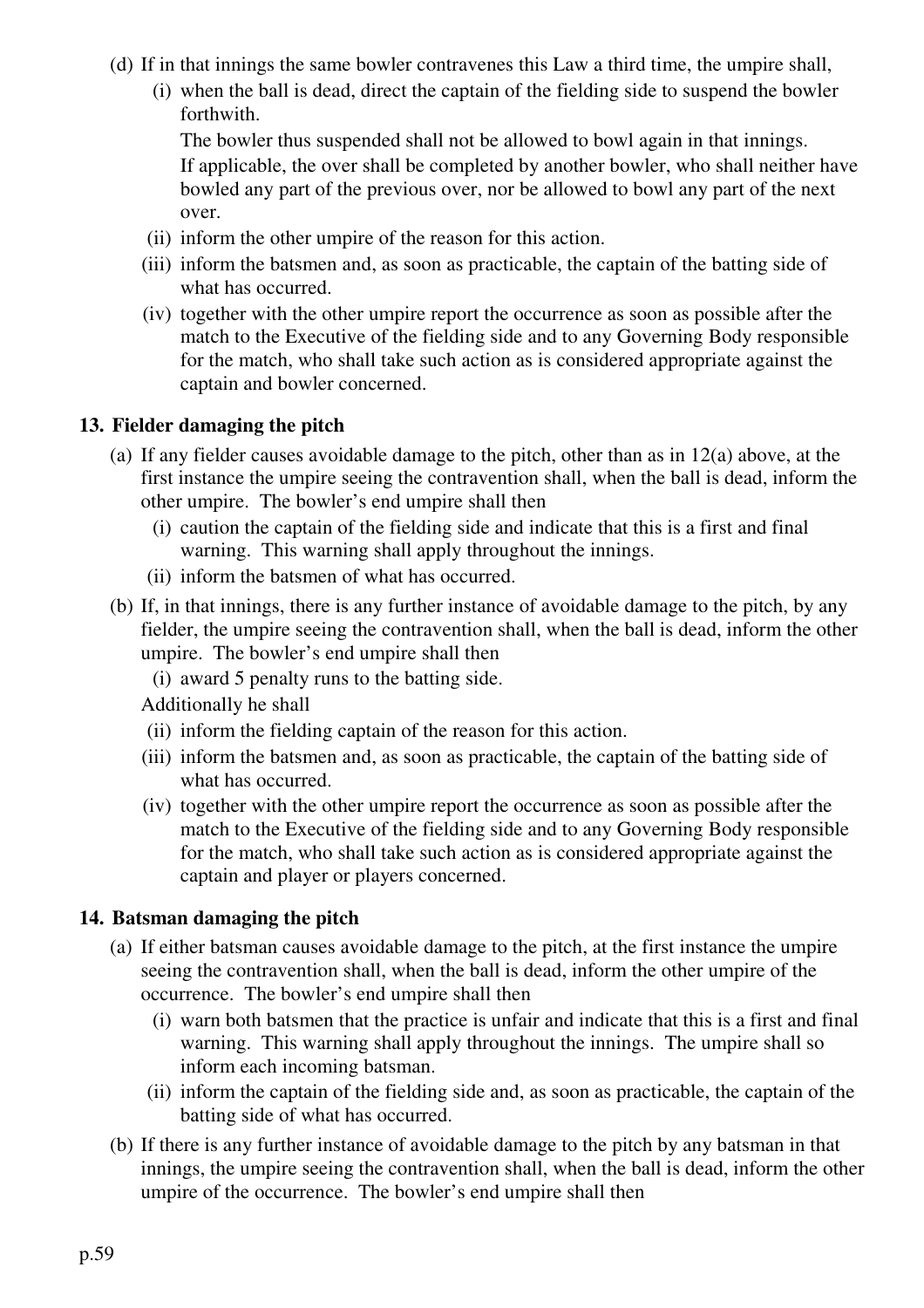(d) If in that innings the same bowler contravenes this Law a third time, the umpire shall,

   (i) when the ball is dead, direct the captain of the fielding side to suspend the bowler forthwith.

   The bowler thus suspended shall not be allowed to bowl again in that innings.

   If applicable, the over shall be completed by another bowler, who shall neither have bowled any part of the previous over, nor be allowed to bowl any part of the next over.

   (ii) inform the other umpire of the reason for this action.

   (iii) inform the batsmen and, as soon as practicable, the captain of the batting side of what has occurred.

   (iv) together with the other umpire report the occurrence as soon as possible after the match to the Executive of the fielding side and to any Governing Body responsible for the match, who shall take such action as is considered appropriate against the captain and bowler concerned.

**13. Fielder damaging the pitch**

(a) If any fielder causes avoidable damage to the pitch, other than as in 12(a) above, at the first instance the umpire seeing the contravention shall, when the ball is dead, inform the other umpire. The bowler's end umpire shall then

   (i) caution the captain of the fielding side and indicate that this is a first and final warning. This warning shall apply throughout the innings.

   (ii) inform the batsmen of what has occurred.

(b) If, in that innings, there is any further instance of avoidable damage to the pitch, by any fielder, the umpire seeing the contravention shall, when the ball is dead, inform the other umpire. The bowler's end umpire shall then

   (i) award 5 penalty runs to the batting side.

   Additionally he shall

   (ii) inform the fielding captain of the reason for this action.

   (iii) inform the batsmen and, as soon as practicable, the captain of the batting side of what has occurred.

   (iv) together with the other umpire report the occurrence as soon as possible after the match to the Executive of the fielding side and to any Governing Body responsible for the match, who shall take such action as is considered appropriate against the captain and player or players concerned.

**14. Batsman damaging the pitch**

(a) If either batsman causes avoidable damage to the pitch, at the first instance the umpire seeing the contravention shall, when the ball is dead, inform the other umpire of the occurrence. The bowler's end umpire shall then

   (i) warn both batsmen that the practice is unfair and indicate that this is a first and final warning. This warning shall apply throughout the innings. The umpire shall so inform each incoming batsman.

   (ii) inform the captain of the fielding side and, as soon as practicable, the captain of the batting side of what has occurred.

(b) If there is any further instance of avoidable damage to the pitch by any batsman in that innings, the umpire seeing the contravention shall, when the ball is dead, inform the other umpire of the occurrence. The bowler's end umpire shall then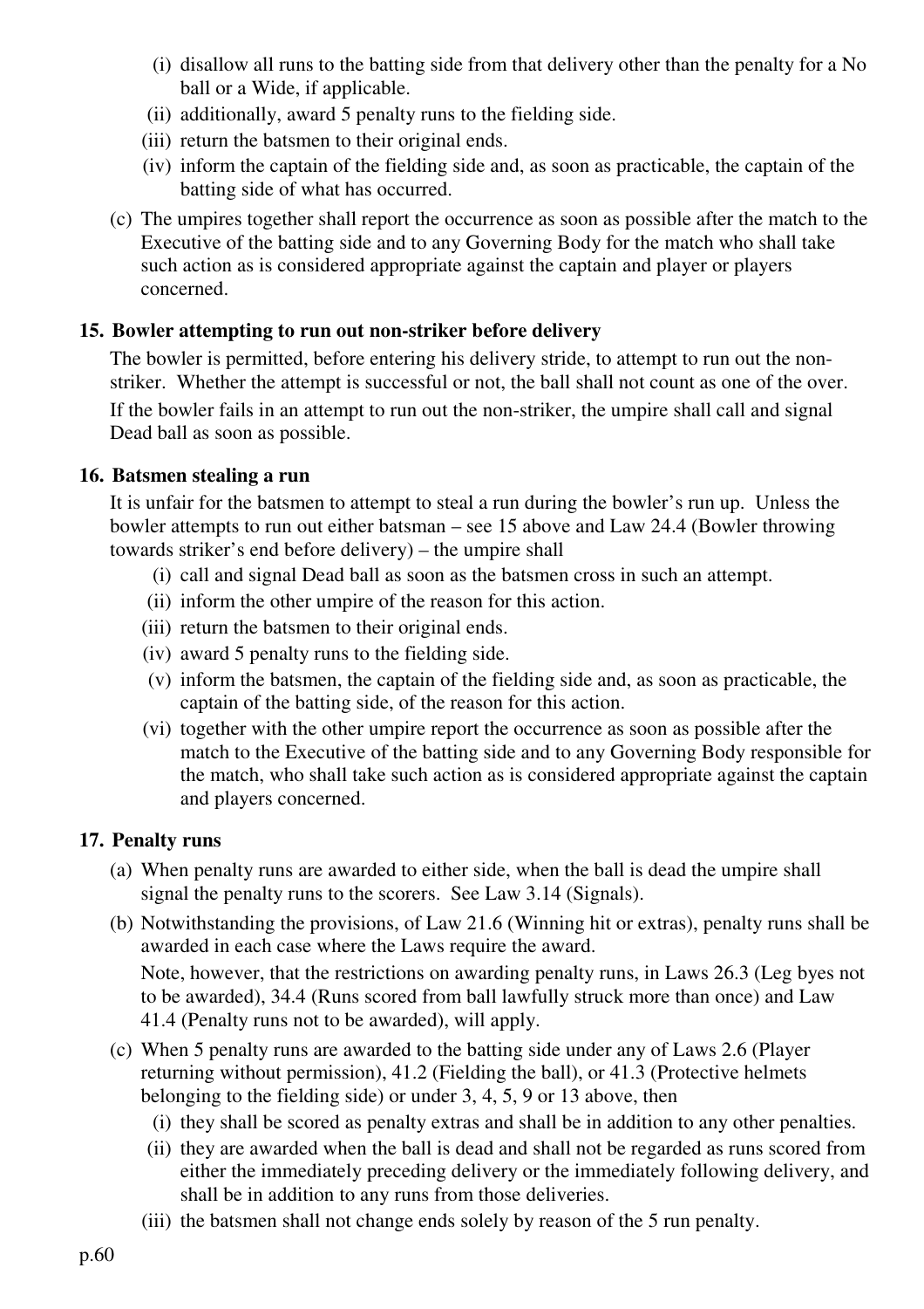(i) disallow all runs to the batting side from that delivery other than the penalty for a No ball or a Wide, if applicable.

(ii) additionally, award 5 penalty runs to the fielding side.

(iii) return the batsmen to their original ends.

(iv) inform the captain of the fielding side and, as soon as practicable, the captain of the batting side of what has occurred.

(c) The umpires together shall report the occurrence as soon as possible after the match to the Executive of the batting side and to any Governing Body for the match who shall take such action as is considered appropriate against the captain and player or players concerned.

### 15. Bowler attempting to run out non-striker before delivery

The bowler is permitted, before entering his delivery stride, to attempt to run out the non-striker. Whether the attempt is successful or not, the ball shall not count as one of the over.

If the bowler fails in an attempt to run out the non-striker, the umpire shall call and signal Dead ball as soon as possible.

### 16. Batsmen stealing a run

It is unfair for the batsmen to attempt to steal a run during the bowler's run up. Unless the bowler attempts to run out either batsman – see 15 above and Law 24.4 (Bowler throwing towards striker's end before delivery) – the umpire shall

(i) call and signal Dead ball as soon as the batsmen cross in such an attempt.

(ii) inform the other umpire of the reason for this action.

(iii) return the batsmen to their original ends.

(iv) award 5 penalty runs to the fielding side.

(v) inform the batsmen, the captain of the fielding side and, as soon as practicable, the captain of the batting side, of the reason for this action.

(vi) together with the other umpire report the occurrence as soon as possible after the match to the Executive of the batting side and to any Governing Body responsible for the match, who shall take such action as is considered appropriate against the captain and players concerned.

### 17. Penalty runs

(a) When penalty runs are awarded to either side, when the ball is dead the umpire shall signal the penalty runs to the scorers. See Law 3.14 (Signals).

(b) Notwithstanding the provisions, of Law 21.6 (Winning hit or extras), penalty runs shall be awarded in each case where the Laws require the award.

Note, however, that the restrictions on awarding penalty runs, in Laws 26.3 (Leg byes not to be awarded), 34.4 (Runs scored from ball lawfully struck more than once) and Law 41.4 (Penalty runs not to be awarded), will apply.

(c) When 5 penalty runs are awarded to the batting side under any of Laws 2.6 (Player returning without permission), 41.2 (Fielding the ball), or 41.3 (Protective helmets belonging to the fielding side) or under 3, 4, 5, 9 or 13 above, then

(i) they shall be scored as penalty extras and shall be in addition to any other penalties.

(ii) they are awarded when the ball is dead and shall not be regarded as runs scored from either the immediately preceding delivery or the immediately following delivery, and shall be in addition to any runs from those deliveries.

(iii) the batsmen shall not change ends solely by reason of the 5 run penalty.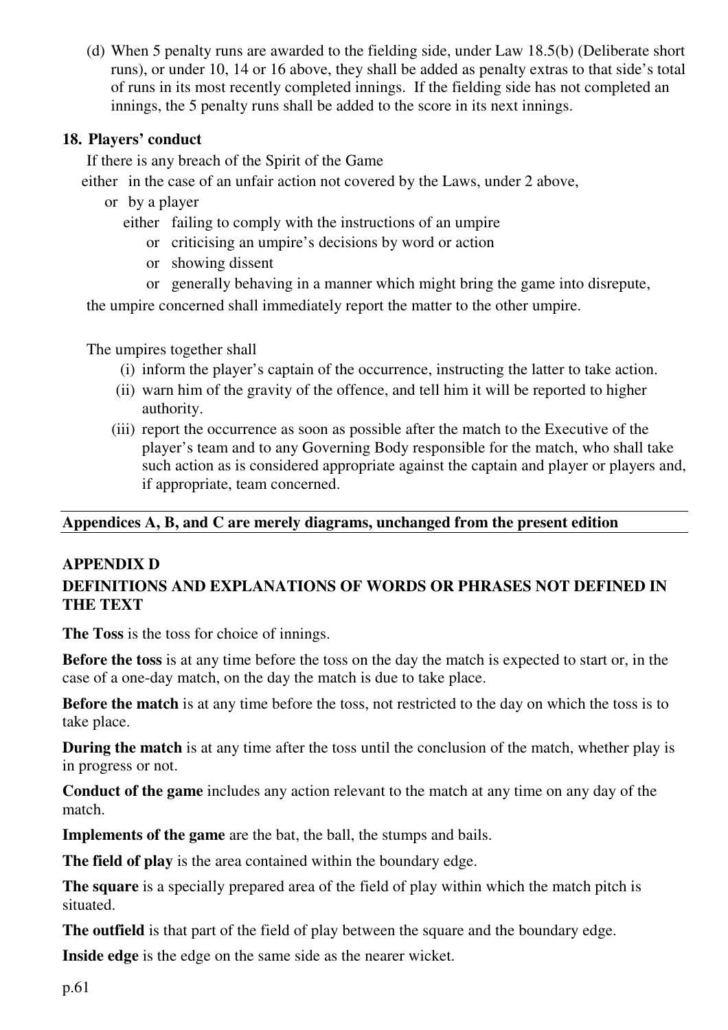(d) When 5 penalty runs are awarded to the fielding side, under Law 18.5(b) (Deliberate short runs), or under 10, 14 or 16 above, they shall be added as penalty extras to that side's total of runs in its most recently completed innings. If the fielding side has not completed an innings, the 5 penalty runs shall be added to the score in its next innings.

**18. Players' conduct**

If there is any breach of the Spirit of the Game

either in the case of an unfair action not covered by the Laws, under 2 above,

or by a player

either failing to comply with the instructions of an umpire

or criticising an umpire's decisions by word or action

or showing dissent

or generally behaving in a manner which might bring the game into disrepute,

the umpire concerned shall immediately report the matter to the other umpire.

The umpires together shall

(i) inform the player's captain of the occurrence, instructing the latter to take action.

(ii) warn him of the gravity of the offence, and tell him it will be reported to higher authority.

(iii) report the occurrence as soon as possible after the match to the Executive of the player's team and to any Governing Body responsible for the match, who shall take such action as is considered appropriate against the captain and player or players and, if appropriate, team concerned.

**Appendices A, B, and C are merely diagrams, unchanged from the present edition**

**APPENDIX D**

**DEFINITIONS AND EXPLANATIONS OF WORDS OR PHRASES NOT DEFINED IN THE TEXT**

**The Toss** is the toss for choice of innings.

**Before the toss** is at any time before the toss on the day the match is expected to start or, in the case of a one-day match, on the day the match is due to take place.

**Before the match** is at any time before the toss, not restricted to the day on which the toss is to take place.

**During the match** is at any time after the toss until the conclusion of the match, whether play is in progress or not.

**Conduct of the game** includes any action relevant to the match at any time on any day of the match.

**Implements of the game** are the bat, the ball, the stumps and bails.

**The field of play** is the area contained within the boundary edge.

**The square** is a specially prepared area of the field of play within which the match pitch is situated.

**The outfield** is that part of the field of play between the square and the boundary edge.

**Inside edge** is the edge on the same side as the nearer wicket.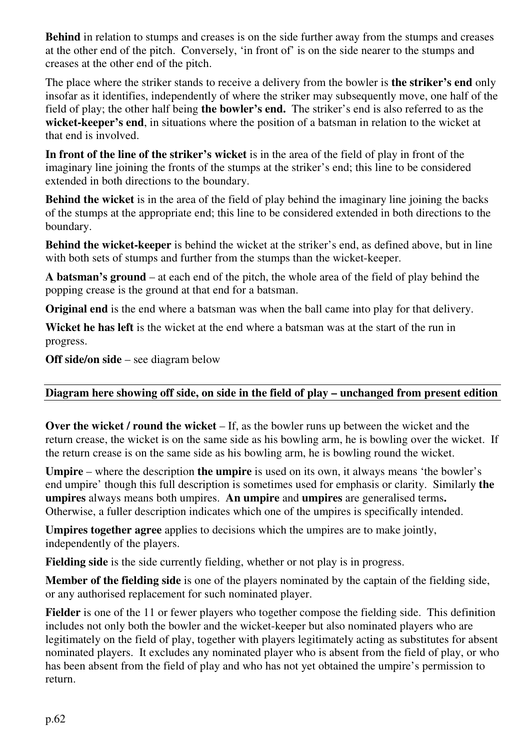**Behind** in relation to stumps and creases is on the side further away from the stumps and creases at the other end of the pitch. Conversely, 'in front of' is on the side nearer to the stumps and creases at the other end of the pitch.

The place where the striker stands to receive a delivery from the bowler is **the striker's end** only insofar as it identifies, independently of where the striker may subsequently move, one half of the field of play; the other half being **the bowler's end.** The striker's end is also referred to as the **wicket-keeper's end**, in situations where the position of a batsman in relation to the wicket at that end is involved.

**In front of the line of the striker's wicket** is in the area of the field of play in front of the imaginary line joining the fronts of the stumps at the striker's end; this line to be considered extended in both directions to the boundary.

**Behind the wicket** is in the area of the field of play behind the imaginary line joining the backs of the stumps at the appropriate end; this line to be considered extended in both directions to the boundary.

**Behind the wicket-keeper** is behind the wicket at the striker's end, as defined above, but in line with both sets of stumps and further from the stumps than the wicket-keeper.

**A batsman's ground** – at each end of the pitch, the whole area of the field of play behind the popping crease is the ground at that end for a batsman.

**Original end** is the end where a batsman was when the ball came into play for that delivery.

**Wicket he has left** is the wicket at the end where a batsman was at the start of the run in progress.

**Off side/on side** – see diagram below

**Diagram here showing off side, on side in the field of play – unchanged from present edition**

**Over the wicket / round the wicket** – If, as the bowler runs up between the wicket and the return crease, the wicket is on the same side as his bowling arm, he is bowling over the wicket. If the return crease is on the same side as his bowling arm, he is bowling round the wicket.

**Umpire** – where the description **the umpire** is used on its own, it always means 'the bowler's end umpire' though this full description is sometimes used for emphasis or clarity. Similarly **the umpires** always means both umpires. **An umpire** and **umpires** are generalised terms**.** Otherwise, a fuller description indicates which one of the umpires is specifically intended.

**Umpires together agree** applies to decisions which the umpires are to make jointly, independently of the players.

**Fielding side** is the side currently fielding, whether or not play is in progress.

**Member of the fielding side** is one of the players nominated by the captain of the fielding side, or any authorised replacement for such nominated player.

**Fielder** is one of the 11 or fewer players who together compose the fielding side. This definition includes not only both the bowler and the wicket-keeper but also nominated players who are legitimately on the field of play, together with players legitimately acting as substitutes for absent nominated players. It excludes any nominated player who is absent from the field of play, or who has been absent from the field of play and who has not yet obtained the umpire's permission to return.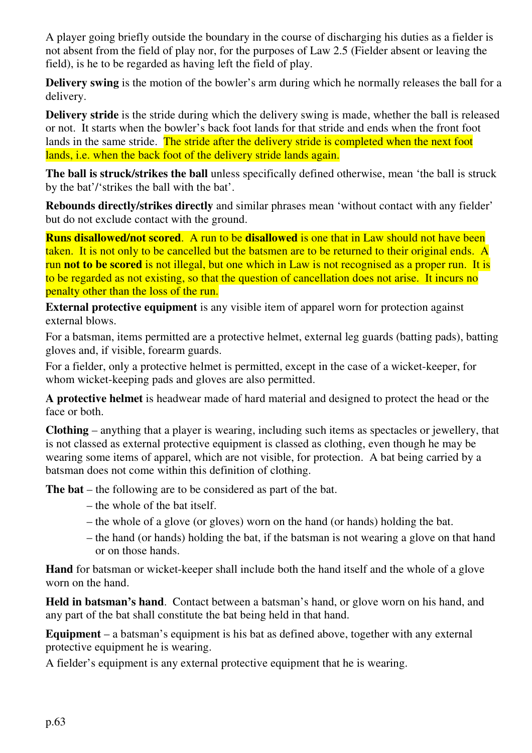A player going briefly outside the boundary in the course of discharging his duties as a fielder is not absent from the field of play nor, for the purposes of Law 2.5 (Fielder absent or leaving the field), is he to be regarded as having left the field of play.

**Delivery swing** is the motion of the bowler's arm during which he normally releases the ball for a delivery.

**Delivery stride** is the stride during which the delivery swing is made, whether the ball is released or not. It starts when the bowler's back foot lands for that stride and ends when the front foot lands in the same stride. The stride after the delivery stride is completed when the next foot lands, i.e. when the back foot of the delivery stride lands again.

**The ball is struck/strikes the ball** unless specifically defined otherwise, mean 'the ball is struck by the bat'/'strikes the ball with the bat'.

**Rebounds directly/strikes directly** and similar phrases mean 'without contact with any fielder' but do not exclude contact with the ground.

**Runs disallowed/not scored**. A run to be **disallowed** is one that in Law should not have been taken. It is not only to be cancelled but the batsmen are to be returned to their original ends. A run **not to be scored** is not illegal, but one which in Law is not recognised as a proper run. It is to be regarded as not existing, so that the question of cancellation does not arise. It incurs no penalty other than the loss of the run.

**External protective equipment** is any visible item of apparel worn for protection against external blows.

For a batsman, items permitted are a protective helmet, external leg guards (batting pads), batting gloves and, if visible, forearm guards.

For a fielder, only a protective helmet is permitted, except in the case of a wicket-keeper, for whom wicket-keeping pads and gloves are also permitted.

**A protective helmet** is headwear made of hard material and designed to protect the head or the face or both.

**Clothing** – anything that a player is wearing, including such items as spectacles or jewellery, that is not classed as external protective equipment is classed as clothing, even though he may be wearing some items of apparel, which are not visible, for protection. A bat being carried by a batsman does not come within this definition of clothing.

**The bat** – the following are to be considered as part of the bat.

- – the whole of the bat itself.
- – the whole of a glove (or gloves) worn on the hand (or hands) holding the bat.
- – the hand (or hands) holding the bat, if the batsman is not wearing a glove on that hand or on those hands.

**Hand** for batsman or wicket-keeper shall include both the hand itself and the whole of a glove worn on the hand.

**Held in batsman's hand**. Contact between a batsman's hand, or glove worn on his hand, and any part of the bat shall constitute the bat being held in that hand.

**Equipment** – a batsman's equipment is his bat as defined above, together with any external protective equipment he is wearing.

A fielder's equipment is any external protective equipment that he is wearing.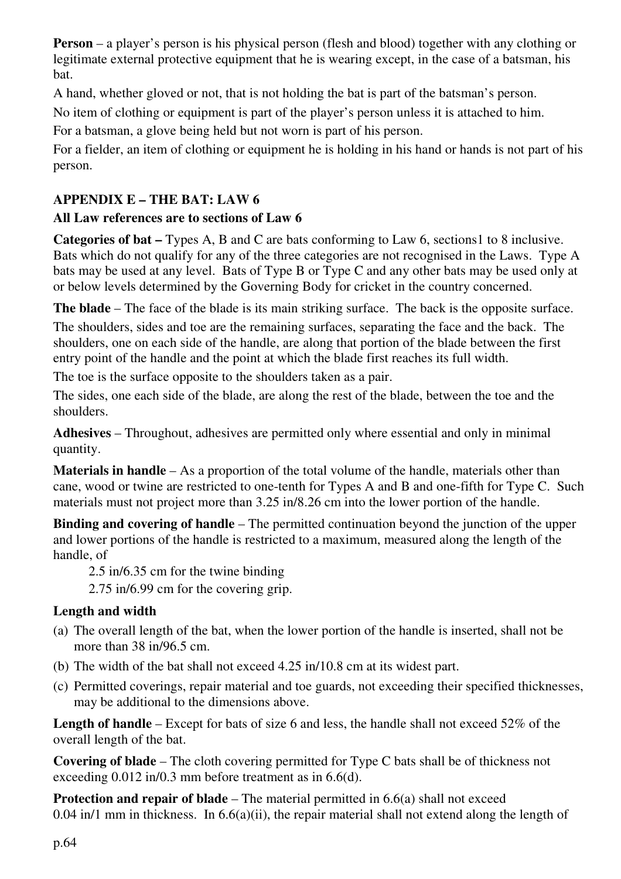**Person** – a player's person is his physical person (flesh and blood) together with any clothing or legitimate external protective equipment that he is wearing except, in the case of a batsman, his bat.

A hand, whether gloved or not, that is not holding the bat is part of the batsman's person.

No item of clothing or equipment is part of the player's person unless it is attached to him.

For a batsman, a glove being held but not worn is part of his person.

For a fielder, an item of clothing or equipment he is holding in his hand or hands is not part of his person.

## APPENDIX E – THE BAT: LAW 6

**All Law references are to sections of Law 6**

**Categories of bat –** Types A, B and C are bats conforming to Law 6, sections1 to 8 inclusive. Bats which do not qualify for any of the three categories are not recognised in the Laws. Type A bats may be used at any level. Bats of Type B or Type C and any other bats may be used only at or below levels determined by the Governing Body for cricket in the country concerned.

**The blade** – The face of the blade is its main striking surface. The back is the opposite surface.

The shoulders, sides and toe are the remaining surfaces, separating the face and the back. The shoulders, one on each side of the handle, are along that portion of the blade between the first entry point of the handle and the point at which the blade first reaches its full width.

The toe is the surface opposite to the shoulders taken as a pair.

The sides, one each side of the blade, are along the rest of the blade, between the toe and the shoulders.

**Adhesives** – Throughout, adhesives are permitted only where essential and only in minimal quantity.

**Materials in handle** – As a proportion of the total volume of the handle, materials other than cane, wood or twine are restricted to one-tenth for Types A and B and one-fifth for Type C. Such materials must not project more than 3.25 in/8.26 cm into the lower portion of the handle.

**Binding and covering of handle** – The permitted continuation beyond the junction of the upper and lower portions of the handle is restricted to a maximum, measured along the length of the handle, of

2.5 in/6.35 cm for the twine binding

2.75 in/6.99 cm for the covering grip.

**Length and width**

(a) The overall length of the bat, when the lower portion of the handle is inserted, shall not be more than 38 in/96.5 cm.

(b) The width of the bat shall not exceed 4.25 in/10.8 cm at its widest part.

(c) Permitted coverings, repair material and toe guards, not exceeding their specified thicknesses, may be additional to the dimensions above.

**Length of handle** – Except for bats of size 6 and less, the handle shall not exceed 52% of the overall length of the bat.

**Covering of blade** – The cloth covering permitted for Type C bats shall be of thickness not exceeding 0.012 in/0.3 mm before treatment as in 6.6(d).

**Protection and repair of blade** – The material permitted in 6.6(a) shall not exceed 0.04 in/1 mm in thickness. In 6.6(a)(ii), the repair material shall not extend along the length of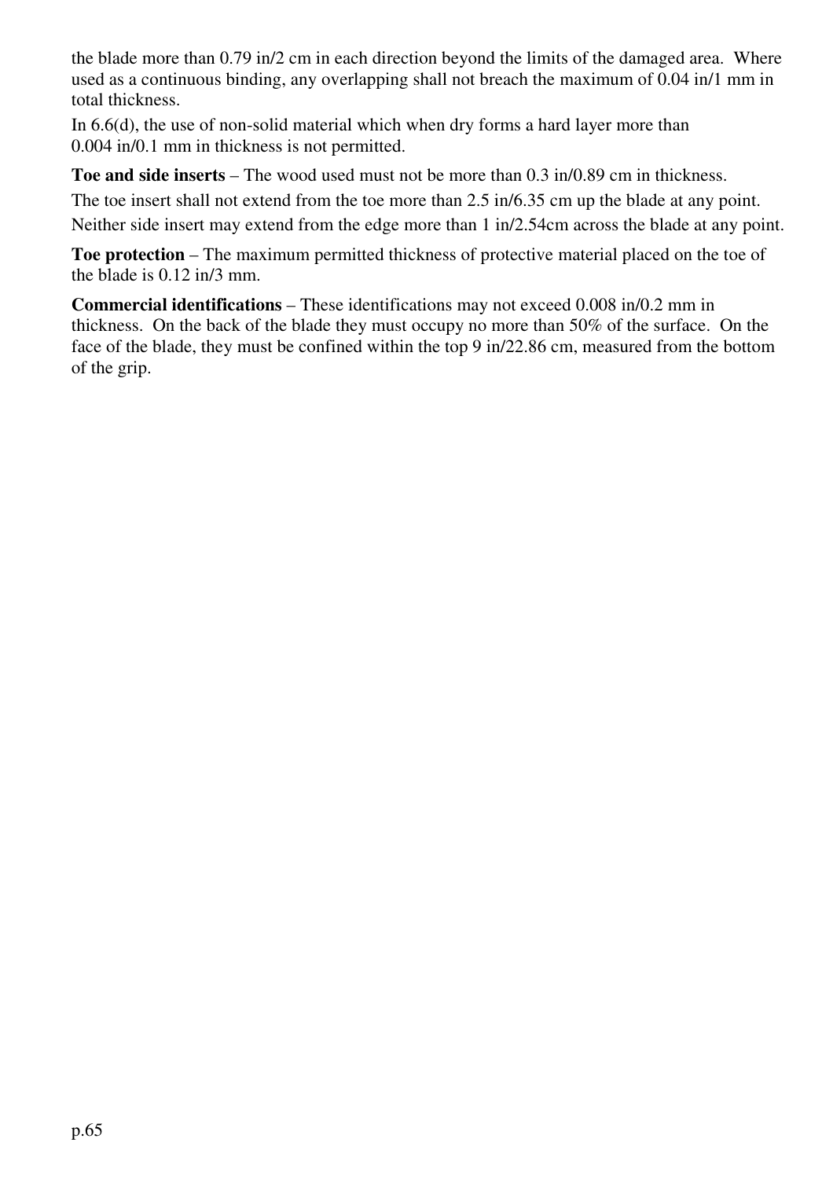the blade more than 0.79 in/2 cm in each direction beyond the limits of the damaged area. Where used as a continuous binding, any overlapping shall not breach the maximum of 0.04 in/1 mm in total thickness.

In 6.6(d), the use of non-solid material which when dry forms a hard layer more than 0.004 in/0.1 mm in thickness is not permitted.

**Toe and side inserts** – The wood used must not be more than 0.3 in/0.89 cm in thickness.

The toe insert shall not extend from the toe more than 2.5 in/6.35 cm up the blade at any point.

Neither side insert may extend from the edge more than 1 in/2.54cm across the blade at any point.

**Toe protection** – The maximum permitted thickness of protective material placed on the toe of the blade is 0.12 in/3 mm.

**Commercial identifications** – These identifications may not exceed 0.008 in/0.2 mm in thickness. On the back of the blade they must occupy no more than 50% of the surface. On the face of the blade, they must be confined within the top 9 in/22.86 cm, measured from the bottom of the grip.